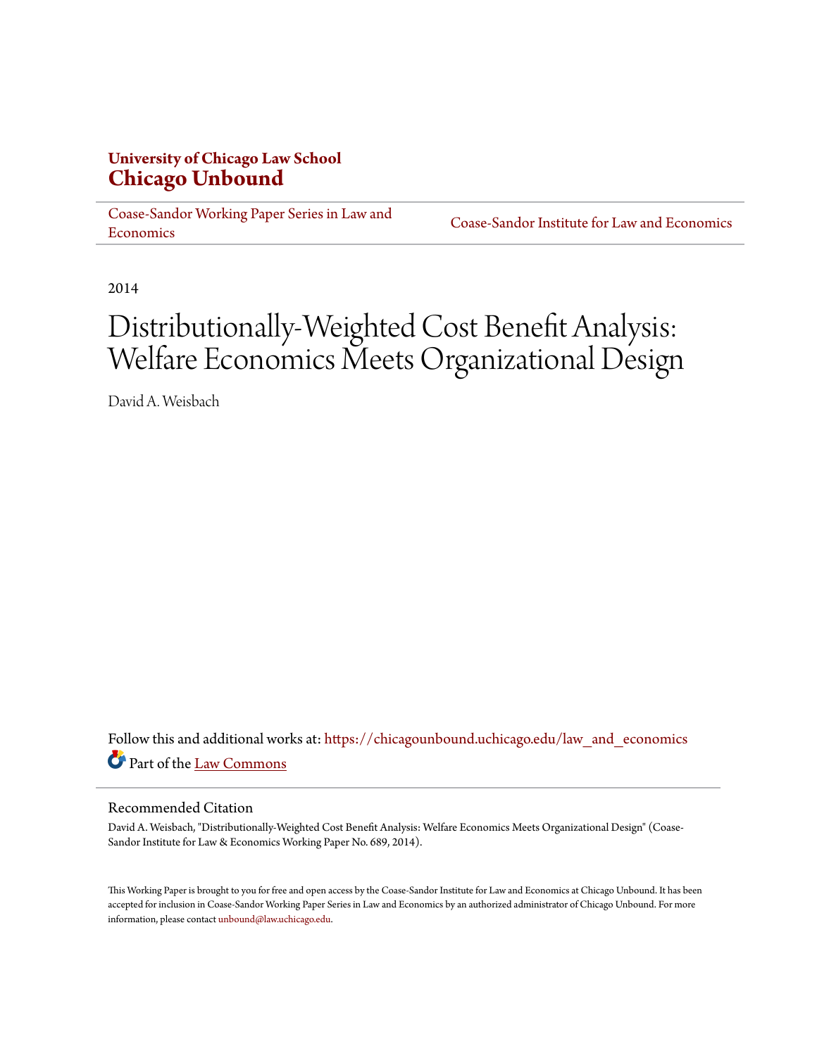**University of Chicago Law School**
**Chicago Unbound**

Coase-Sandor Working Paper Series in Law and Economics | Coase-Sandor Institute for Law and Economics

2014

# Distributionally-Weighted Cost Benefit Analysis: Welfare Economics Meets Organizational Design

David A. Weisbach

Follow this and additional works at: https://chicagounbound.uchicago.edu/law_and_economics

Part of the Law Commons

## Recommended Citation

David A. Weisbach, "Distributionally-Weighted Cost Benefit Analysis: Welfare Economics Meets Organizational Design" (Coase-Sandor Institute for Law & Economics Working Paper No. 689, 2014).

This Working Paper is brought to you for free and open access by the Coase-Sandor Institute for Law and Economics at Chicago Unbound. It has been accepted for inclusion in Coase-Sandor Working Paper Series in Law and Economics by an authorized administrator of Chicago Unbound. For more information, please contact unbound@law.uchicago.edu.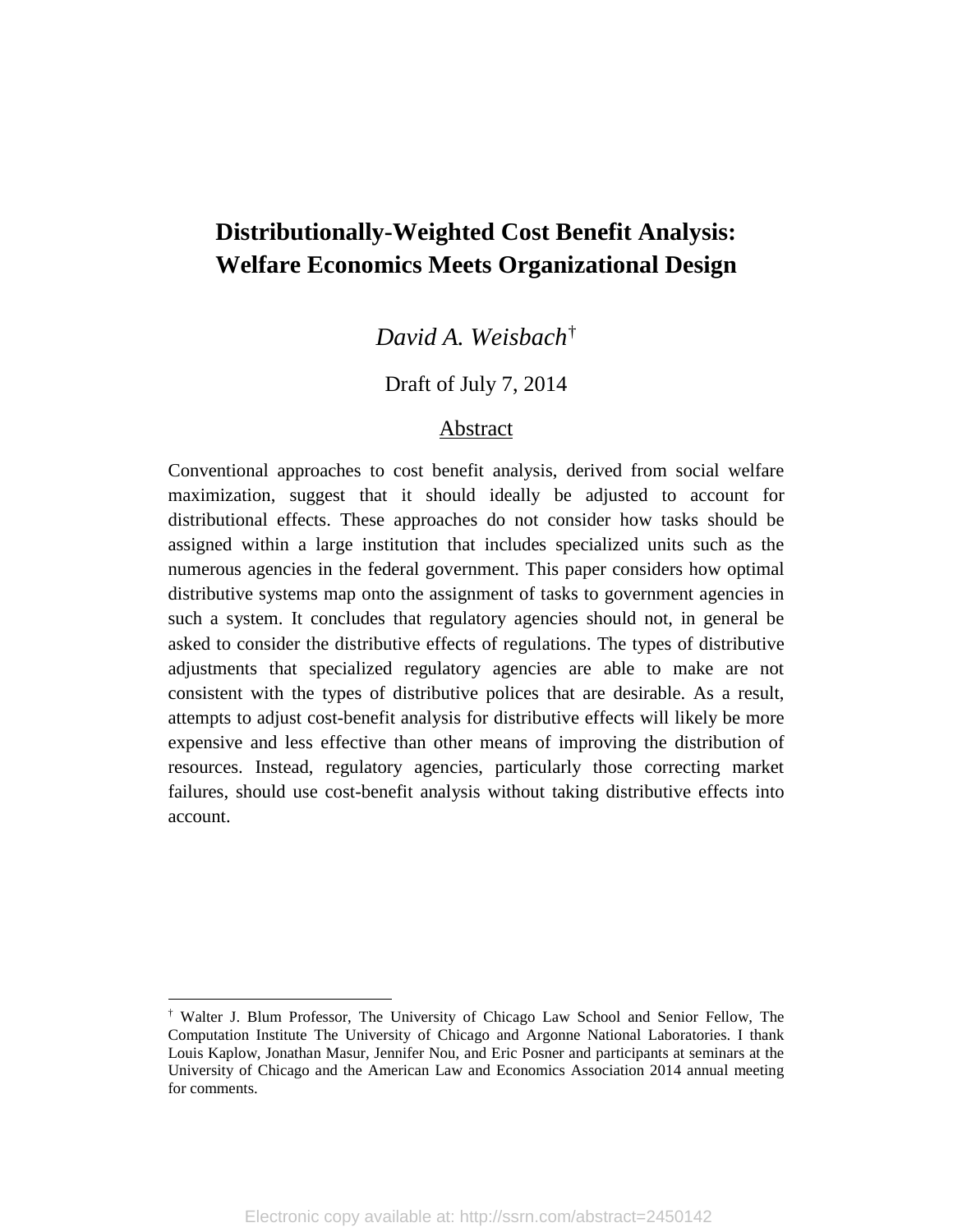# Distributionally-Weighted Cost Benefit Analysis: Welfare Economics Meets Organizational Design

*David A. Weisbach*[†]

Draft of July 7, 2014

## Abstract

Conventional approaches to cost benefit analysis, derived from social welfare maximization, suggest that it should ideally be adjusted to account for distributional effects. These approaches do not consider how tasks should be assigned within a large institution that includes specialized units such as the numerous agencies in the federal government. This paper considers how optimal distributive systems map onto the assignment of tasks to government agencies in such a system. It concludes that regulatory agencies should not, in general be asked to consider the distributive effects of regulations. The types of distributive adjustments that specialized regulatory agencies are able to make are not consistent with the types of distributive polices that are desirable. As a result, attempts to adjust cost-benefit analysis for distributive effects will likely be more expensive and less effective than other means of improving the distribution of resources. Instead, regulatory agencies, particularly those correcting market failures, should use cost-benefit analysis without taking distributive effects into account.

---

[†] Walter J. Blum Professor, The University of Chicago Law School and Senior Fellow, The Computation Institute The University of Chicago and Argonne National Laboratories. I thank Louis Kaplow, Jonathan Masur, Jennifer Nou, and Eric Posner and participants at seminars at the University of Chicago and the American Law and Economics Association 2014 annual meeting for comments.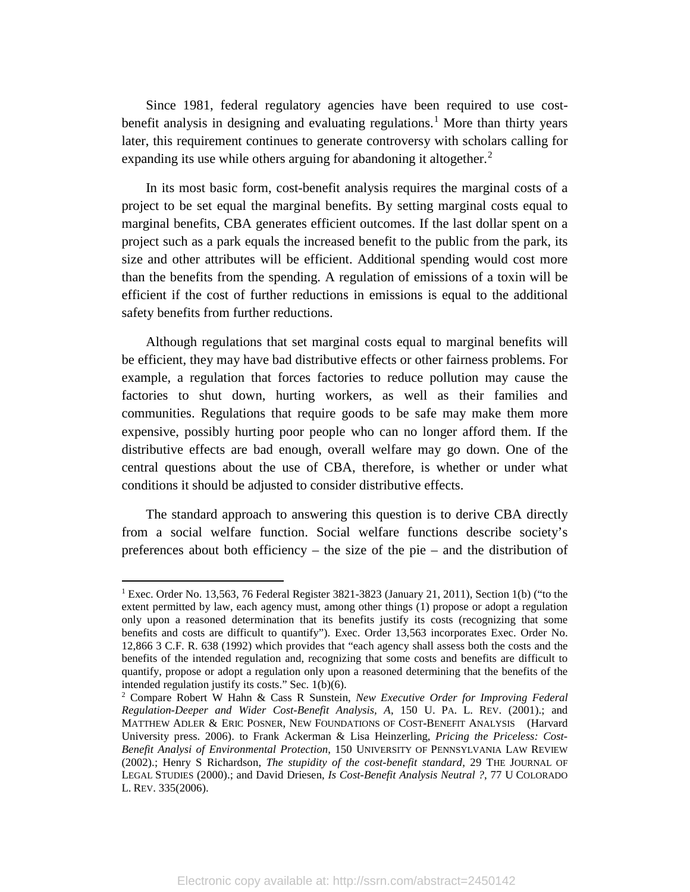Since 1981, federal regulatory agencies have been required to use cost-benefit analysis in designing and evaluating regulations.[1] More than thirty years later, this requirement continues to generate controversy with scholars calling for expanding its use while others arguing for abandoning it altogether.[2]

In its most basic form, cost-benefit analysis requires the marginal costs of a project to be set equal the marginal benefits. By setting marginal costs equal to marginal benefits, CBA generates efficient outcomes. If the last dollar spent on a project such as a park equals the increased benefit to the public from the park, its size and other attributes will be efficient. Additional spending would cost more than the benefits from the spending. A regulation of emissions of a toxin will be efficient if the cost of further reductions in emissions is equal to the additional safety benefits from further reductions.

Although regulations that set marginal costs equal to marginal benefits will be efficient, they may have bad distributive effects or other fairness problems. For example, a regulation that forces factories to reduce pollution may cause the factories to shut down, hurting workers, as well as their families and communities. Regulations that require goods to be safe may make them more expensive, possibly hurting poor people who can no longer afford them. If the distributive effects are bad enough, overall welfare may go down. One of the central questions about the use of CBA, therefore, is whether or under what conditions it should be adjusted to consider distributive effects.

The standard approach to answering this question is to derive CBA directly from a social welfare function. Social welfare functions describe society's preferences about both efficiency – the size of the pie – and the distribution of

---

[1] Exec. Order No. 13,563, 76 Federal Register 3821-3823 (January 21, 2011), Section 1(b) ("to the extent permitted by law, each agency must, among other things (1) propose or adopt a regulation only upon a reasoned determination that its benefits justify its costs (recognizing that some benefits and costs are difficult to quantify"). Exec. Order 13,563 incorporates Exec. Order No. 12,866 3 C.F. R. 638 (1992) which provides that "each agency shall assess both the costs and the benefits of the intended regulation and, recognizing that some costs and benefits are difficult to quantify, propose or adopt a regulation only upon a reasoned determining that the benefits of the intended regulation justify its costs." Sec. 1(b)(6).

[2] Compare Robert W Hahn & Cass R Sunstein, *New Executive Order for Improving Federal Regulation-Deeper and Wider Cost-Benefit Analysis, A*, 150 U. PA. L. REV. (2001).; and MATTHEW ADLER & ERIC POSNER, NEW FOUNDATIONS OF COST-BENEFIT ANALYSIS (Harvard University press. 2006). to Frank Ackerman & Lisa Heinzerling, *Pricing the Priceless: Cost-Benefit Analysi of Environmental Protection*, 150 UNIVERSITY OF PENNSYLVANIA LAW REVIEW (2002).; Henry S Richardson, *The stupidity of the cost-benefit standard*, 29 THE JOURNAL OF LEGAL STUDIES (2000).; and David Driesen, *Is Cost-Benefit Analysis Neutral ?*, 77 U COLORADO L. REV. 335(2006).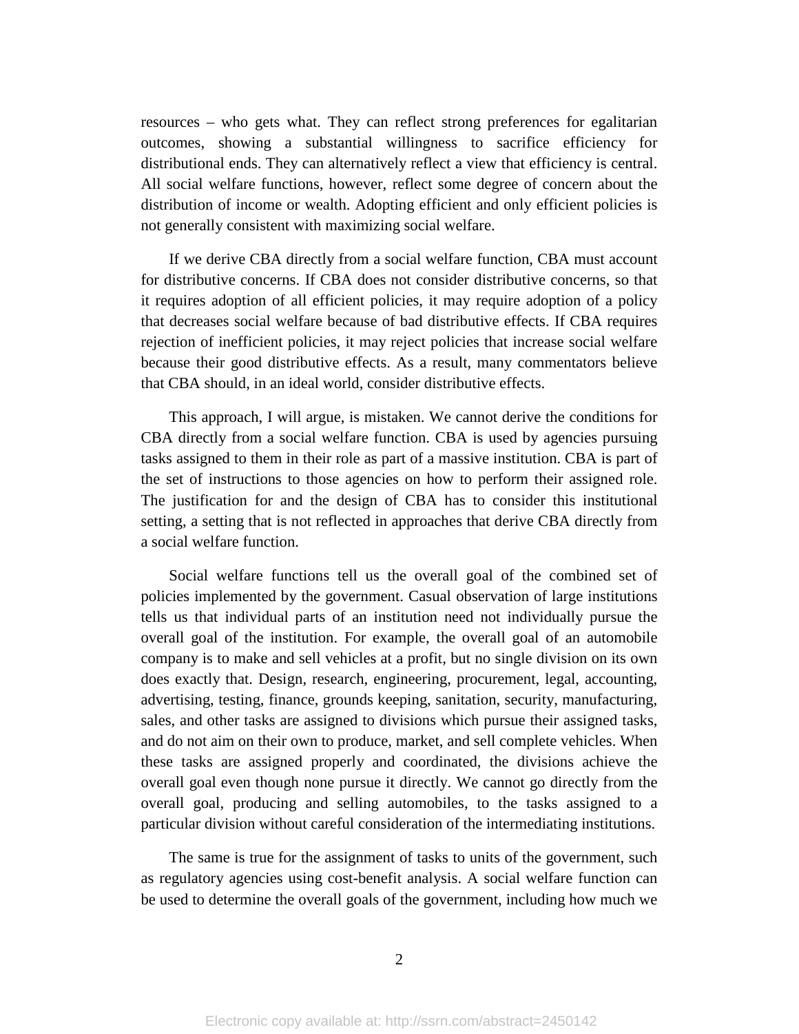resources – who gets what. They can reflect strong preferences for egalitarian outcomes, showing a substantial willingness to sacrifice efficiency for distributional ends. They can alternatively reflect a view that efficiency is central. All social welfare functions, however, reflect some degree of concern about the distribution of income or wealth. Adopting efficient and only efficient policies is not generally consistent with maximizing social welfare.

If we derive CBA directly from a social welfare function, CBA must account for distributive concerns. If CBA does not consider distributive concerns, so that it requires adoption of all efficient policies, it may require adoption of a policy that decreases social welfare because of bad distributive effects. If CBA requires rejection of inefficient policies, it may reject policies that increase social welfare because their good distributive effects. As a result, many commentators believe that CBA should, in an ideal world, consider distributive effects.

This approach, I will argue, is mistaken. We cannot derive the conditions for CBA directly from a social welfare function. CBA is used by agencies pursuing tasks assigned to them in their role as part of a massive institution. CBA is part of the set of instructions to those agencies on how to perform their assigned role. The justification for and the design of CBA has to consider this institutional setting, a setting that is not reflected in approaches that derive CBA directly from a social welfare function.

Social welfare functions tell us the overall goal of the combined set of policies implemented by the government. Casual observation of large institutions tells us that individual parts of an institution need not individually pursue the overall goal of the institution. For example, the overall goal of an automobile company is to make and sell vehicles at a profit, but no single division on its own does exactly that. Design, research, engineering, procurement, legal, accounting, advertising, testing, finance, grounds keeping, sanitation, security, manufacturing, sales, and other tasks are assigned to divisions which pursue their assigned tasks, and do not aim on their own to produce, market, and sell complete vehicles. When these tasks are assigned properly and coordinated, the divisions achieve the overall goal even though none pursue it directly. We cannot go directly from the overall goal, producing and selling automobiles, to the tasks assigned to a particular division without careful consideration of the intermediating institutions.

The same is true for the assignment of tasks to units of the government, such as regulatory agencies using cost-benefit analysis. A social welfare function can be used to determine the overall goals of the government, including how much we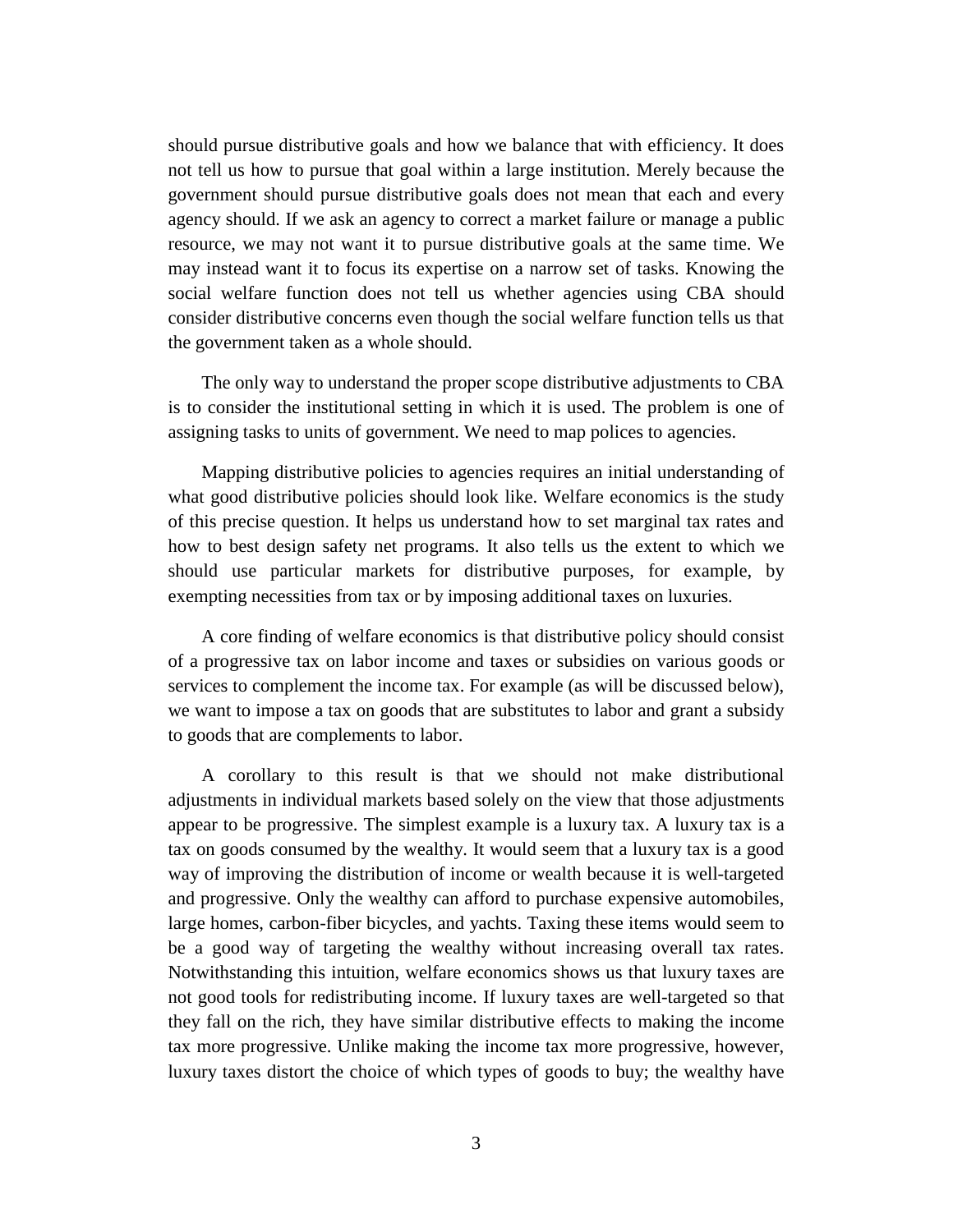should pursue distributive goals and how we balance that with efficiency. It does not tell us how to pursue that goal within a large institution. Merely because the government should pursue distributive goals does not mean that each and every agency should. If we ask an agency to correct a market failure or manage a public resource, we may not want it to pursue distributive goals at the same time. We may instead want it to focus its expertise on a narrow set of tasks. Knowing the social welfare function does not tell us whether agencies using CBA should consider distributive concerns even though the social welfare function tells us that the government taken as a whole should.

The only way to understand the proper scope distributive adjustments to CBA is to consider the institutional setting in which it is used. The problem is one of assigning tasks to units of government. We need to map polices to agencies.

Mapping distributive policies to agencies requires an initial understanding of what good distributive policies should look like. Welfare economics is the study of this precise question. It helps us understand how to set marginal tax rates and how to best design safety net programs. It also tells us the extent to which we should use particular markets for distributive purposes, for example, by exempting necessities from tax or by imposing additional taxes on luxuries.

A core finding of welfare economics is that distributive policy should consist of a progressive tax on labor income and taxes or subsidies on various goods or services to complement the income tax. For example (as will be discussed below), we want to impose a tax on goods that are substitutes to labor and grant a subsidy to goods that are complements to labor.

A corollary to this result is that we should not make distributional adjustments in individual markets based solely on the view that those adjustments appear to be progressive. The simplest example is a luxury tax. A luxury tax is a tax on goods consumed by the wealthy. It would seem that a luxury tax is a good way of improving the distribution of income or wealth because it is well-targeted and progressive. Only the wealthy can afford to purchase expensive automobiles, large homes, carbon-fiber bicycles, and yachts. Taxing these items would seem to be a good way of targeting the wealthy without increasing overall tax rates. Notwithstanding this intuition, welfare economics shows us that luxury taxes are not good tools for redistributing income. If luxury taxes are well-targeted so that they fall on the rich, they have similar distributive effects to making the income tax more progressive. Unlike making the income tax more progressive, however, luxury taxes distort the choice of which types of goods to buy; the wealthy have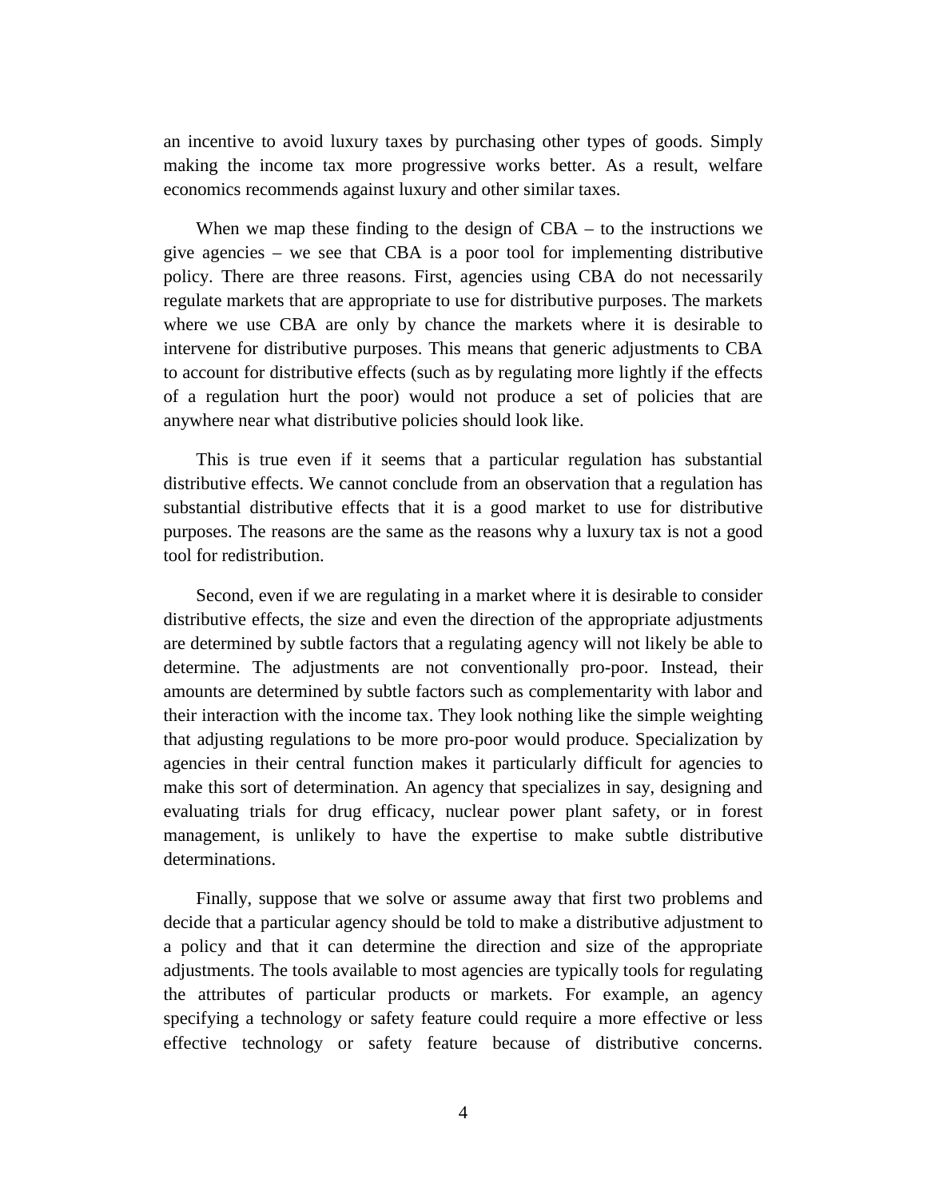an incentive to avoid luxury taxes by purchasing other types of goods. Simply making the income tax more progressive works better. As a result, welfare economics recommends against luxury and other similar taxes.

When we map these finding to the design of CBA – to the instructions we give agencies – we see that CBA is a poor tool for implementing distributive policy. There are three reasons. First, agencies using CBA do not necessarily regulate markets that are appropriate to use for distributive purposes. The markets where we use CBA are only by chance the markets where it is desirable to intervene for distributive purposes. This means that generic adjustments to CBA to account for distributive effects (such as by regulating more lightly if the effects of a regulation hurt the poor) would not produce a set of policies that are anywhere near what distributive policies should look like.

This is true even if it seems that a particular regulation has substantial distributive effects. We cannot conclude from an observation that a regulation has substantial distributive effects that it is a good market to use for distributive purposes. The reasons are the same as the reasons why a luxury tax is not a good tool for redistribution.

Second, even if we are regulating in a market where it is desirable to consider distributive effects, the size and even the direction of the appropriate adjustments are determined by subtle factors that a regulating agency will not likely be able to determine. The adjustments are not conventionally pro-poor. Instead, their amounts are determined by subtle factors such as complementarity with labor and their interaction with the income tax. They look nothing like the simple weighting that adjusting regulations to be more pro-poor would produce. Specialization by agencies in their central function makes it particularly difficult for agencies to make this sort of determination. An agency that specializes in say, designing and evaluating trials for drug efficacy, nuclear power plant safety, or in forest management, is unlikely to have the expertise to make subtle distributive determinations.

Finally, suppose that we solve or assume away that first two problems and decide that a particular agency should be told to make a distributive adjustment to a policy and that it can determine the direction and size of the appropriate adjustments. The tools available to most agencies are typically tools for regulating the attributes of particular products or markets. For example, an agency specifying a technology or safety feature could require a more effective or less effective technology or safety feature because of distributive concerns.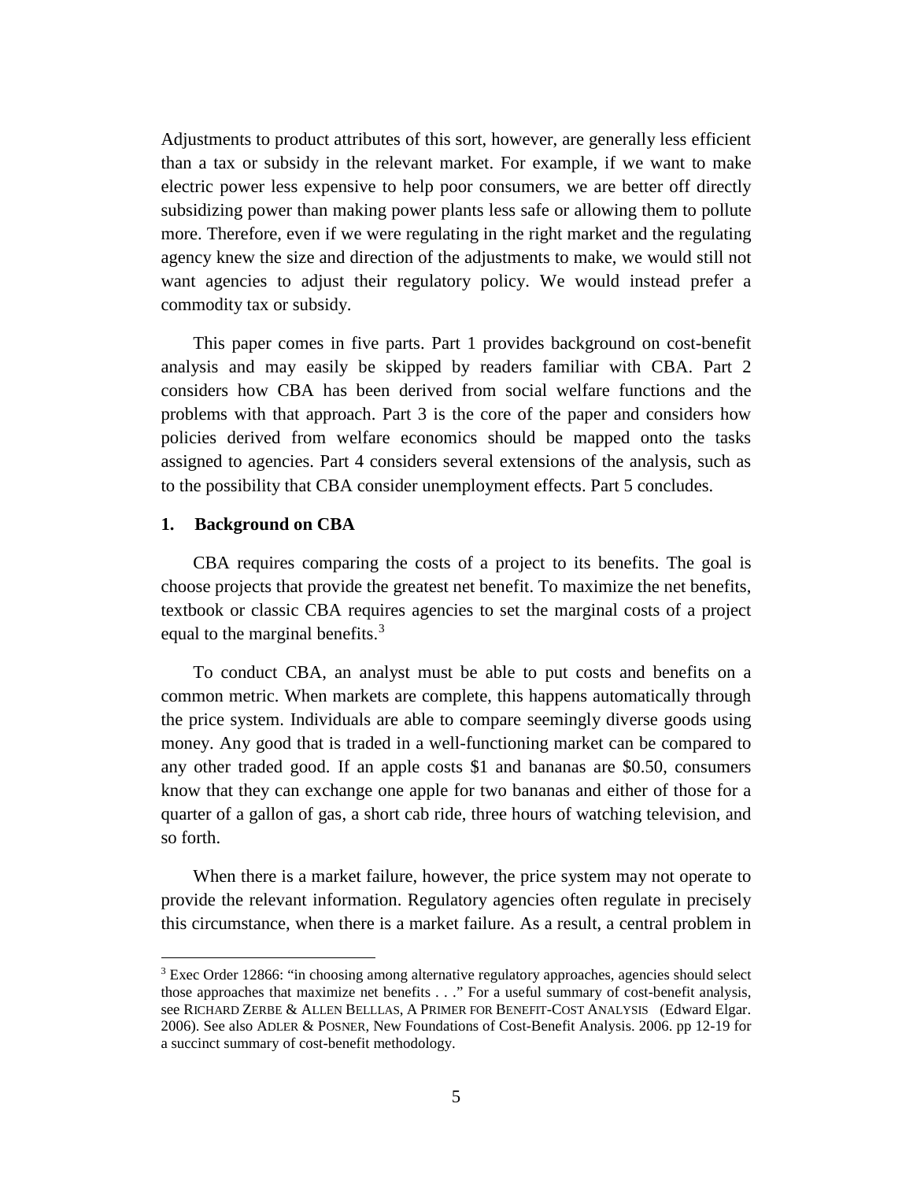Adjustments to product attributes of this sort, however, are generally less efficient than a tax or subsidy in the relevant market. For example, if we want to make electric power less expensive to help poor consumers, we are better off directly subsidizing power than making power plants less safe or allowing them to pollute more. Therefore, even if we were regulating in the right market and the regulating agency knew the size and direction of the adjustments to make, we would still not want agencies to adjust their regulatory policy. We would instead prefer a commodity tax or subsidy.

This paper comes in five parts. Part 1 provides background on cost-benefit analysis and may easily be skipped by readers familiar with CBA. Part 2 considers how CBA has been derived from social welfare functions and the problems with that approach. Part 3 is the core of the paper and considers how policies derived from welfare economics should be mapped onto the tasks assigned to agencies. Part 4 considers several extensions of the analysis, such as to the possibility that CBA consider unemployment effects. Part 5 concludes.

## 1. Background on CBA

CBA requires comparing the costs of a project to its benefits. The goal is choose projects that provide the greatest net benefit. To maximize the net benefits, textbook or classic CBA requires agencies to set the marginal costs of a project equal to the marginal benefits.[3]

To conduct CBA, an analyst must be able to put costs and benefits on a common metric. When markets are complete, this happens automatically through the price system. Individuals are able to compare seemingly diverse goods using money. Any good that is traded in a well-functioning market can be compared to any other traded good. If an apple costs $1 and bananas are $0.50, consumers know that they can exchange one apple for two bananas and either of those for a quarter of a gallon of gas, a short cab ride, three hours of watching television, and so forth.

When there is a market failure, however, the price system may not operate to provide the relevant information. Regulatory agencies often regulate in precisely this circumstance, when there is a market failure. As a result, a central problem in

[3] Exec Order 12866: "in choosing among alternative regulatory approaches, agencies should select those approaches that maximize net benefits . . ." For a useful summary of cost-benefit analysis, see RICHARD ZERBE & ALLEN BELLLAS, A PRIMER FOR BENEFIT-COST ANALYSIS (Edward Elgar. 2006). See also ADLER & POSNER, New Foundations of Cost-Benefit Analysis. 2006. pp 12-19 for a succinct summary of cost-benefit methodology.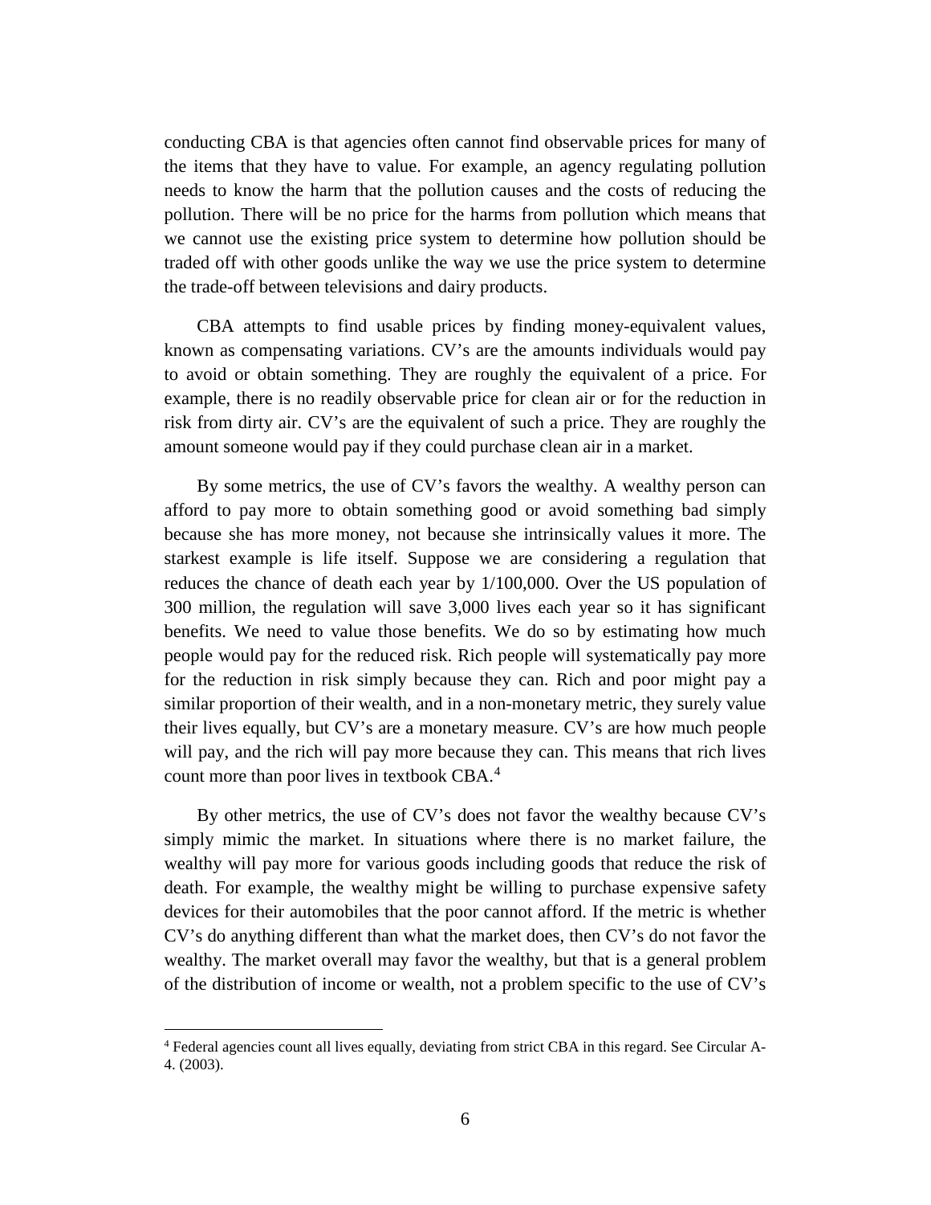conducting CBA is that agencies often cannot find observable prices for many of the items that they have to value. For example, an agency regulating pollution needs to know the harm that the pollution causes and the costs of reducing the pollution. There will be no price for the harms from pollution which means that we cannot use the existing price system to determine how pollution should be traded off with other goods unlike the way we use the price system to determine the trade-off between televisions and dairy products.

CBA attempts to find usable prices by finding money-equivalent values, known as compensating variations. CV's are the amounts individuals would pay to avoid or obtain something. They are roughly the equivalent of a price. For example, there is no readily observable price for clean air or for the reduction in risk from dirty air. CV's are the equivalent of such a price. They are roughly the amount someone would pay if they could purchase clean air in a market.

By some metrics, the use of CV's favors the wealthy. A wealthy person can afford to pay more to obtain something good or avoid something bad simply because she has more money, not because she intrinsically values it more. The starkest example is life itself. Suppose we are considering a regulation that reduces the chance of death each year by 1/100,000. Over the US population of 300 million, the regulation will save 3,000 lives each year so it has significant benefits. We need to value those benefits. We do so by estimating how much people would pay for the reduced risk. Rich people will systematically pay more for the reduction in risk simply because they can. Rich and poor might pay a similar proportion of their wealth, and in a non-monetary metric, they surely value their lives equally, but CV's are a monetary measure. CV's are how much people will pay, and the rich will pay more because they can. This means that rich lives count more than poor lives in textbook CBA.[4]

By other metrics, the use of CV's does not favor the wealthy because CV's simply mimic the market. In situations where there is no market failure, the wealthy will pay more for various goods including goods that reduce the risk of death. For example, the wealthy might be willing to purchase expensive safety devices for their automobiles that the poor cannot afford. If the metric is whether CV's do anything different than what the market does, then CV's do not favor the wealthy. The market overall may favor the wealthy, but that is a general problem of the distribution of income or wealth, not a problem specific to the use of CV's

[4] Federal agencies count all lives equally, deviating from strict CBA in this regard. See Circular A-4. (2003).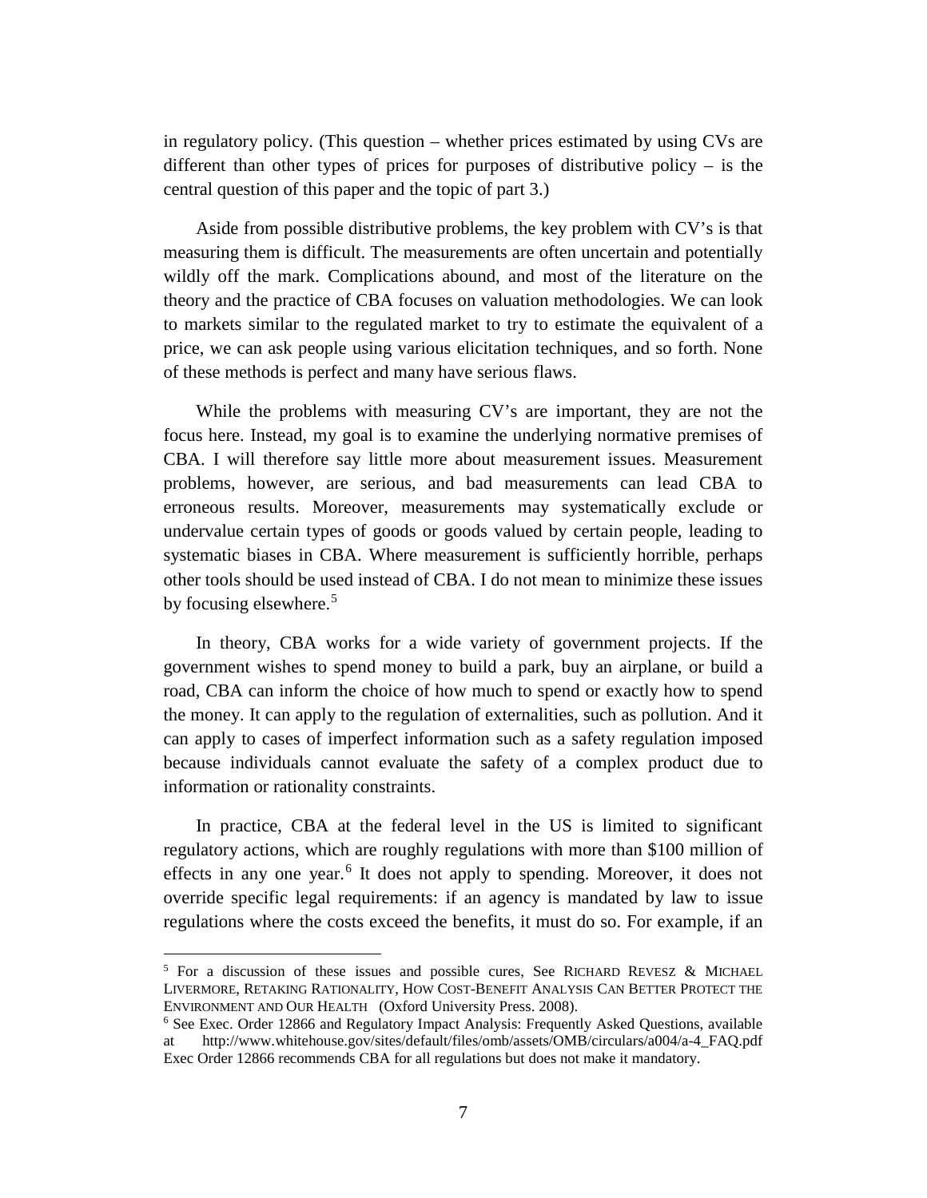in regulatory policy. (This question – whether prices estimated by using CVs are different than other types of prices for purposes of distributive policy – is the central question of this paper and the topic of part 3.)

Aside from possible distributive problems, the key problem with CV's is that measuring them is difficult. The measurements are often uncertain and potentially wildly off the mark. Complications abound, and most of the literature on the theory and the practice of CBA focuses on valuation methodologies. We can look to markets similar to the regulated market to try to estimate the equivalent of a price, we can ask people using various elicitation techniques, and so forth. None of these methods is perfect and many have serious flaws.

While the problems with measuring CV's are important, they are not the focus here. Instead, my goal is to examine the underlying normative premises of CBA. I will therefore say little more about measurement issues. Measurement problems, however, are serious, and bad measurements can lead CBA to erroneous results. Moreover, measurements may systematically exclude or undervalue certain types of goods or goods valued by certain people, leading to systematic biases in CBA. Where measurement is sufficiently horrible, perhaps other tools should be used instead of CBA. I do not mean to minimize these issues by focusing elsewhere.[5]

In theory, CBA works for a wide variety of government projects. If the government wishes to spend money to build a park, buy an airplane, or build a road, CBA can inform the choice of how much to spend or exactly how to spend the money. It can apply to the regulation of externalities, such as pollution. And it can apply to cases of imperfect information such as a safety regulation imposed because individuals cannot evaluate the safety of a complex product due to information or rationality constraints.

In practice, CBA at the federal level in the US is limited to significant regulatory actions, which are roughly regulations with more than $100 million of effects in any one year.[6] It does not apply to spending. Moreover, it does not override specific legal requirements: if an agency is mandated by law to issue regulations where the costs exceed the benefits, it must do so. For example, if an

---

[5] For a discussion of these issues and possible cures, See RICHARD REVESZ & MICHAEL LIVERMORE, RETAKING RATIONALITY, HOW COST-BENEFIT ANALYSIS CAN BETTER PROTECT THE ENVIRONMENT AND OUR HEALTH (Oxford University Press. 2008).

[6] See Exec. Order 12866 and Regulatory Impact Analysis: Frequently Asked Questions, available at http://www.whitehouse.gov/sites/default/files/omb/assets/OMB/circulars/a004/a-4_FAQ.pdf Exec Order 12866 recommends CBA for all regulations but does not make it mandatory.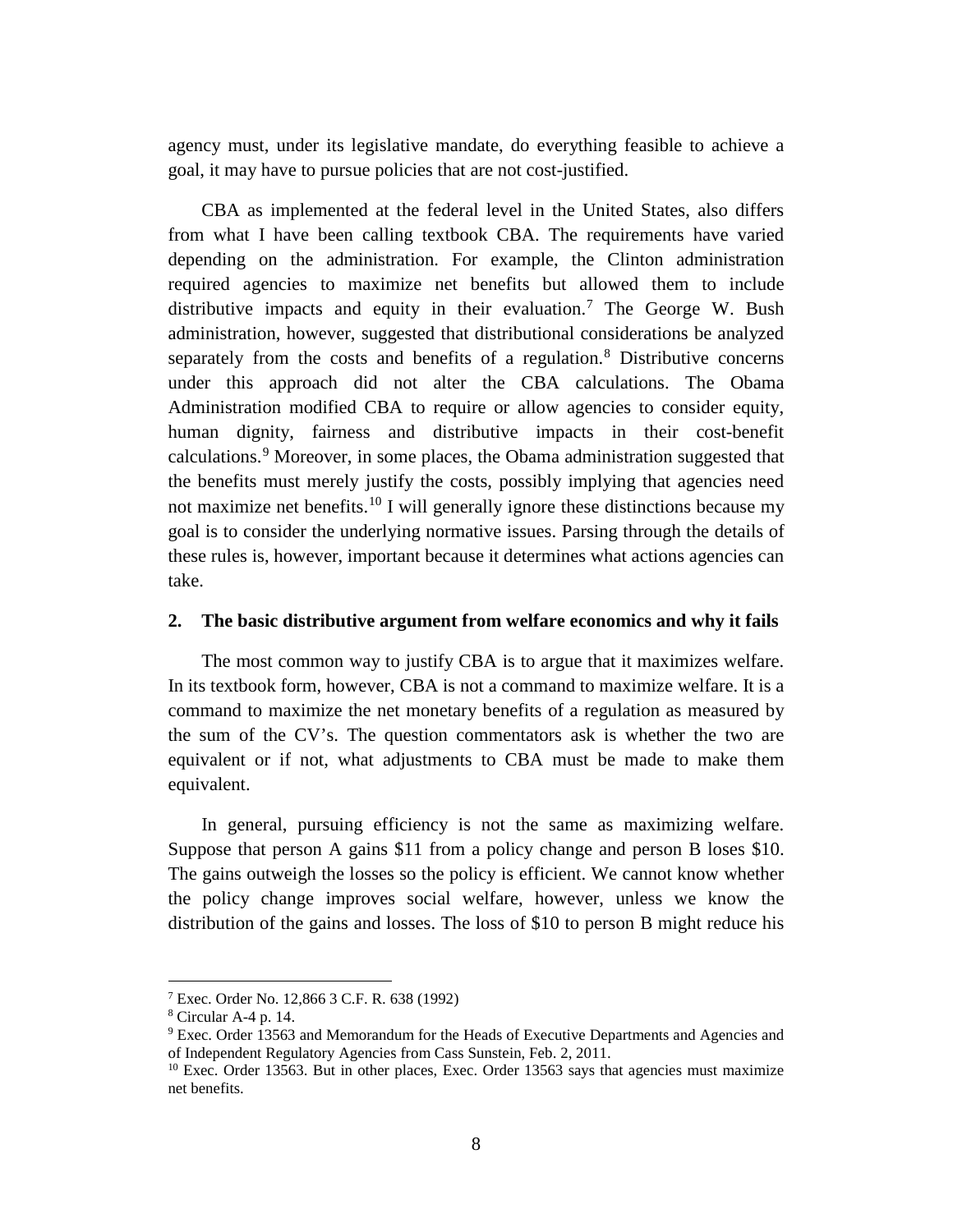agency must, under its legislative mandate, do everything feasible to achieve a goal, it may have to pursue policies that are not cost-justified.

CBA as implemented at the federal level in the United States, also differs from what I have been calling textbook CBA. The requirements have varied depending on the administration. For example, the Clinton administration required agencies to maximize net benefits but allowed them to include distributive impacts and equity in their evaluation.[7] The George W. Bush administration, however, suggested that distributional considerations be analyzed separately from the costs and benefits of a regulation.[8] Distributive concerns under this approach did not alter the CBA calculations. The Obama Administration modified CBA to require or allow agencies to consider equity, human dignity, fairness and distributive impacts in their cost-benefit calculations.[9] Moreover, in some places, the Obama administration suggested that the benefits must merely justify the costs, possibly implying that agencies need not maximize net benefits.[10] I will generally ignore these distinctions because my goal is to consider the underlying normative issues. Parsing through the details of these rules is, however, important because it determines what actions agencies can take.

## 2. The basic distributive argument from welfare economics and why it fails

The most common way to justify CBA is to argue that it maximizes welfare. In its textbook form, however, CBA is not a command to maximize welfare. It is a command to maximize the net monetary benefits of a regulation as measured by the sum of the CV's. The question commentators ask is whether the two are equivalent or if not, what adjustments to CBA must be made to make them equivalent.

In general, pursuing efficiency is not the same as maximizing welfare. Suppose that person A gains \$11 from a policy change and person B loses \$10. The gains outweigh the losses so the policy is efficient. We cannot know whether the policy change improves social welfare, however, unless we know the distribution of the gains and losses. The loss of \$10 to person B might reduce his

---

[7] Exec. Order No. 12,866 3 C.F. R. 638 (1992)

[8] Circular A-4 p. 14.

[9] Exec. Order 13563 and Memorandum for the Heads of Executive Departments and Agencies and of Independent Regulatory Agencies from Cass Sunstein, Feb. 2, 2011.

[10] Exec. Order 13563. But in other places, Exec. Order 13563 says that agencies must maximize net benefits.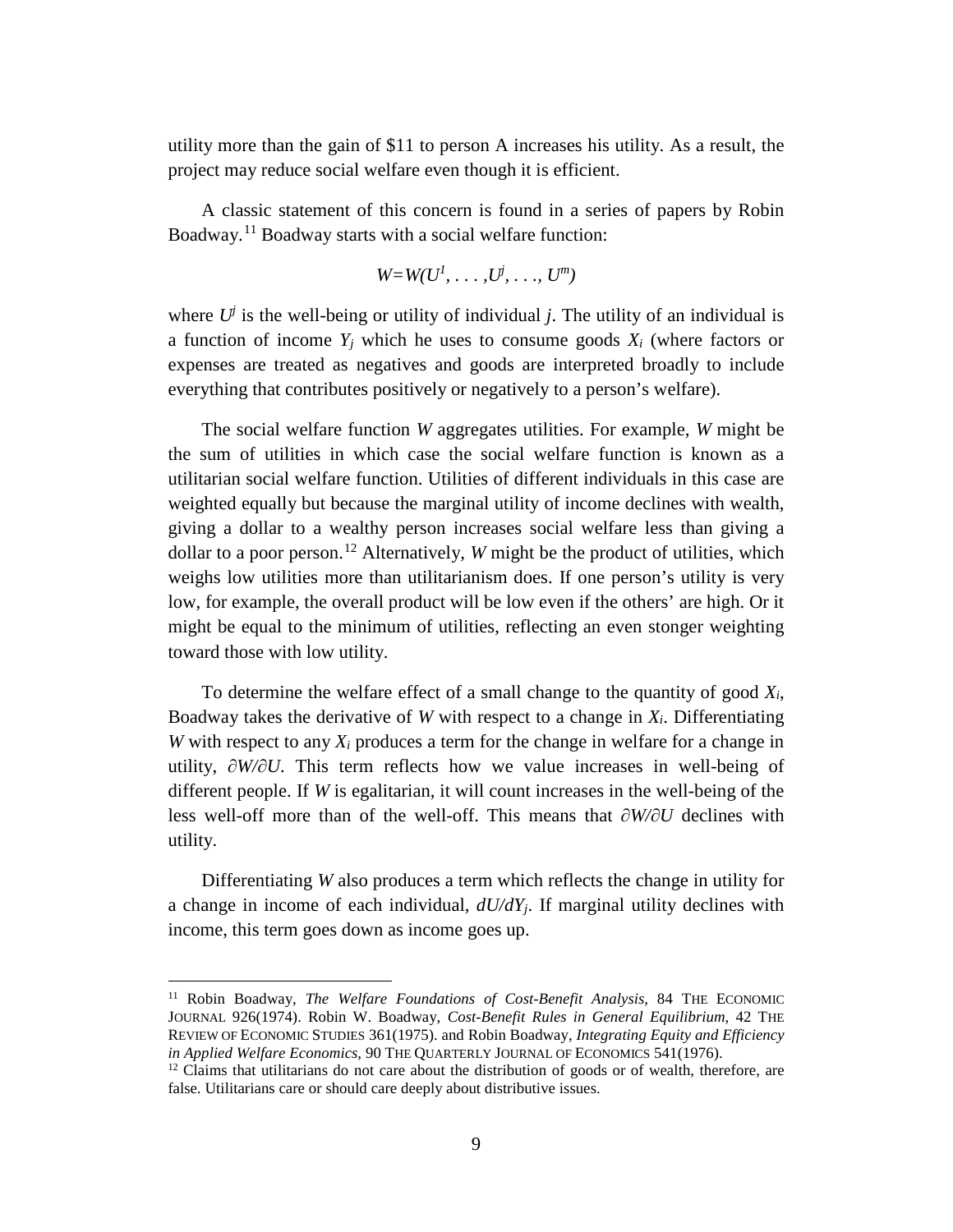utility more than the gain of \$11 to person A increases his utility. As a result, the project may reduce social welfare even though it is efficient.

A classic statement of this concern is found in a series of papers by Robin Boadway.[11] Boadway starts with a social welfare function:

$$W=W(U^1, \ldots, U^j, \ldots, U^m)$$

where $U^j$ is the well-being or utility of individual $j$. The utility of an individual is a function of income $Y_j$ which he uses to consume goods $X_i$ (where factors or expenses are treated as negatives and goods are interpreted broadly to include everything that contributes positively or negatively to a person's welfare).

The social welfare function $W$ aggregates utilities. For example, $W$ might be the sum of utilities in which case the social welfare function is known as a utilitarian social welfare function. Utilities of different individuals in this case are weighted equally but because the marginal utility of income declines with wealth, giving a dollar to a wealthy person increases social welfare less than giving a dollar to a poor person.[12] Alternatively, $W$ might be the product of utilities, which weighs low utilities more than utilitarianism does. If one person's utility is very low, for example, the overall product will be low even if the others' are high. Or it might be equal to the minimum of utilities, reflecting an even stonger weighting toward those with low utility.

To determine the welfare effect of a small change to the quantity of good $X_i$, Boadway takes the derivative of $W$ with respect to a change in $X_i$. Differentiating $W$ with respect to any $X_i$ produces a term for the change in welfare for a change in utility, $\partial W/\partial U$. This term reflects how we value increases in well-being of different people. If $W$ is egalitarian, it will count increases in the well-being of the less well-off more than of the well-off. This means that $\partial W/\partial U$ declines with utility.

Differentiating $W$ also produces a term which reflects the change in utility for a change in income of each individual, $dU/dY_j$. If marginal utility declines with income, this term goes down as income goes up.

---

[11] Robin Boadway, *The Welfare Foundations of Cost-Benefit Analysis*, 84 THE ECONOMIC JOURNAL 926(1974). Robin W. Boadway, *Cost-Benefit Rules in General Equilibrium*, 42 THE REVIEW OF ECONOMIC STUDIES 361(1975). and Robin Boadway, *Integrating Equity and Efficiency in Applied Welfare Economics*, 90 THE QUARTERLY JOURNAL OF ECONOMICS 541(1976).

[12] Claims that utilitarians do not care about the distribution of goods or of wealth, therefore, are false. Utilitarians care or should care deeply about distributive issues.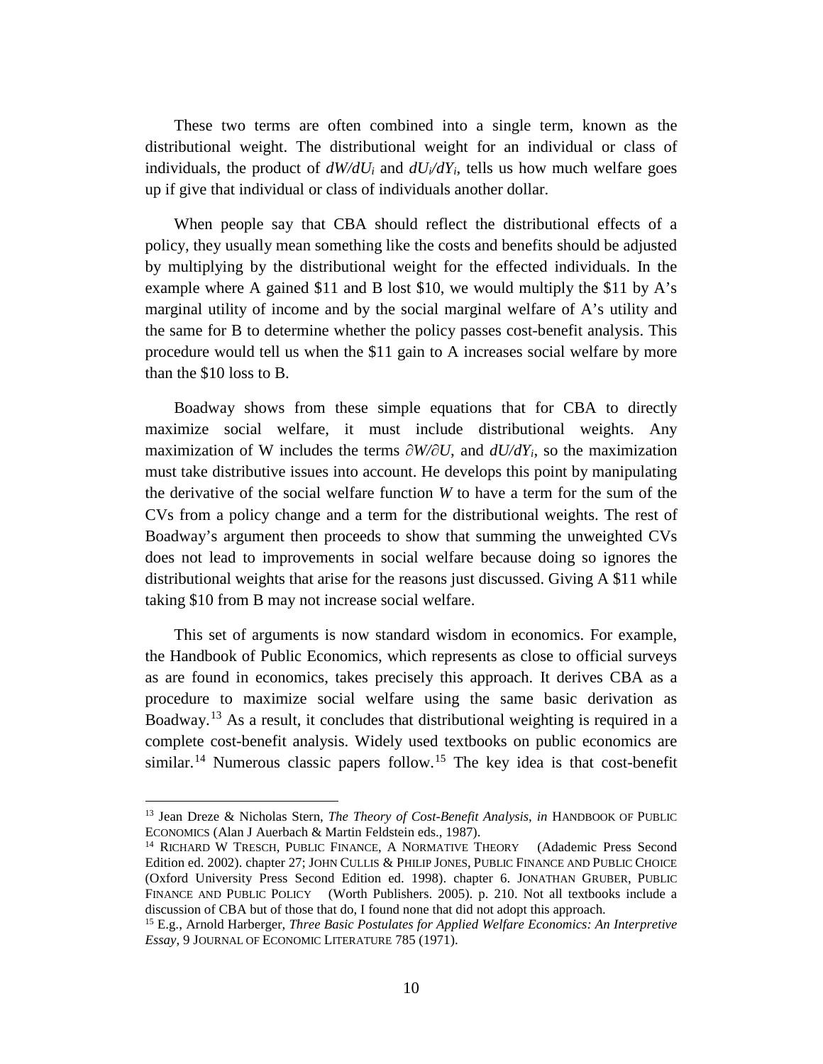These two terms are often combined into a single term, known as the distributional weight. The distributional weight for an individual or class of individuals, the product of $dW/dU_i$ and $dU_i/dY_i$, tells us how much welfare goes up if give that individual or class of individuals another dollar.

When people say that CBA should reflect the distributional effects of a policy, they usually mean something like the costs and benefits should be adjusted by multiplying by the distributional weight for the effected individuals. In the example where A gained $11 and B lost $10, we would multiply the $11 by A's marginal utility of income and by the social marginal welfare of A's utility and the same for B to determine whether the policy passes cost-benefit analysis. This procedure would tell us when the $11 gain to A increases social welfare by more than the $10 loss to B.

Boadway shows from these simple equations that for CBA to directly maximize social welfare, it must include distributional weights. Any maximization of W includes the terms $\partial W/\partial U$, and $dU/dY_i$, so the maximization must take distributive issues into account. He develops this point by manipulating the derivative of the social welfare function $W$ to have a term for the sum of the CVs from a policy change and a term for the distributional weights. The rest of Boadway's argument then proceeds to show that summing the unweighted CVs does not lead to improvements in social welfare because doing so ignores the distributional weights that arise for the reasons just discussed. Giving A $11 while taking $10 from B may not increase social welfare.

This set of arguments is now standard wisdom in economics. For example, the Handbook of Public Economics, which represents as close to official surveys as are found in economics, takes precisely this approach. It derives CBA as a procedure to maximize social welfare using the same basic derivation as Boadway.[13] As a result, it concludes that distributional weighting is required in a complete cost-benefit analysis. Widely used textbooks on public economics are similar.[14] Numerous classic papers follow.[15] The key idea is that cost-benefit

---

[13] Jean Dreze & Nicholas Stern, *The Theory of Cost-Benefit Analysis*, *in* HANDBOOK OF PUBLIC ECONOMICS (Alan J Auerbach & Martin Feldstein eds., 1987).

[14] RICHARD W TRESCH, PUBLIC FINANCE, A NORMATIVE THEORY (Adademic Press Second Edition ed. 2002). chapter 27; JOHN CULLIS & PHILIP JONES, PUBLIC FINANCE AND PUBLIC CHOICE (Oxford University Press Second Edition ed. 1998). chapter 6. JONATHAN GRUBER, PUBLIC FINANCE AND PUBLIC POLICY (Worth Publishers. 2005). p. 210. Not all textbooks include a discussion of CBA but of those that do, I found none that did not adopt this approach.

[15] E.g., Arnold Harberger, *Three Basic Postulates for Applied Welfare Economics: An Interpretive Essay*, 9 JOURNAL OF ECONOMIC LITERATURE 785 (1971).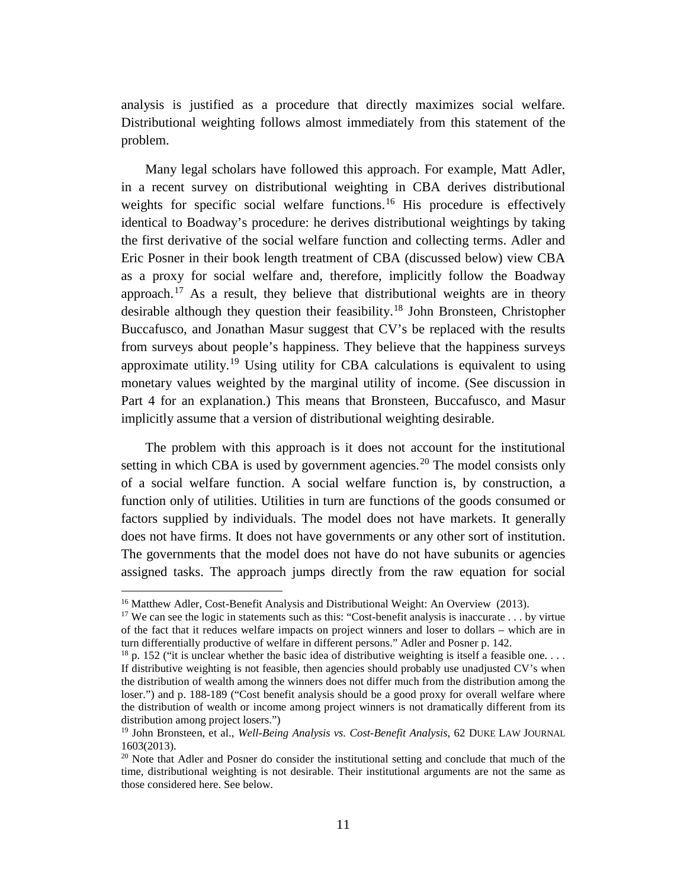analysis is justified as a procedure that directly maximizes social welfare. Distributional weighting follows almost immediately from this statement of the problem.

Many legal scholars have followed this approach. For example, Matt Adler, in a recent survey on distributional weighting in CBA derives distributional weights for specific social welfare functions.[16] His procedure is effectively identical to Boadway's procedure: he derives distributional weightings by taking the first derivative of the social welfare function and collecting terms. Adler and Eric Posner in their book length treatment of CBA (discussed below) view CBA as a proxy for social welfare and, therefore, implicitly follow the Boadway approach.[17] As a result, they believe that distributional weights are in theory desirable although they question their feasibility.[18] John Bronsteen, Christopher Buccafusco, and Jonathan Masur suggest that CV's be replaced with the results from surveys about people's happiness. They believe that the happiness surveys approximate utility.[19] Using utility for CBA calculations is equivalent to using monetary values weighted by the marginal utility of income. (See discussion in Part 4 for an explanation.) This means that Bronsteen, Buccafusco, and Masur implicitly assume that a version of distributional weighting desirable.

The problem with this approach is it does not account for the institutional setting in which CBA is used by government agencies.[20] The model consists only of a social welfare function. A social welfare function is, by construction, a function only of utilities. Utilities in turn are functions of the goods consumed or factors supplied by individuals. The model does not have markets. It generally does not have firms. It does not have governments or any other sort of institution. The governments that the model does not have do not have subunits or agencies assigned tasks. The approach jumps directly from the raw equation for social

---

[16] Matthew Adler, Cost-Benefit Analysis and Distributional Weight: An Overview (2013).

[17] We can see the logic in statements such as this: "Cost-benefit analysis is inaccurate . . . by virtue of the fact that it reduces welfare impacts on project winners and loser to dollars – which are in turn differentially productive of welfare in different persons." Adler and Posner p. 142.

[18] p. 152 ("it is unclear whether the basic idea of distributive weighting is itself a feasible one. . . . If distributive weighting is not feasible, then agencies should probably use unadjusted CV's when the distribution of wealth among the winners does not differ much from the distribution among the loser.") and p. 188-189 ("Cost benefit analysis should be a good proxy for overall welfare where the distribution of wealth or income among project winners is not dramatically different from its distribution among project losers.")

[19] John Bronsteen, et al., *Well-Being Analysis vs. Cost-Benefit Analysis*, 62 DUKE LAW JOURNAL 1603(2013).

[20] Note that Adler and Posner do consider the institutional setting and conclude that much of the time, distributional weighting is not desirable. Their institutional arguments are not the same as those considered here. See below.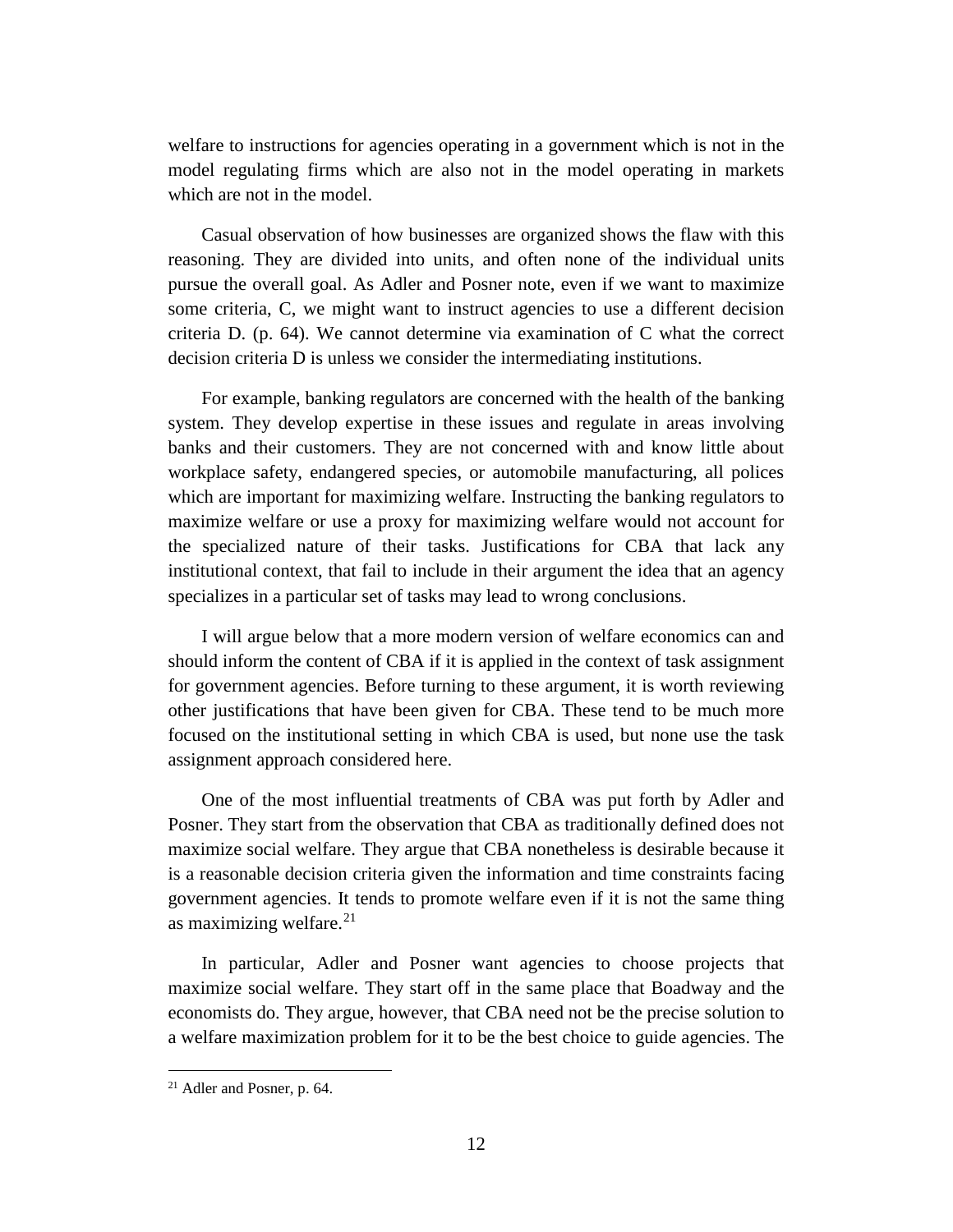welfare to instructions for agencies operating in a government which is not in the model regulating firms which are also not in the model operating in markets which are not in the model.

Casual observation of how businesses are organized shows the flaw with this reasoning. They are divided into units, and often none of the individual units pursue the overall goal. As Adler and Posner note, even if we want to maximize some criteria, C, we might want to instruct agencies to use a different decision criteria D. (p. 64). We cannot determine via examination of C what the correct decision criteria D is unless we consider the intermediating institutions.

For example, banking regulators are concerned with the health of the banking system. They develop expertise in these issues and regulate in areas involving banks and their customers. They are not concerned with and know little about workplace safety, endangered species, or automobile manufacturing, all polices which are important for maximizing welfare. Instructing the banking regulators to maximize welfare or use a proxy for maximizing welfare would not account for the specialized nature of their tasks. Justifications for CBA that lack any institutional context, that fail to include in their argument the idea that an agency specializes in a particular set of tasks may lead to wrong conclusions.

I will argue below that a more modern version of welfare economics can and should inform the content of CBA if it is applied in the context of task assignment for government agencies. Before turning to these argument, it is worth reviewing other justifications that have been given for CBA. These tend to be much more focused on the institutional setting in which CBA is used, but none use the task assignment approach considered here.

One of the most influential treatments of CBA was put forth by Adler and Posner. They start from the observation that CBA as traditionally defined does not maximize social welfare. They argue that CBA nonetheless is desirable because it is a reasonable decision criteria given the information and time constraints facing government agencies. It tends to promote welfare even if it is not the same thing as maximizing welfare.[21]

In particular, Adler and Posner want agencies to choose projects that maximize social welfare. They start off in the same place that Boadway and the economists do. They argue, however, that CBA need not be the precise solution to a welfare maximization problem for it to be the best choice to guide agencies. The

[21] Adler and Posner, p. 64.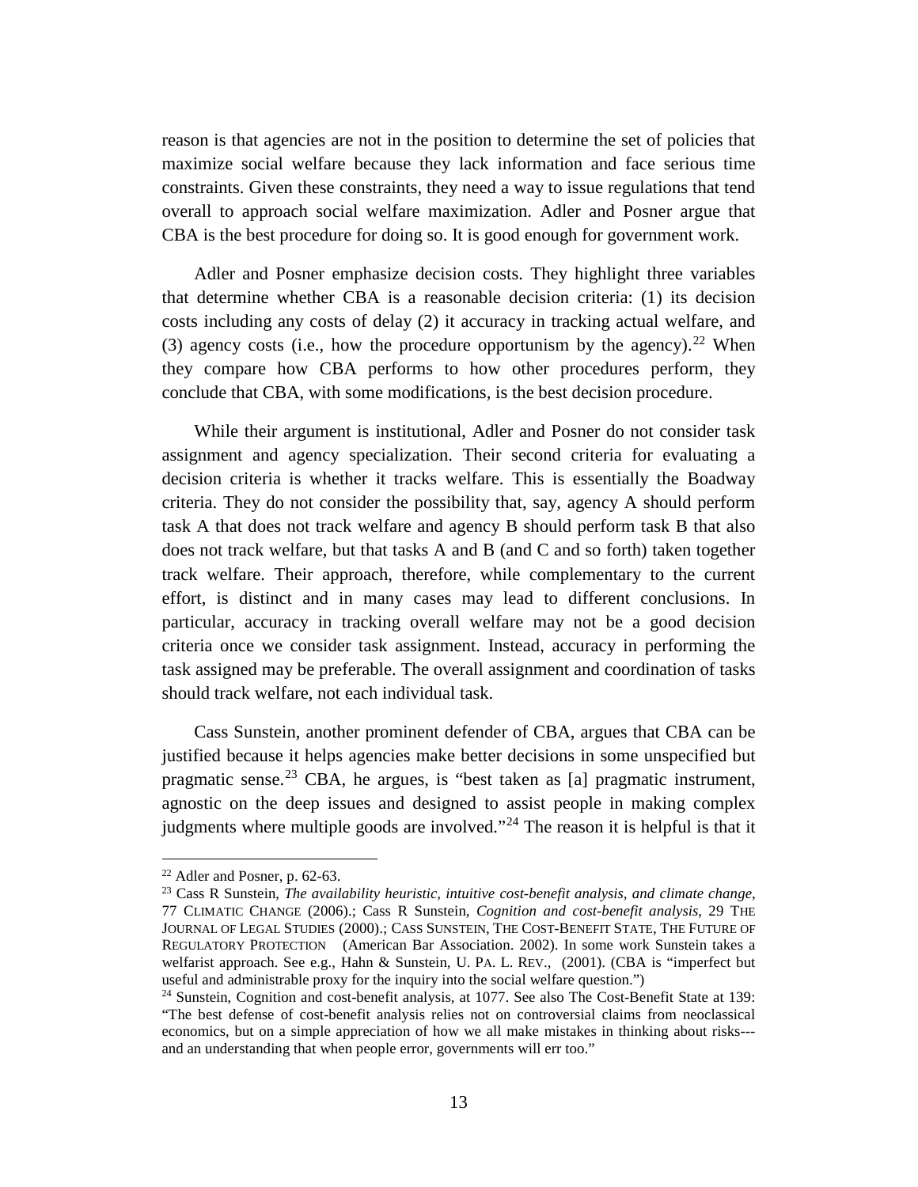reason is that agencies are not in the position to determine the set of policies that maximize social welfare because they lack information and face serious time constraints. Given these constraints, they need a way to issue regulations that tend overall to approach social welfare maximization. Adler and Posner argue that CBA is the best procedure for doing so. It is good enough for government work.

Adler and Posner emphasize decision costs. They highlight three variables that determine whether CBA is a reasonable decision criteria: (1) its decision costs including any costs of delay (2) it accuracy in tracking actual welfare, and (3) agency costs (i.e., how the procedure opportunism by the agency).[22] When they compare how CBA performs to how other procedures perform, they conclude that CBA, with some modifications, is the best decision procedure.

While their argument is institutional, Adler and Posner do not consider task assignment and agency specialization. Their second criteria for evaluating a decision criteria is whether it tracks welfare. This is essentially the Boadway criteria. They do not consider the possibility that, say, agency A should perform task A that does not track welfare and agency B should perform task B that also does not track welfare, but that tasks A and B (and C and so forth) taken together track welfare. Their approach, therefore, while complementary to the current effort, is distinct and in many cases may lead to different conclusions. In particular, accuracy in tracking overall welfare may not be a good decision criteria once we consider task assignment. Instead, accuracy in performing the task assigned may be preferable. The overall assignment and coordination of tasks should track welfare, not each individual task.

Cass Sunstein, another prominent defender of CBA, argues that CBA can be justified because it helps agencies make better decisions in some unspecified but pragmatic sense.[23] CBA, he argues, is "best taken as [a] pragmatic instrument, agnostic on the deep issues and designed to assist people in making complex judgments where multiple goods are involved."[24] The reason it is helpful is that it

---

[22] Adler and Posner, p. 62-63.

[23] Cass R Sunstein, *The availability heuristic, intuitive cost-benefit analysis, and climate change*, 77 CLIMATIC CHANGE (2006).; Cass R Sunstein, *Cognition and cost-benefit analysis*, 29 THE JOURNAL OF LEGAL STUDIES (2000).; CASS SUNSTEIN, THE COST-BENEFIT STATE, THE FUTURE OF REGULATORY PROTECTION (American Bar Association. 2002). In some work Sunstein takes a welfarist approach. See e.g., Hahn & Sunstein, U. PA. L. REV., (2001). (CBA is "imperfect but useful and administrable proxy for the inquiry into the social welfare question.")

[24] Sunstein, Cognition and cost-benefit analysis, at 1077. See also The Cost-Benefit State at 139: "The best defense of cost-benefit analysis relies not on controversial claims from neoclassical economics, but on a simple appreciation of how we all make mistakes in thinking about risks---and an understanding that when people error, governments will err too."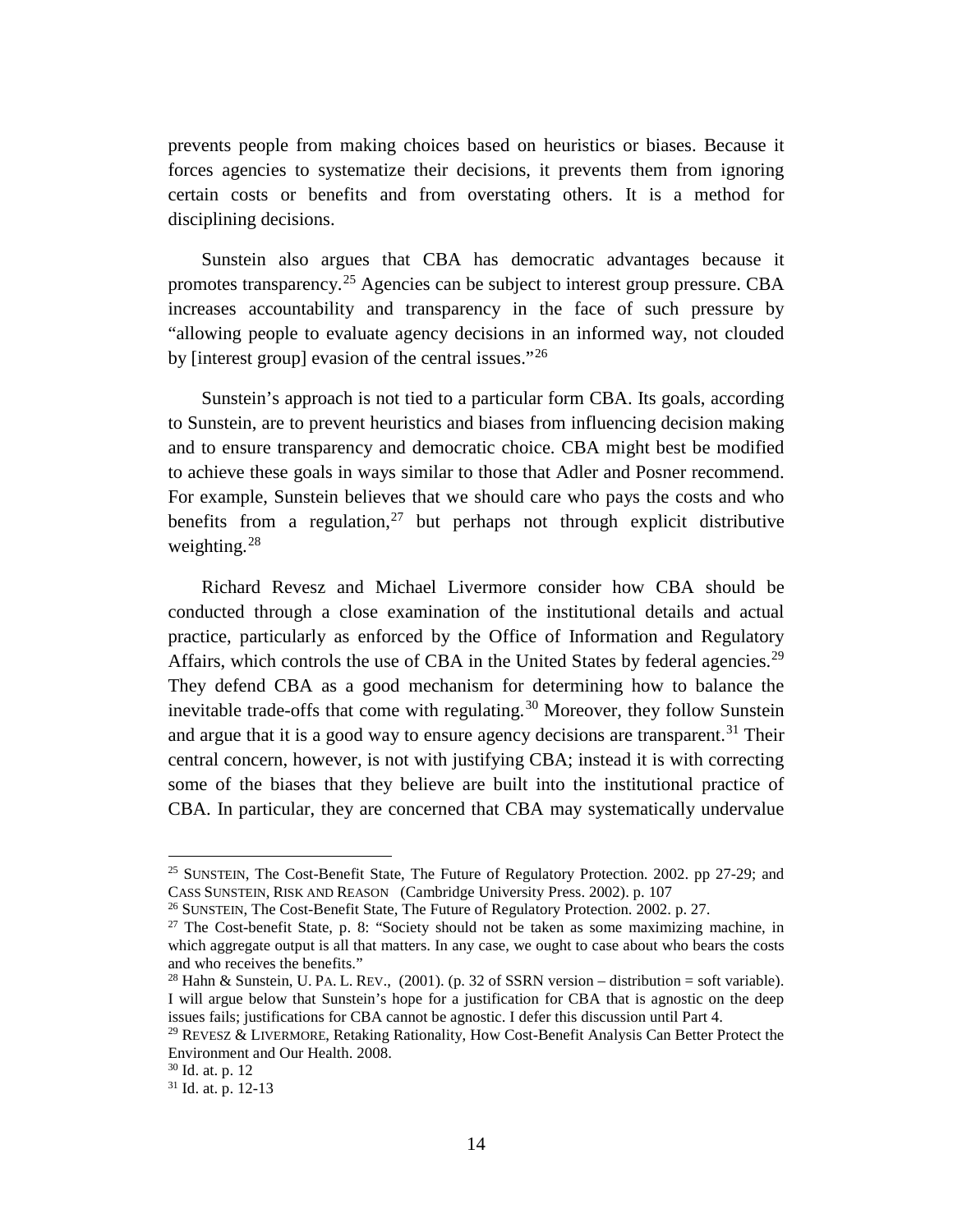prevents people from making choices based on heuristics or biases. Because it forces agencies to systematize their decisions, it prevents them from ignoring certain costs or benefits and from overstating others. It is a method for disciplining decisions.

Sunstein also argues that CBA has democratic advantages because it promotes transparency.[25] Agencies can be subject to interest group pressure. CBA increases accountability and transparency in the face of such pressure by "allowing people to evaluate agency decisions in an informed way, not clouded by [interest group] evasion of the central issues."[26]

Sunstein's approach is not tied to a particular form CBA. Its goals, according to Sunstein, are to prevent heuristics and biases from influencing decision making and to ensure transparency and democratic choice. CBA might best be modified to achieve these goals in ways similar to those that Adler and Posner recommend. For example, Sunstein believes that we should care who pays the costs and who benefits from a regulation,[27] but perhaps not through explicit distributive weighting.[28]

Richard Revesz and Michael Livermore consider how CBA should be conducted through a close examination of the institutional details and actual practice, particularly as enforced by the Office of Information and Regulatory Affairs, which controls the use of CBA in the United States by federal agencies.[29] They defend CBA as a good mechanism for determining how to balance the inevitable trade-offs that come with regulating.[30] Moreover, they follow Sunstein and argue that it is a good way to ensure agency decisions are transparent.[31] Their central concern, however, is not with justifying CBA; instead it is with correcting some of the biases that they believe are built into the institutional practice of CBA. In particular, they are concerned that CBA may systematically undervalue

---

[25] SUNSTEIN, The Cost-Benefit State, The Future of Regulatory Protection. 2002. pp 27-29; and CASS SUNSTEIN, RISK AND REASON (Cambridge University Press. 2002). p. 107

[26] SUNSTEIN, The Cost-Benefit State, The Future of Regulatory Protection. 2002. p. 27.

[27] The Cost-benefit State, p. 8: "Society should not be taken as some maximizing machine, in which aggregate output is all that matters. In any case, we ought to case about who bears the costs and who receives the benefits."

[28] Hahn & Sunstein, U. PA. L. REV., (2001). (p. 32 of SSRN version – distribution = soft variable). I will argue below that Sunstein's hope for a justification for CBA that is agnostic on the deep issues fails; justifications for CBA cannot be agnostic. I defer this discussion until Part 4.

[29] REVESZ & LIVERMORE, Retaking Rationality, How Cost-Benefit Analysis Can Better Protect the Environment and Our Health. 2008.

[30] Id. at. p. 12

[31] Id. at. p. 12-13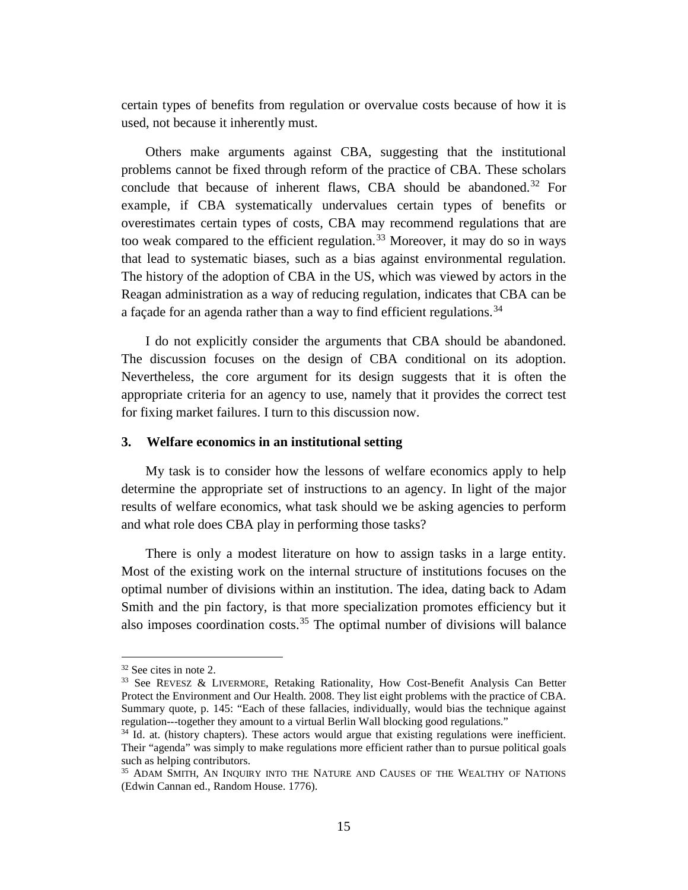certain types of benefits from regulation or overvalue costs because of how it is used, not because it inherently must.

Others make arguments against CBA, suggesting that the institutional problems cannot be fixed through reform of the practice of CBA. These scholars conclude that because of inherent flaws, CBA should be abandoned.[32] For example, if CBA systematically undervalues certain types of benefits or overestimates certain types of costs, CBA may recommend regulations that are too weak compared to the efficient regulation.[33] Moreover, it may do so in ways that lead to systematic biases, such as a bias against environmental regulation. The history of the adoption of CBA in the US, which was viewed by actors in the Reagan administration as a way of reducing regulation, indicates that CBA can be a façade for an agenda rather than a way to find efficient regulations.[34]

I do not explicitly consider the arguments that CBA should be abandoned. The discussion focuses on the design of CBA conditional on its adoption. Nevertheless, the core argument for its design suggests that it is often the appropriate criteria for an agency to use, namely that it provides the correct test for fixing market failures. I turn to this discussion now.

### 3. Welfare economics in an institutional setting

My task is to consider how the lessons of welfare economics apply to help determine the appropriate set of instructions to an agency. In light of the major results of welfare economics, what task should we be asking agencies to perform and what role does CBA play in performing those tasks?

There is only a modest literature on how to assign tasks in a large entity. Most of the existing work on the internal structure of institutions focuses on the optimal number of divisions within an institution. The idea, dating back to Adam Smith and the pin factory, is that more specialization promotes efficiency but it also imposes coordination costs.[35] The optimal number of divisions will balance

---

[32] See cites in note 2.

[33] See REVESZ & LIVERMORE, Retaking Rationality, How Cost-Benefit Analysis Can Better Protect the Environment and Our Health. 2008. They list eight problems with the practice of CBA. Summary quote, p. 145: "Each of these fallacies, individually, would bias the technique against regulation---together they amount to a virtual Berlin Wall blocking good regulations."

[34] Id. at. (history chapters). These actors would argue that existing regulations were inefficient. Their "agenda" was simply to make regulations more efficient rather than to pursue political goals such as helping contributors.

[35] ADAM SMITH, AN INQUIRY INTO THE NATURE AND CAUSES OF THE WEALTHY OF NATIONS (Edwin Cannan ed., Random House. 1776).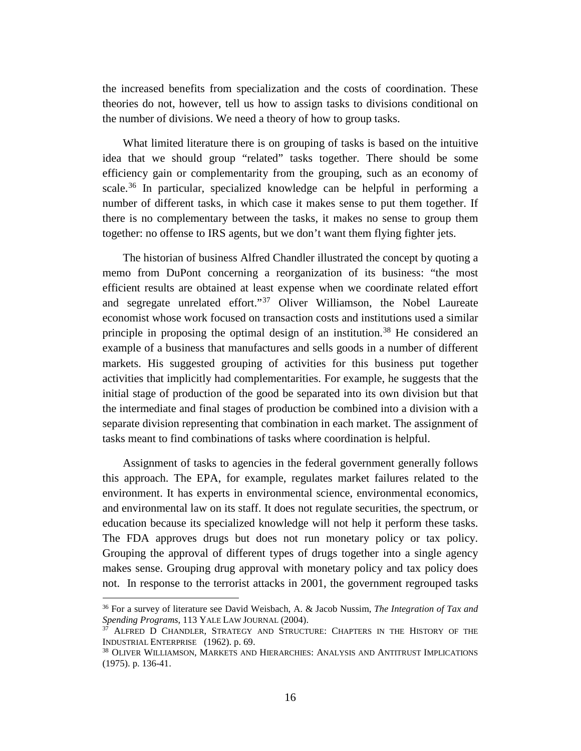the increased benefits from specialization and the costs of coordination. These theories do not, however, tell us how to assign tasks to divisions conditional on the number of divisions. We need a theory of how to group tasks.

What limited literature there is on grouping of tasks is based on the intuitive idea that we should group "related" tasks together. There should be some efficiency gain or complementarity from the grouping, such as an economy of scale.[36] In particular, specialized knowledge can be helpful in performing a number of different tasks, in which case it makes sense to put them together. If there is no complementary between the tasks, it makes no sense to group them together: no offense to IRS agents, but we don't want them flying fighter jets.

The historian of business Alfred Chandler illustrated the concept by quoting a memo from DuPont concerning a reorganization of its business: "the most efficient results are obtained at least expense when we coordinate related effort and segregate unrelated effort."[37] Oliver Williamson, the Nobel Laureate economist whose work focused on transaction costs and institutions used a similar principle in proposing the optimal design of an institution.[38] He considered an example of a business that manufactures and sells goods in a number of different markets. His suggested grouping of activities for this business put together activities that implicitly had complementarities. For example, he suggests that the initial stage of production of the good be separated into its own division but that the intermediate and final stages of production be combined into a division with a separate division representing that combination in each market. The assignment of tasks meant to find combinations of tasks where coordination is helpful.

Assignment of tasks to agencies in the federal government generally follows this approach. The EPA, for example, regulates market failures related to the environment. It has experts in environmental science, environmental economics, and environmental law on its staff. It does not regulate securities, the spectrum, or education because its specialized knowledge will not help it perform these tasks. The FDA approves drugs but does not run monetary policy or tax policy. Grouping the approval of different types of drugs together into a single agency makes sense. Grouping drug approval with monetary policy and tax policy does not. In response to the terrorist attacks in 2001, the government regrouped tasks

---

[36] For a survey of literature see David Weisbach, A. & Jacob Nussim, *The Integration of Tax and Spending Programs*, 113 YALE LAW JOURNAL (2004).

[37] ALFRED D CHANDLER, STRATEGY AND STRUCTURE: CHAPTERS IN THE HISTORY OF THE INDUSTRIAL ENTERPRISE (1962). p. 69.

[38] OLIVER WILLIAMSON, MARKETS AND HIERARCHIES: ANALYSIS AND ANTITRUST IMPLICATIONS (1975). p. 136-41.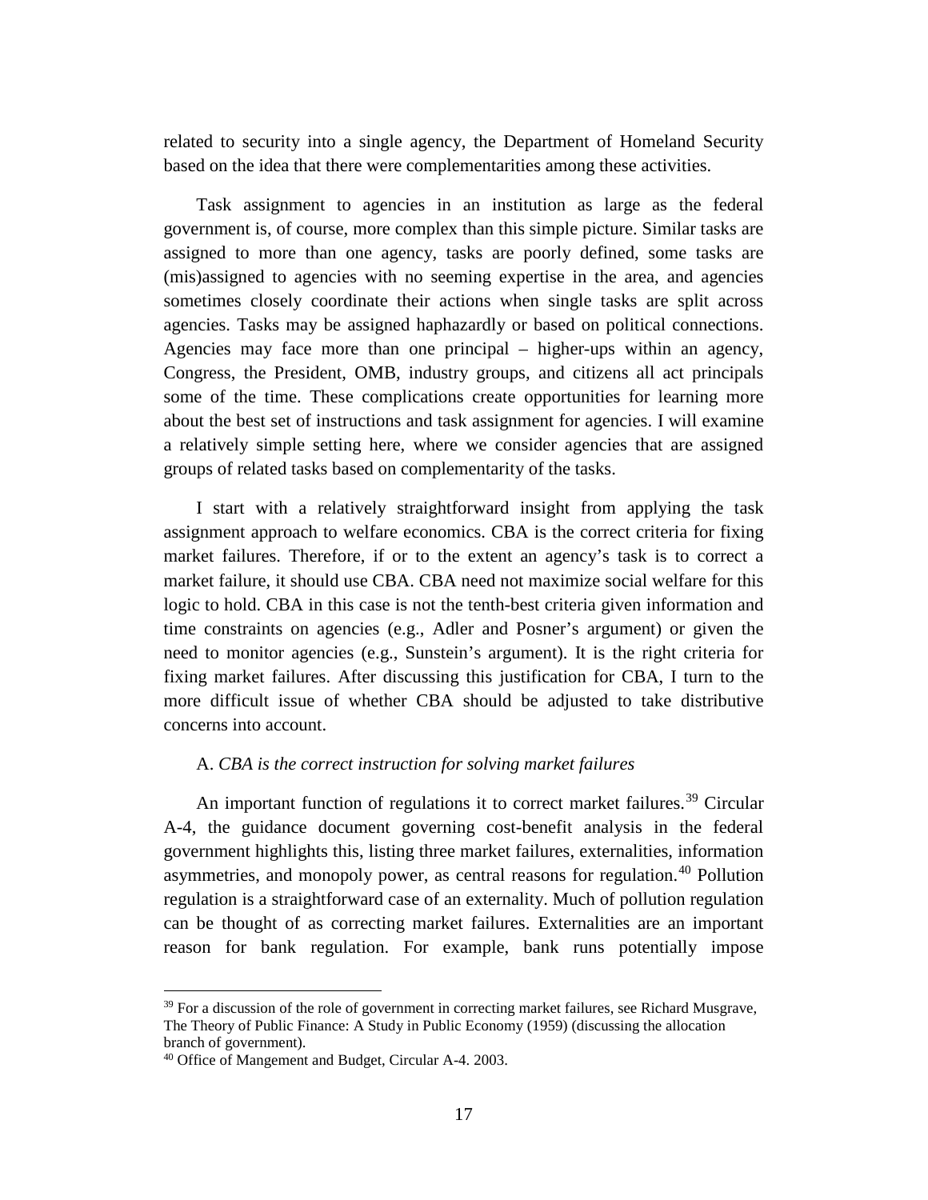related to security into a single agency, the Department of Homeland Security based on the idea that there were complementarities among these activities.

Task assignment to agencies in an institution as large as the federal government is, of course, more complex than this simple picture. Similar tasks are assigned to more than one agency, tasks are poorly defined, some tasks are (mis)assigned to agencies with no seeming expertise in the area, and agencies sometimes closely coordinate their actions when single tasks are split across agencies. Tasks may be assigned haphazardly or based on political connections. Agencies may face more than one principal – higher-ups within an agency, Congress, the President, OMB, industry groups, and citizens all act principals some of the time. These complications create opportunities for learning more about the best set of instructions and task assignment for agencies. I will examine a relatively simple setting here, where we consider agencies that are assigned groups of related tasks based on complementarity of the tasks.

I start with a relatively straightforward insight from applying the task assignment approach to welfare economics. CBA is the correct criteria for fixing market failures. Therefore, if or to the extent an agency's task is to correct a market failure, it should use CBA. CBA need not maximize social welfare for this logic to hold. CBA in this case is not the tenth-best criteria given information and time constraints on agencies (e.g., Adler and Posner's argument) or given the need to monitor agencies (e.g., Sunstein's argument). It is the right criteria for fixing market failures. After discussing this justification for CBA, I turn to the more difficult issue of whether CBA should be adjusted to take distributive concerns into account.

A. *CBA is the correct instruction for solving market failures*

An important function of regulations it to correct market failures.[39] Circular A-4, the guidance document governing cost-benefit analysis in the federal government highlights this, listing three market failures, externalities, information asymmetries, and monopoly power, as central reasons for regulation.[40] Pollution regulation is a straightforward case of an externality. Much of pollution regulation can be thought of as correcting market failures. Externalities are an important reason for bank regulation. For example, bank runs potentially impose

---

[39] For a discussion of the role of government in correcting market failures, see Richard Musgrave, The Theory of Public Finance: A Study in Public Economy (1959) (discussing the allocation branch of government).

[40] Office of Mangement and Budget, Circular A-4. 2003.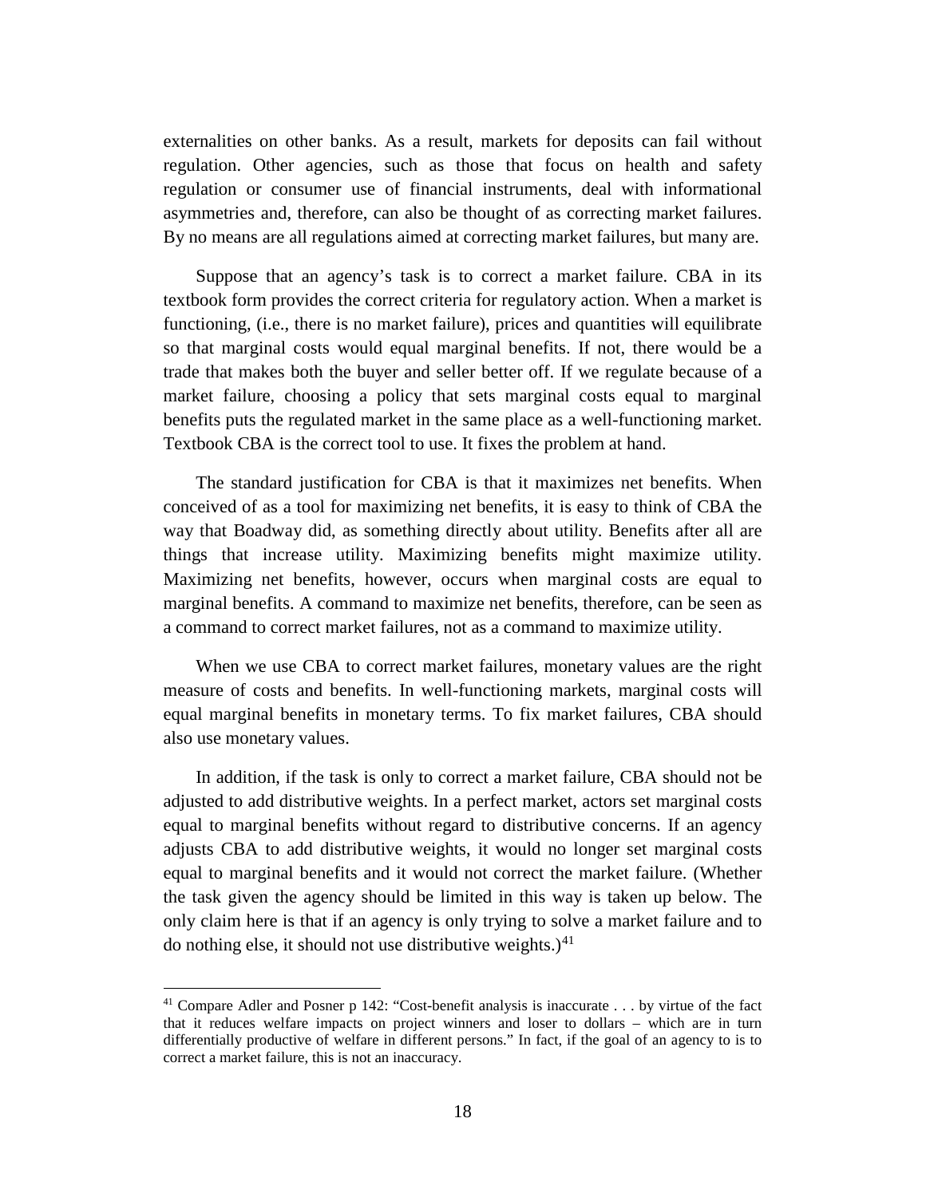externalities on other banks. As a result, markets for deposits can fail without regulation. Other agencies, such as those that focus on health and safety regulation or consumer use of financial instruments, deal with informational asymmetries and, therefore, can also be thought of as correcting market failures. By no means are all regulations aimed at correcting market failures, but many are.

Suppose that an agency's task is to correct a market failure. CBA in its textbook form provides the correct criteria for regulatory action. When a market is functioning, (i.e., there is no market failure), prices and quantities will equilibrate so that marginal costs would equal marginal benefits. If not, there would be a trade that makes both the buyer and seller better off. If we regulate because of a market failure, choosing a policy that sets marginal costs equal to marginal benefits puts the regulated market in the same place as a well-functioning market. Textbook CBA is the correct tool to use. It fixes the problem at hand.

The standard justification for CBA is that it maximizes net benefits. When conceived of as a tool for maximizing net benefits, it is easy to think of CBA the way that Boadway did, as something directly about utility. Benefits after all are things that increase utility. Maximizing benefits might maximize utility. Maximizing net benefits, however, occurs when marginal costs are equal to marginal benefits. A command to maximize net benefits, therefore, can be seen as a command to correct market failures, not as a command to maximize utility.

When we use CBA to correct market failures, monetary values are the right measure of costs and benefits. In well-functioning markets, marginal costs will equal marginal benefits in monetary terms. To fix market failures, CBA should also use monetary values.

In addition, if the task is only to correct a market failure, CBA should not be adjusted to add distributive weights. In a perfect market, actors set marginal costs equal to marginal benefits without regard to distributive concerns. If an agency adjusts CBA to add distributive weights, it would no longer set marginal costs equal to marginal benefits and it would not correct the market failure. (Whether the task given the agency should be limited in this way is taken up below. The only claim here is that if an agency is only trying to solve a market failure and to do nothing else, it should not use distributive weights.)[41]

---

[41] Compare Adler and Posner p 142: "Cost-benefit analysis is inaccurate . . . by virtue of the fact that it reduces welfare impacts on project winners and loser to dollars – which are in turn differentially productive of welfare in different persons." In fact, if the goal of an agency to is to correct a market failure, this is not an inaccuracy.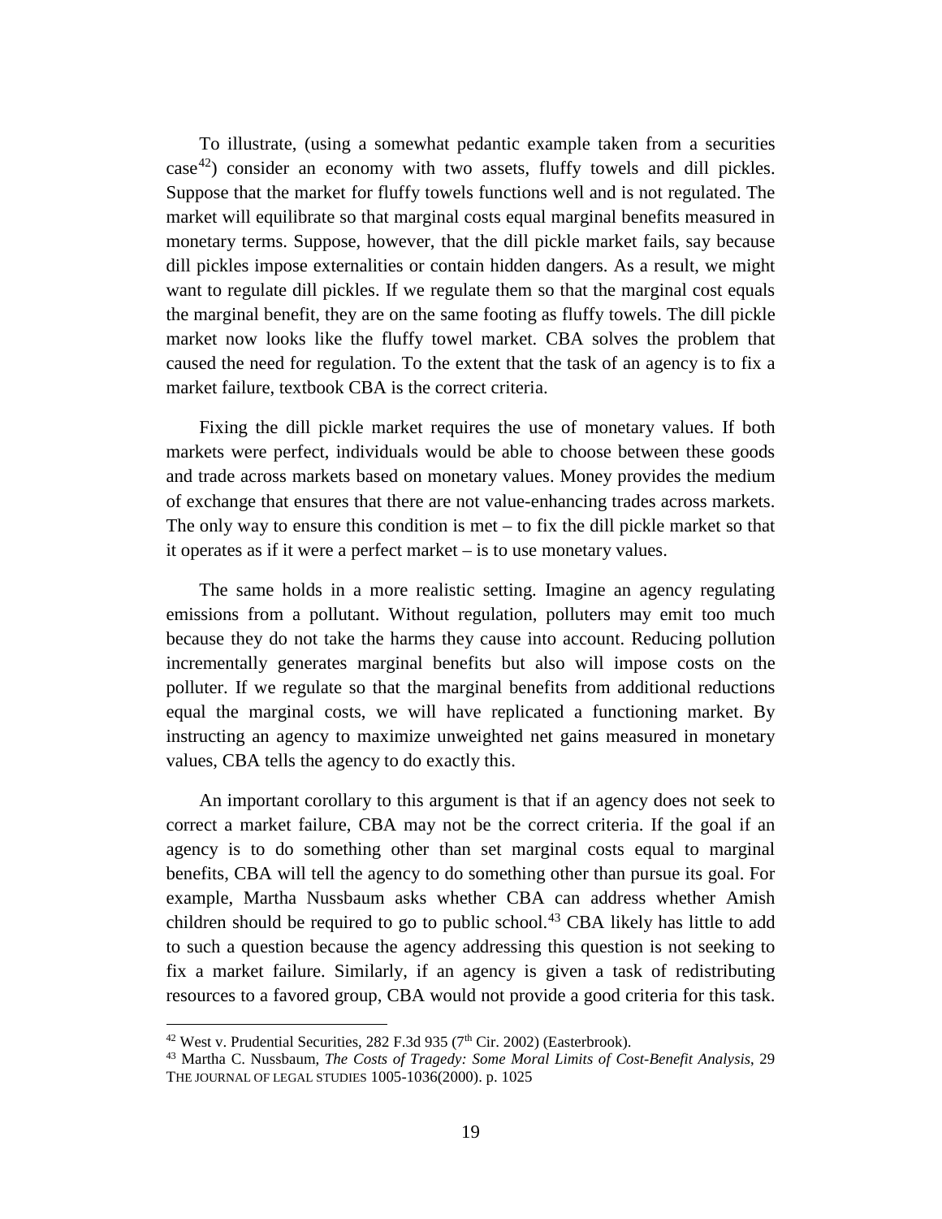To illustrate, (using a somewhat pedantic example taken from a securities case[42]) consider an economy with two assets, fluffy towels and dill pickles. Suppose that the market for fluffy towels functions well and is not regulated. The market will equilibrate so that marginal costs equal marginal benefits measured in monetary terms. Suppose, however, that the dill pickle market fails, say because dill pickles impose externalities or contain hidden dangers. As a result, we might want to regulate dill pickles. If we regulate them so that the marginal cost equals the marginal benefit, they are on the same footing as fluffy towels. The dill pickle market now looks like the fluffy towel market. CBA solves the problem that caused the need for regulation. To the extent that the task of an agency is to fix a market failure, textbook CBA is the correct criteria.

Fixing the dill pickle market requires the use of monetary values. If both markets were perfect, individuals would be able to choose between these goods and trade across markets based on monetary values. Money provides the medium of exchange that ensures that there are not value-enhancing trades across markets. The only way to ensure this condition is met – to fix the dill pickle market so that it operates as if it were a perfect market – is to use monetary values.

The same holds in a more realistic setting. Imagine an agency regulating emissions from a pollutant. Without regulation, polluters may emit too much because they do not take the harms they cause into account. Reducing pollution incrementally generates marginal benefits but also will impose costs on the polluter. If we regulate so that the marginal benefits from additional reductions equal the marginal costs, we will have replicated a functioning market. By instructing an agency to maximize unweighted net gains measured in monetary values, CBA tells the agency to do exactly this.

An important corollary to this argument is that if an agency does not seek to correct a market failure, CBA may not be the correct criteria. If the goal if an agency is to do something other than set marginal costs equal to marginal benefits, CBA will tell the agency to do something other than pursue its goal. For example, Martha Nussbaum asks whether CBA can address whether Amish children should be required to go to public school.[43] CBA likely has little to add to such a question because the agency addressing this question is not seeking to fix a market failure. Similarly, if an agency is given a task of redistributing resources to a favored group, CBA would not provide a good criteria for this task.

---

[42] West v. Prudential Securities, 282 F.3d 935 (7th Cir. 2002) (Easterbrook).

[43] Martha C. Nussbaum, *The Costs of Tragedy: Some Moral Limits of Cost-Benefit Analysis*, 29 THE JOURNAL OF LEGAL STUDIES 1005-1036(2000). p. 1025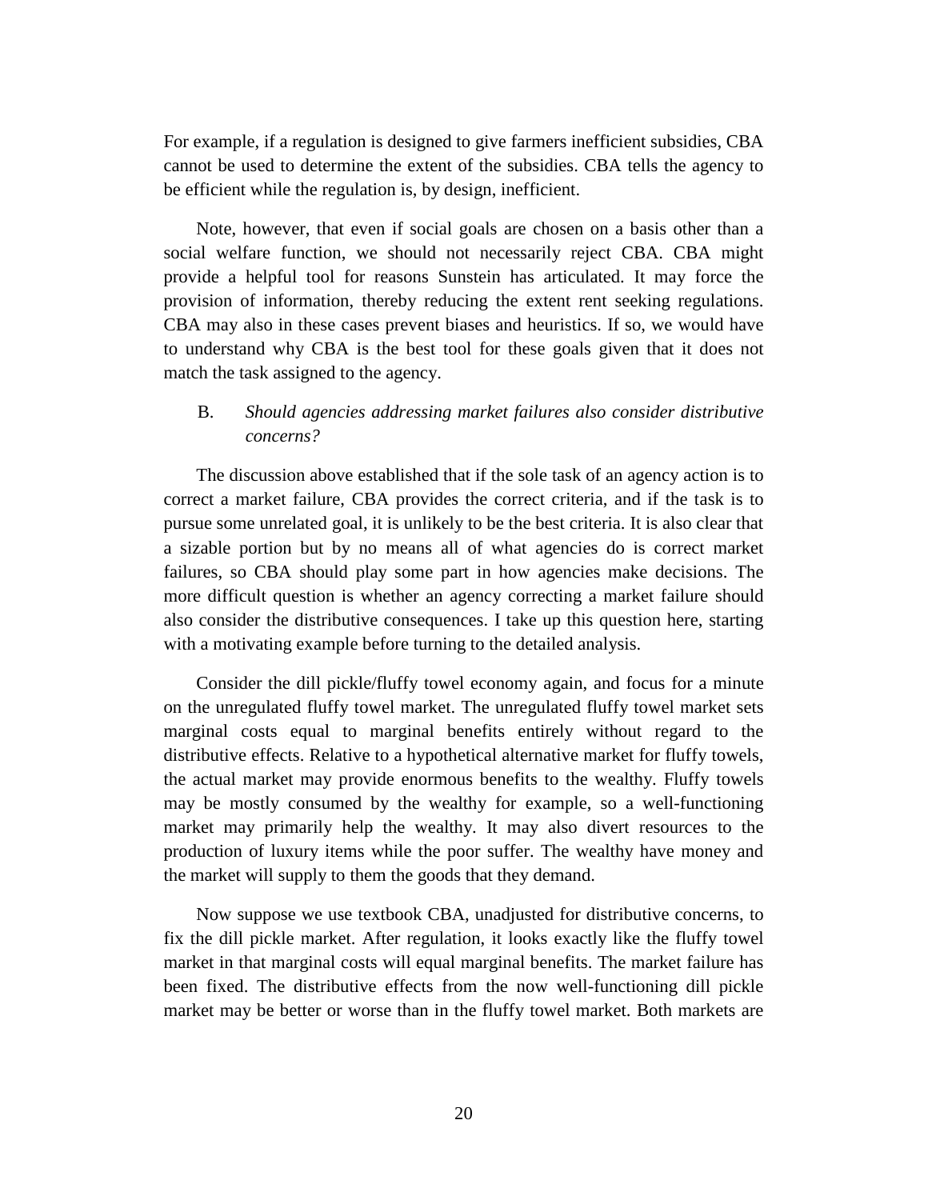For example, if a regulation is designed to give farmers inefficient subsidies, CBA cannot be used to determine the extent of the subsidies. CBA tells the agency to be efficient while the regulation is, by design, inefficient.

Note, however, that even if social goals are chosen on a basis other than a social welfare function, we should not necessarily reject CBA. CBA might provide a helpful tool for reasons Sunstein has articulated. It may force the provision of information, thereby reducing the extent rent seeking regulations. CBA may also in these cases prevent biases and heuristics. If so, we would have to understand why CBA is the best tool for these goals given that it does not match the task assigned to the agency.

### B. *Should agencies addressing market failures also consider distributive concerns?*

The discussion above established that if the sole task of an agency action is to correct a market failure, CBA provides the correct criteria, and if the task is to pursue some unrelated goal, it is unlikely to be the best criteria. It is also clear that a sizable portion but by no means all of what agencies do is correct market failures, so CBA should play some part in how agencies make decisions. The more difficult question is whether an agency correcting a market failure should also consider the distributive consequences. I take up this question here, starting with a motivating example before turning to the detailed analysis.

Consider the dill pickle/fluffy towel economy again, and focus for a minute on the unregulated fluffy towel market. The unregulated fluffy towel market sets marginal costs equal to marginal benefits entirely without regard to the distributive effects. Relative to a hypothetical alternative market for fluffy towels, the actual market may provide enormous benefits to the wealthy. Fluffy towels may be mostly consumed by the wealthy for example, so a well-functioning market may primarily help the wealthy. It may also divert resources to the production of luxury items while the poor suffer. The wealthy have money and the market will supply to them the goods that they demand.

Now suppose we use textbook CBA, unadjusted for distributive concerns, to fix the dill pickle market. After regulation, it looks exactly like the fluffy towel market in that marginal costs will equal marginal benefits. The market failure has been fixed. The distributive effects from the now well-functioning dill pickle market may be better or worse than in the fluffy towel market. Both markets are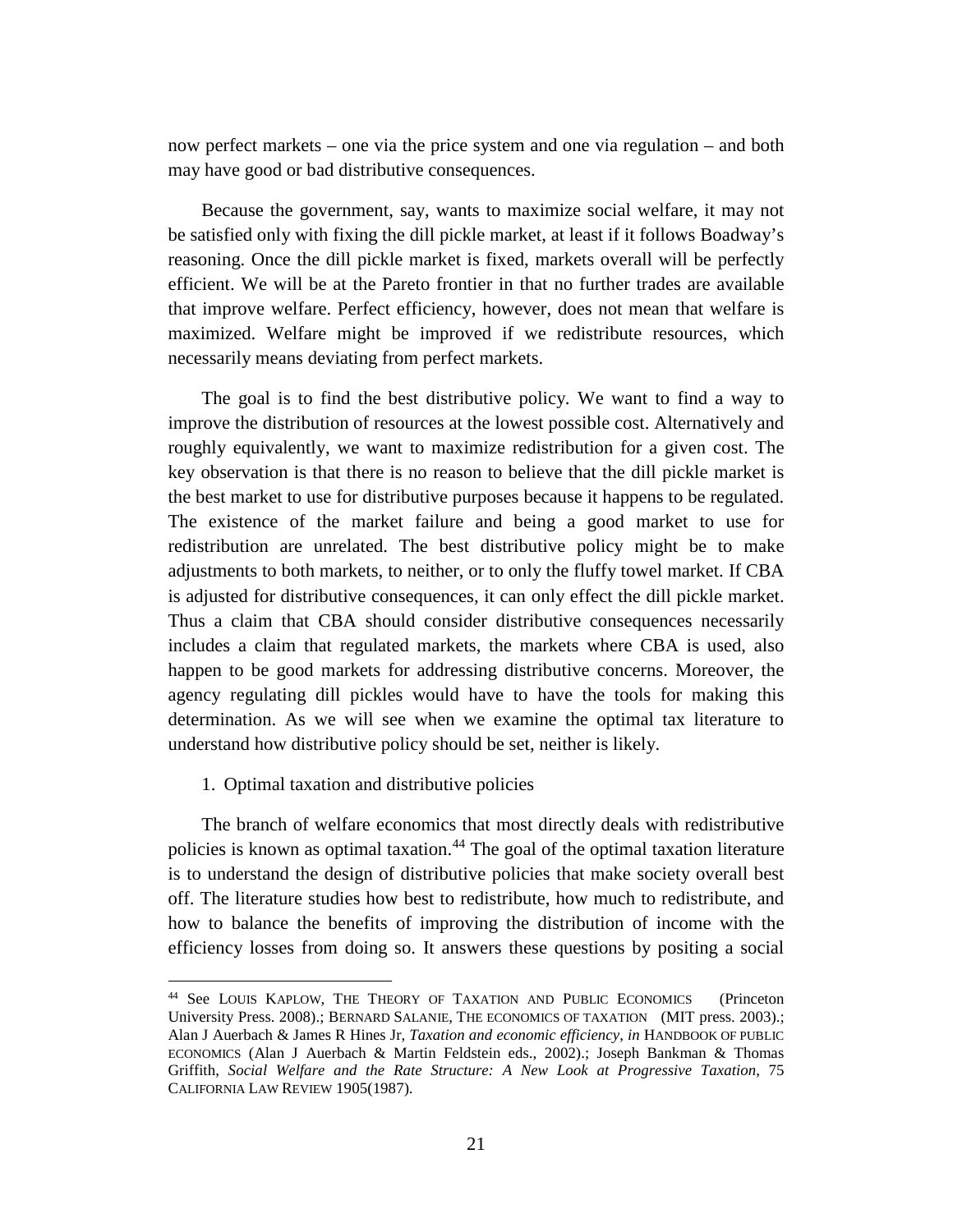now perfect markets – one via the price system and one via regulation – and both may have good or bad distributive consequences.

Because the government, say, wants to maximize social welfare, it may not be satisfied only with fixing the dill pickle market, at least if it follows Boadway's reasoning. Once the dill pickle market is fixed, markets overall will be perfectly efficient. We will be at the Pareto frontier in that no further trades are available that improve welfare. Perfect efficiency, however, does not mean that welfare is maximized. Welfare might be improved if we redistribute resources, which necessarily means deviating from perfect markets.

The goal is to find the best distributive policy. We want to find a way to improve the distribution of resources at the lowest possible cost. Alternatively and roughly equivalently, we want to maximize redistribution for a given cost. The key observation is that there is no reason to believe that the dill pickle market is the best market to use for distributive purposes because it happens to be regulated. The existence of the market failure and being a good market to use for redistribution are unrelated. The best distributive policy might be to make adjustments to both markets, to neither, or to only the fluffy towel market. If CBA is adjusted for distributive consequences, it can only effect the dill pickle market. Thus a claim that CBA should consider distributive consequences necessarily includes a claim that regulated markets, the markets where CBA is used, also happen to be good markets for addressing distributive concerns. Moreover, the agency regulating dill pickles would have to have the tools for making this determination. As we will see when we examine the optimal tax literature to understand how distributive policy should be set, neither is likely.

1. Optimal taxation and distributive policies

The branch of welfare economics that most directly deals with redistributive policies is known as optimal taxation.[44] The goal of the optimal taxation literature is to understand the design of distributive policies that make society overall best off. The literature studies how best to redistribute, how much to redistribute, and how to balance the benefits of improving the distribution of income with the efficiency losses from doing so. It answers these questions by positing a social

[44] See LOUIS KAPLOW, THE THEORY OF TAXATION AND PUBLIC ECONOMICS (Princeton University Press. 2008).; BERNARD SALANIE, THE ECONOMICS OF TAXATION (MIT press. 2003).; Alan J Auerbach & James R Hines Jr, *Taxation and economic efficiency*, *in* HANDBOOK OF PUBLIC ECONOMICS (Alan J Auerbach & Martin Feldstein eds., 2002).; Joseph Bankman & Thomas Griffith, *Social Welfare and the Rate Structure: A New Look at Progressive Taxation*, 75 CALIFORNIA LAW REVIEW 1905(1987).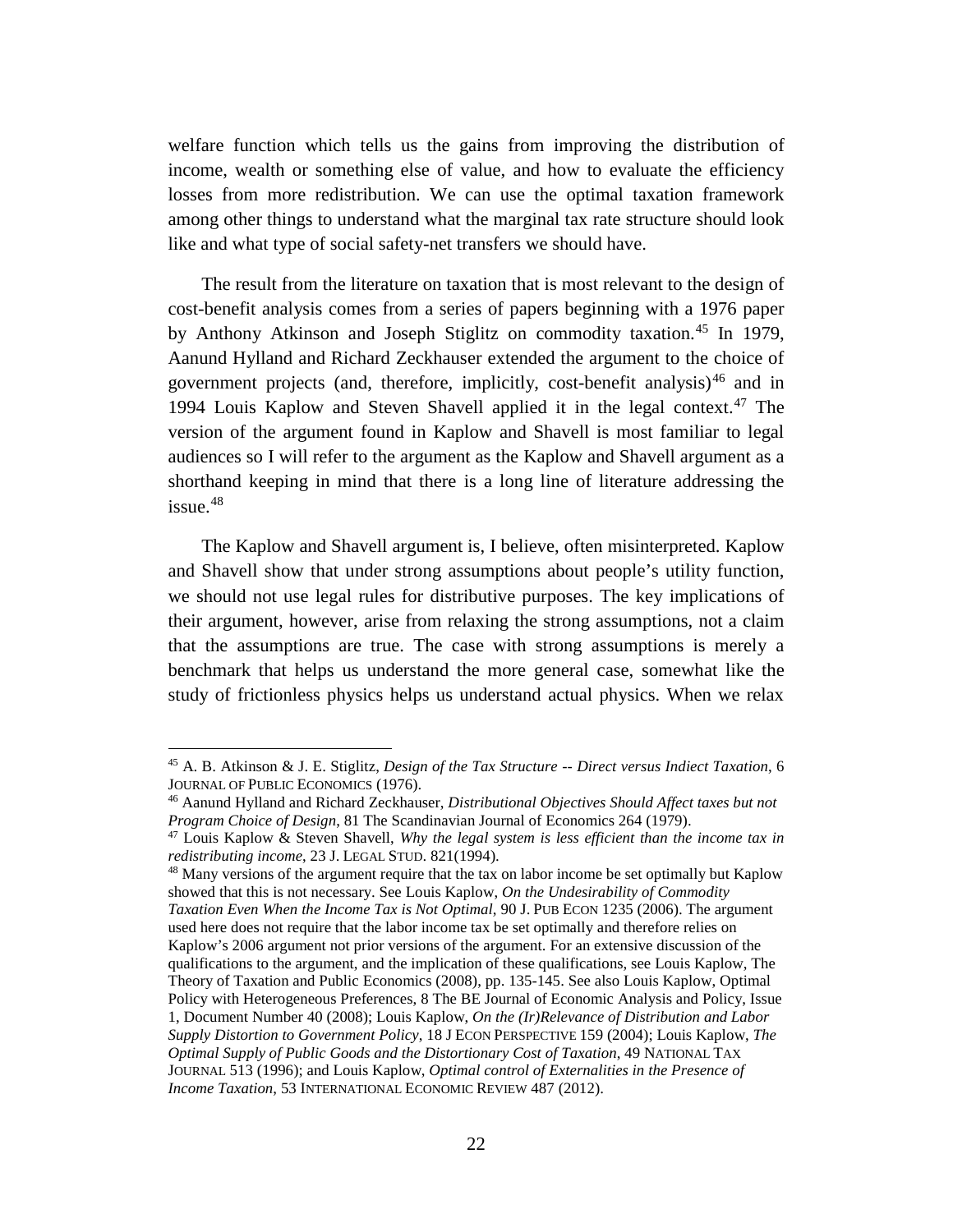welfare function which tells us the gains from improving the distribution of income, wealth or something else of value, and how to evaluate the efficiency losses from more redistribution. We can use the optimal taxation framework among other things to understand what the marginal tax rate structure should look like and what type of social safety-net transfers we should have.

The result from the literature on taxation that is most relevant to the design of cost-benefit analysis comes from a series of papers beginning with a 1976 paper by Anthony Atkinson and Joseph Stiglitz on commodity taxation.[45] In 1979, Aanund Hylland and Richard Zeckhauser extended the argument to the choice of government projects (and, therefore, implicitly, cost-benefit analysis)[46] and in 1994 Louis Kaplow and Steven Shavell applied it in the legal context.[47] The version of the argument found in Kaplow and Shavell is most familiar to legal audiences so I will refer to the argument as the Kaplow and Shavell argument as a shorthand keeping in mind that there is a long line of literature addressing the issue.[48]

The Kaplow and Shavell argument is, I believe, often misinterpreted. Kaplow and Shavell show that under strong assumptions about people's utility function, we should not use legal rules for distributive purposes. The key implications of their argument, however, arise from relaxing the strong assumptions, not a claim that the assumptions are true. The case with strong assumptions is merely a benchmark that helps us understand the more general case, somewhat like the study of frictionless physics helps us understand actual physics. When we relax

---

[45] A. B. Atkinson & J. E. Stiglitz, *Design of the Tax Structure -- Direct versus Indiect Taxation*, 6 JOURNAL OF PUBLIC ECONOMICS (1976).

[46] Aanund Hylland and Richard Zeckhauser, *Distributional Objectives Should Affect taxes but not Program Choice of Design*, 81 The Scandinavian Journal of Economics 264 (1979).

[47] Louis Kaplow & Steven Shavell, *Why the legal system is less efficient than the income tax in redistributing income*, 23 J. LEGAL STUD. 821(1994).

[48] Many versions of the argument require that the tax on labor income be set optimally but Kaplow showed that this is not necessary. See Louis Kaplow, *On the Undesirability of Commodity Taxation Even When the Income Tax is Not Optimal*, 90 J. PUB ECON 1235 (2006). The argument used here does not require that the labor income tax be set optimally and therefore relies on Kaplow's 2006 argument not prior versions of the argument. For an extensive discussion of the qualifications to the argument, and the implication of these qualifications, see Louis Kaplow, The Theory of Taxation and Public Economics (2008), pp. 135-145. See also Louis Kaplow, Optimal Policy with Heterogeneous Preferences, 8 The BE Journal of Economic Analysis and Policy, Issue 1, Document Number 40 (2008); Louis Kaplow, *On the (Ir)Relevance of Distribution and Labor Supply Distortion to Government Policy*, 18 J ECON PERSPECTIVE 159 (2004); Louis Kaplow, *The Optimal Supply of Public Goods and the Distortionary Cost of Taxation*, 49 NATIONAL TAX JOURNAL 513 (1996); and Louis Kaplow, *Optimal control of Externalities in the Presence of Income Taxation*, 53 INTERNATIONAL ECONOMIC REVIEW 487 (2012).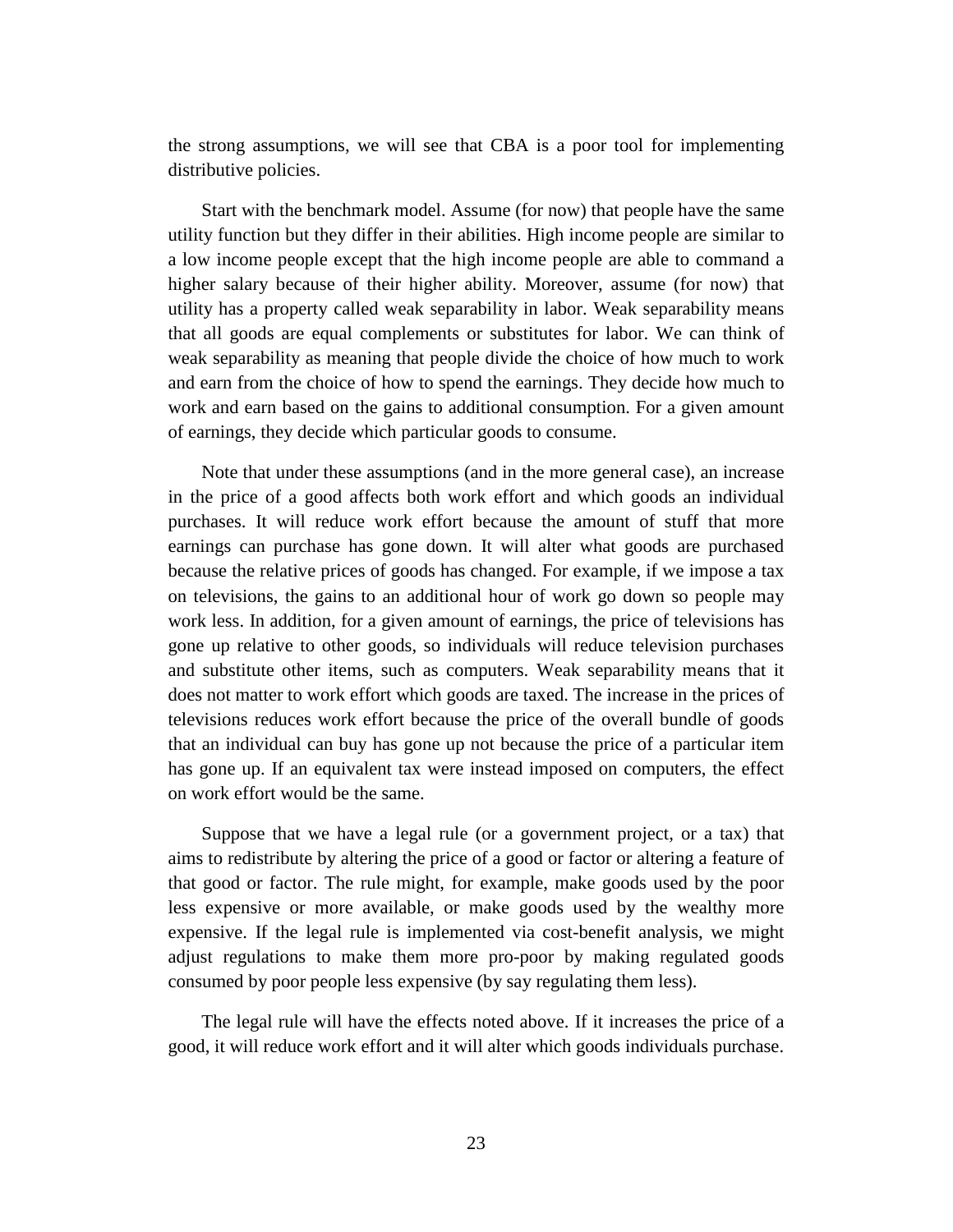the strong assumptions, we will see that CBA is a poor tool for implementing distributive policies.

Start with the benchmark model. Assume (for now) that people have the same utility function but they differ in their abilities. High income people are similar to a low income people except that the high income people are able to command a higher salary because of their higher ability. Moreover, assume (for now) that utility has a property called weak separability in labor. Weak separability means that all goods are equal complements or substitutes for labor. We can think of weak separability as meaning that people divide the choice of how much to work and earn from the choice of how to spend the earnings. They decide how much to work and earn based on the gains to additional consumption. For a given amount of earnings, they decide which particular goods to consume.

Note that under these assumptions (and in the more general case), an increase in the price of a good affects both work effort and which goods an individual purchases. It will reduce work effort because the amount of stuff that more earnings can purchase has gone down. It will alter what goods are purchased because the relative prices of goods has changed. For example, if we impose a tax on televisions, the gains to an additional hour of work go down so people may work less. In addition, for a given amount of earnings, the price of televisions has gone up relative to other goods, so individuals will reduce television purchases and substitute other items, such as computers. Weak separability means that it does not matter to work effort which goods are taxed. The increase in the prices of televisions reduces work effort because the price of the overall bundle of goods that an individual can buy has gone up not because the price of a particular item has gone up. If an equivalent tax were instead imposed on computers, the effect on work effort would be the same.

Suppose that we have a legal rule (or a government project, or a tax) that aims to redistribute by altering the price of a good or factor or altering a feature of that good or factor. The rule might, for example, make goods used by the poor less expensive or more available, or make goods used by the wealthy more expensive. If the legal rule is implemented via cost-benefit analysis, we might adjust regulations to make them more pro-poor by making regulated goods consumed by poor people less expensive (by say regulating them less).

The legal rule will have the effects noted above. If it increases the price of a good, it will reduce work effort and it will alter which goods individuals purchase.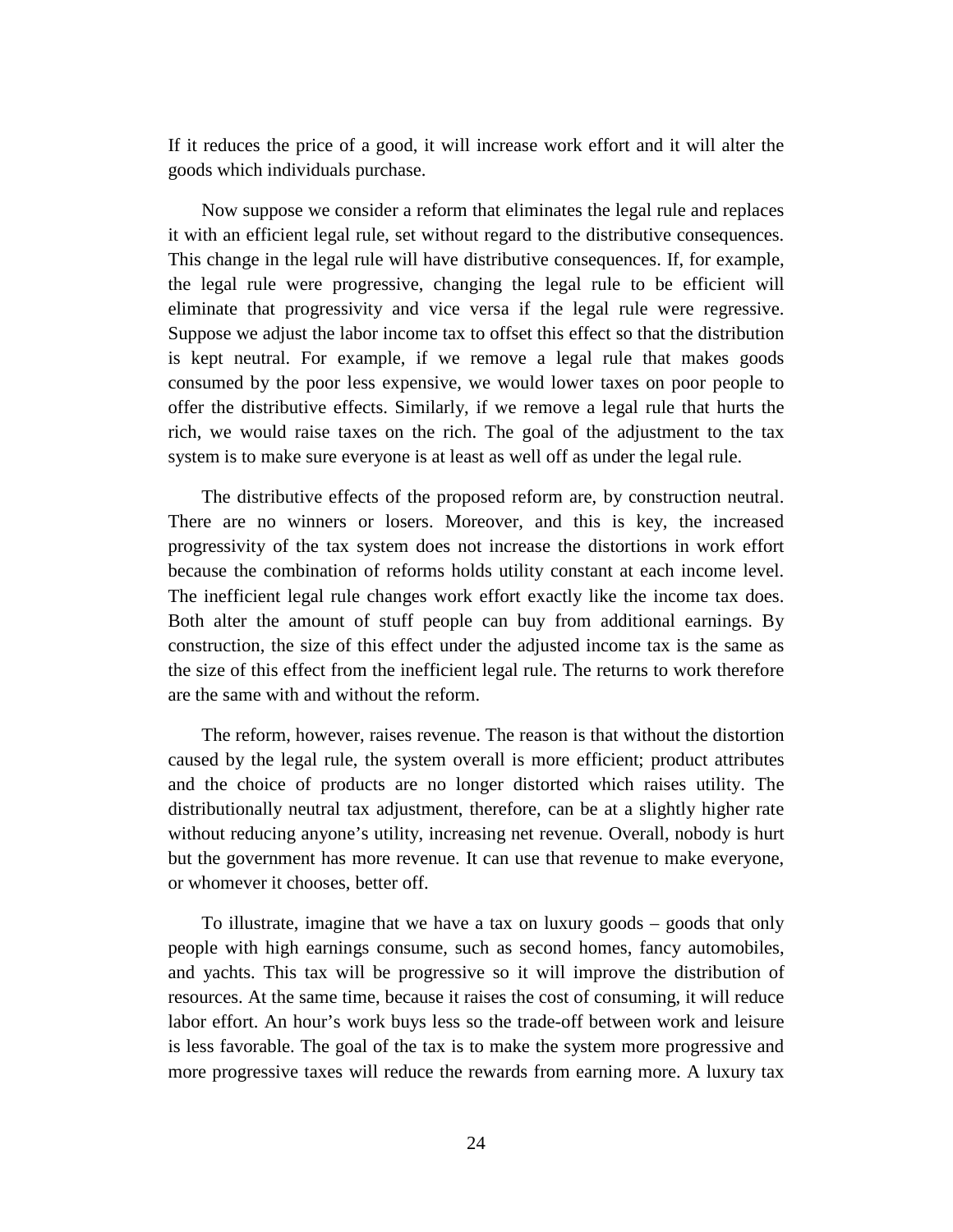If it reduces the price of a good, it will increase work effort and it will alter the goods which individuals purchase.

Now suppose we consider a reform that eliminates the legal rule and replaces it with an efficient legal rule, set without regard to the distributive consequences. This change in the legal rule will have distributive consequences. If, for example, the legal rule were progressive, changing the legal rule to be efficient will eliminate that progressivity and vice versa if the legal rule were regressive. Suppose we adjust the labor income tax to offset this effect so that the distribution is kept neutral. For example, if we remove a legal rule that makes goods consumed by the poor less expensive, we would lower taxes on poor people to offer the distributive effects. Similarly, if we remove a legal rule that hurts the rich, we would raise taxes on the rich. The goal of the adjustment to the tax system is to make sure everyone is at least as well off as under the legal rule.

The distributive effects of the proposed reform are, by construction neutral. There are no winners or losers. Moreover, and this is key, the increased progressivity of the tax system does not increase the distortions in work effort because the combination of reforms holds utility constant at each income level. The inefficient legal rule changes work effort exactly like the income tax does. Both alter the amount of stuff people can buy from additional earnings. By construction, the size of this effect under the adjusted income tax is the same as the size of this effect from the inefficient legal rule. The returns to work therefore are the same with and without the reform.

The reform, however, raises revenue. The reason is that without the distortion caused by the legal rule, the system overall is more efficient; product attributes and the choice of products are no longer distorted which raises utility. The distributionally neutral tax adjustment, therefore, can be at a slightly higher rate without reducing anyone's utility, increasing net revenue. Overall, nobody is hurt but the government has more revenue. It can use that revenue to make everyone, or whomever it chooses, better off.

To illustrate, imagine that we have a tax on luxury goods – goods that only people with high earnings consume, such as second homes, fancy automobiles, and yachts. This tax will be progressive so it will improve the distribution of resources. At the same time, because it raises the cost of consuming, it will reduce labor effort. An hour's work buys less so the trade-off between work and leisure is less favorable. The goal of the tax is to make the system more progressive and more progressive taxes will reduce the rewards from earning more. A luxury tax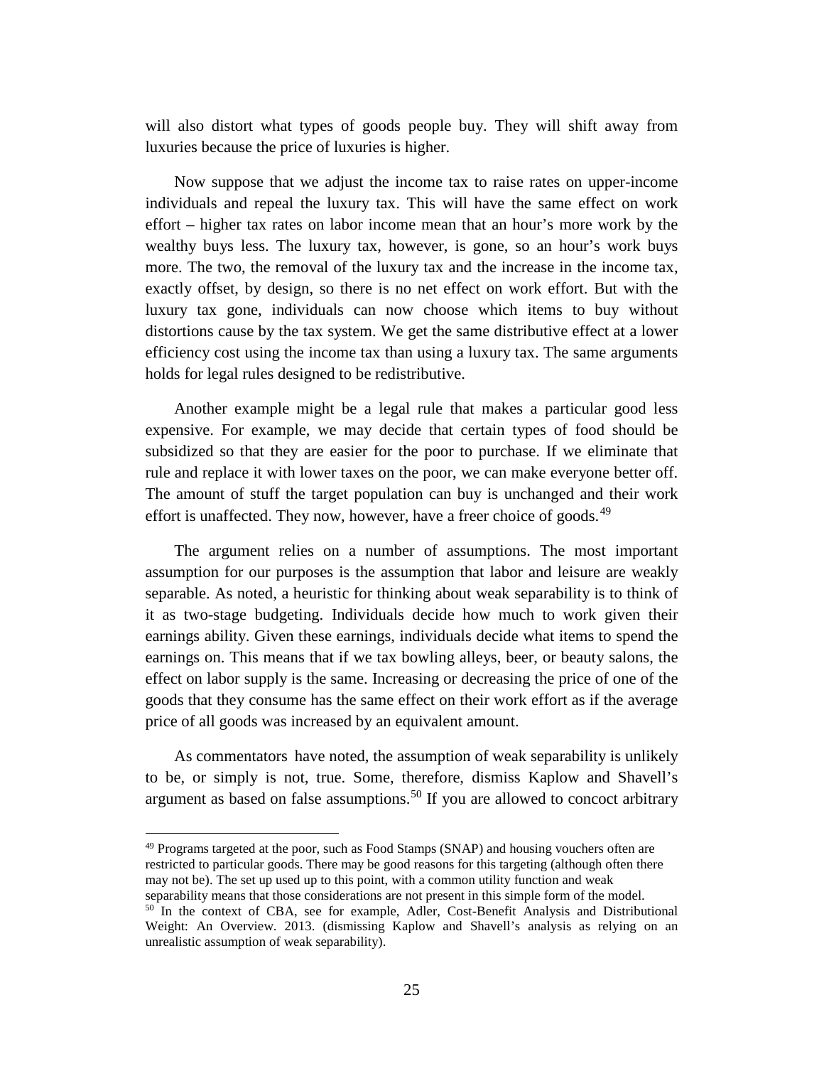will also distort what types of goods people buy. They will shift away from luxuries because the price of luxuries is higher.

Now suppose that we adjust the income tax to raise rates on upper-income individuals and repeal the luxury tax. This will have the same effect on work effort – higher tax rates on labor income mean that an hour's more work by the wealthy buys less. The luxury tax, however, is gone, so an hour's work buys more. The two, the removal of the luxury tax and the increase in the income tax, exactly offset, by design, so there is no net effect on work effort. But with the luxury tax gone, individuals can now choose which items to buy without distortions cause by the tax system. We get the same distributive effect at a lower efficiency cost using the income tax than using a luxury tax. The same arguments holds for legal rules designed to be redistributive.

Another example might be a legal rule that makes a particular good less expensive. For example, we may decide that certain types of food should be subsidized so that they are easier for the poor to purchase. If we eliminate that rule and replace it with lower taxes on the poor, we can make everyone better off. The amount of stuff the target population can buy is unchanged and their work effort is unaffected. They now, however, have a freer choice of goods.[49]

The argument relies on a number of assumptions. The most important assumption for our purposes is the assumption that labor and leisure are weakly separable. As noted, a heuristic for thinking about weak separability is to think of it as two-stage budgeting. Individuals decide how much to work given their earnings ability. Given these earnings, individuals decide what items to spend the earnings on. This means that if we tax bowling alleys, beer, or beauty salons, the effect on labor supply is the same. Increasing or decreasing the price of one of the goods that they consume has the same effect on their work effort as if the average price of all goods was increased by an equivalent amount.

As commentators have noted, the assumption of weak separability is unlikely to be, or simply is not, true. Some, therefore, dismiss Kaplow and Shavell's argument as based on false assumptions.[50] If you are allowed to concoct arbitrary

---

[49] Programs targeted at the poor, such as Food Stamps (SNAP) and housing vouchers often are restricted to particular goods. There may be good reasons for this targeting (although often there may not be). The set up used up to this point, with a common utility function and weak separability means that those considerations are not present in this simple form of the model.

[50] In the context of CBA, see for example, Adler, Cost-Benefit Analysis and Distributional Weight: An Overview. 2013. (dismissing Kaplow and Shavell's analysis as relying on an unrealistic assumption of weak separability).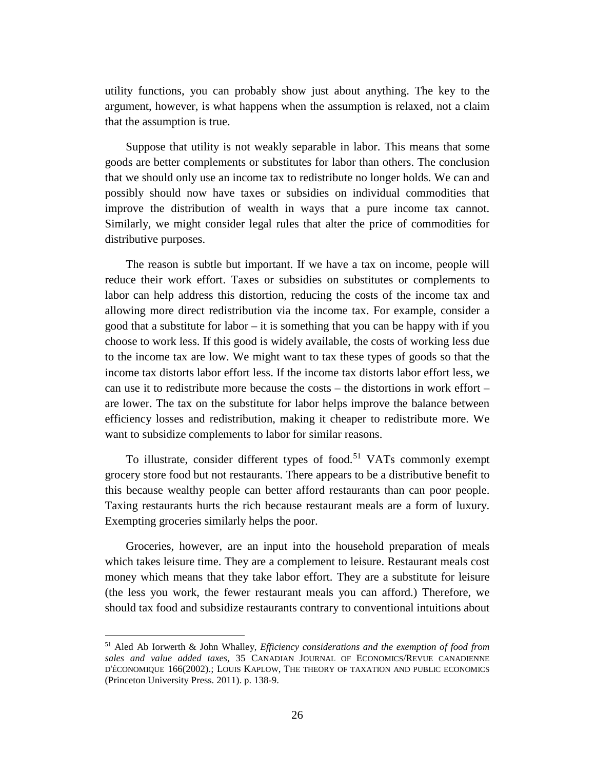utility functions, you can probably show just about anything. The key to the argument, however, is what happens when the assumption is relaxed, not a claim that the assumption is true.

Suppose that utility is not weakly separable in labor. This means that some goods are better complements or substitutes for labor than others. The conclusion that we should only use an income tax to redistribute no longer holds. We can and possibly should now have taxes or subsidies on individual commodities that improve the distribution of wealth in ways that a pure income tax cannot. Similarly, we might consider legal rules that alter the price of commodities for distributive purposes.

The reason is subtle but important. If we have a tax on income, people will reduce their work effort. Taxes or subsidies on substitutes or complements to labor can help address this distortion, reducing the costs of the income tax and allowing more direct redistribution via the income tax. For example, consider a good that a substitute for labor – it is something that you can be happy with if you choose to work less. If this good is widely available, the costs of working less due to the income tax are low. We might want to tax these types of goods so that the income tax distorts labor effort less. If the income tax distorts labor effort less, we can use it to redistribute more because the costs – the distortions in work effort – are lower. The tax on the substitute for labor helps improve the balance between efficiency losses and redistribution, making it cheaper to redistribute more. We want to subsidize complements to labor for similar reasons.

To illustrate, consider different types of food.[51] VATs commonly exempt grocery store food but not restaurants. There appears to be a distributive benefit to this because wealthy people can better afford restaurants than can poor people. Taxing restaurants hurts the rich because restaurant meals are a form of luxury. Exempting groceries similarly helps the poor.

Groceries, however, are an input into the household preparation of meals which takes leisure time. They are a complement to leisure. Restaurant meals cost money which means that they take labor effort. They are a substitute for leisure (the less you work, the fewer restaurant meals you can afford.) Therefore, we should tax food and subsidize restaurants contrary to conventional intuitions about

---

[51] Aled Ab Iorwerth & John Whalley, *Efficiency considerations and the exemption of food from sales and value added taxes*, 35 CANADIAN JOURNAL OF ECONOMICS/REVUE CANADIENNE D'ÉCONOMIQUE 166(2002).; LOUIS KAPLOW, THE THEORY OF TAXATION AND PUBLIC ECONOMICS (Princeton University Press. 2011). p. 138-9.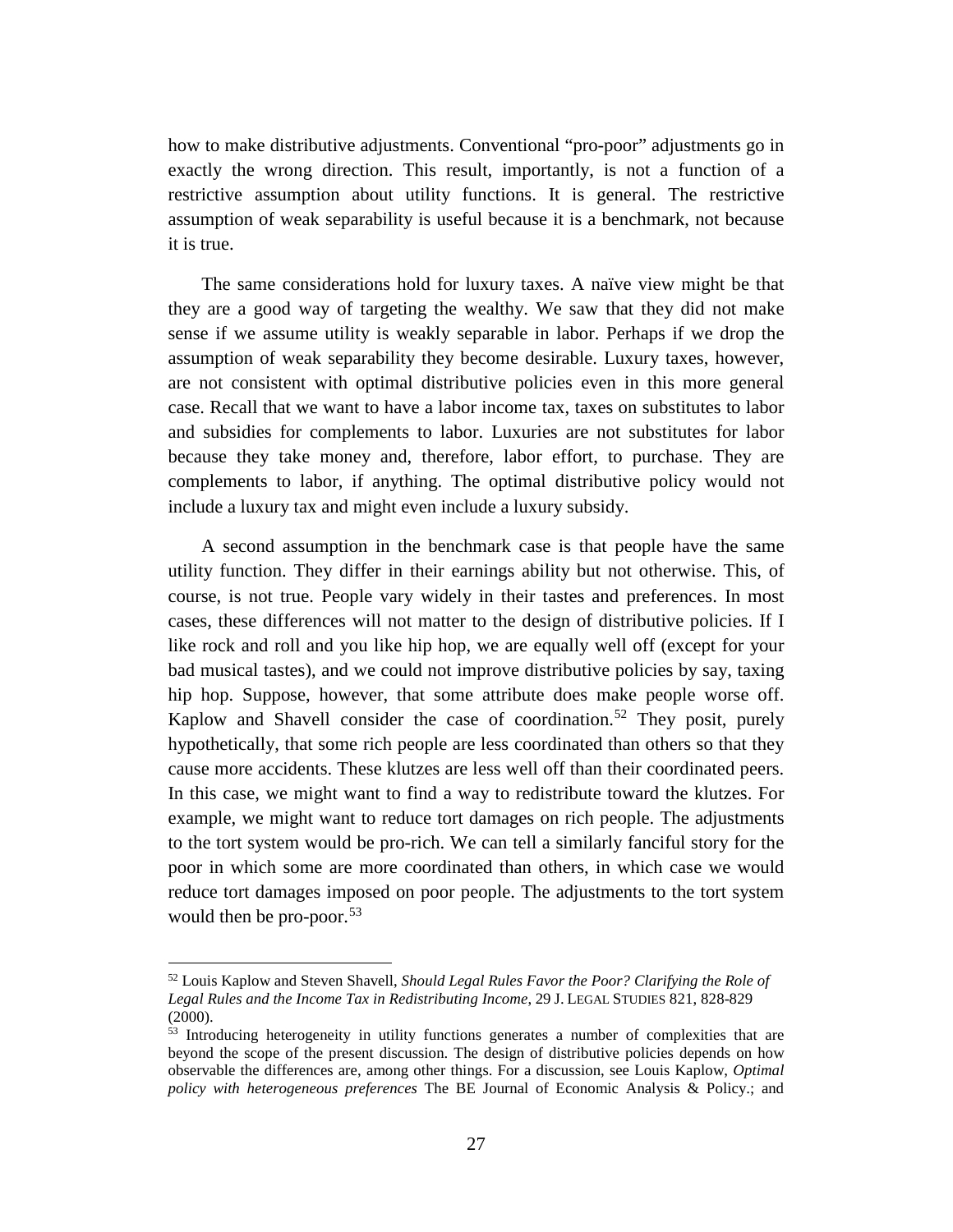how to make distributive adjustments. Conventional "pro-poor" adjustments go in exactly the wrong direction. This result, importantly, is not a function of a restrictive assumption about utility functions. It is general. The restrictive assumption of weak separability is useful because it is a benchmark, not because it is true.

The same considerations hold for luxury taxes. A naïve view might be that they are a good way of targeting the wealthy. We saw that they did not make sense if we assume utility is weakly separable in labor. Perhaps if we drop the assumption of weak separability they become desirable. Luxury taxes, however, are not consistent with optimal distributive policies even in this more general case. Recall that we want to have a labor income tax, taxes on substitutes to labor and subsidies for complements to labor. Luxuries are not substitutes for labor because they take money and, therefore, labor effort, to purchase. They are complements to labor, if anything. The optimal distributive policy would not include a luxury tax and might even include a luxury subsidy.

A second assumption in the benchmark case is that people have the same utility function. They differ in their earnings ability but not otherwise. This, of course, is not true. People vary widely in their tastes and preferences. In most cases, these differences will not matter to the design of distributive policies. If I like rock and roll and you like hip hop, we are equally well off (except for your bad musical tastes), and we could not improve distributive policies by say, taxing hip hop. Suppose, however, that some attribute does make people worse off. Kaplow and Shavell consider the case of coordination.[52] They posit, purely hypothetically, that some rich people are less coordinated than others so that they cause more accidents. These klutzes are less well off than their coordinated peers. In this case, we might want to find a way to redistribute toward the klutzes. For example, we might want to reduce tort damages on rich people. The adjustments to the tort system would be pro-rich. We can tell a similarly fanciful story for the poor in which some are more coordinated than others, in which case we would reduce tort damages imposed on poor people. The adjustments to the tort system would then be pro-poor.[53]

---

[52] Louis Kaplow and Steven Shavell, *Should Legal Rules Favor the Poor? Clarifying the Role of Legal Rules and the Income Tax in Redistributing Income*, 29 J. LEGAL STUDIES 821, 828-829 (2000).

[53] Introducing heterogeneity in utility functions generates a number of complexities that are beyond the scope of the present discussion. The design of distributive policies depends on how observable the differences are, among other things. For a discussion, see Louis Kaplow, *Optimal policy with heterogeneous preferences* The BE Journal of Economic Analysis & Policy.; and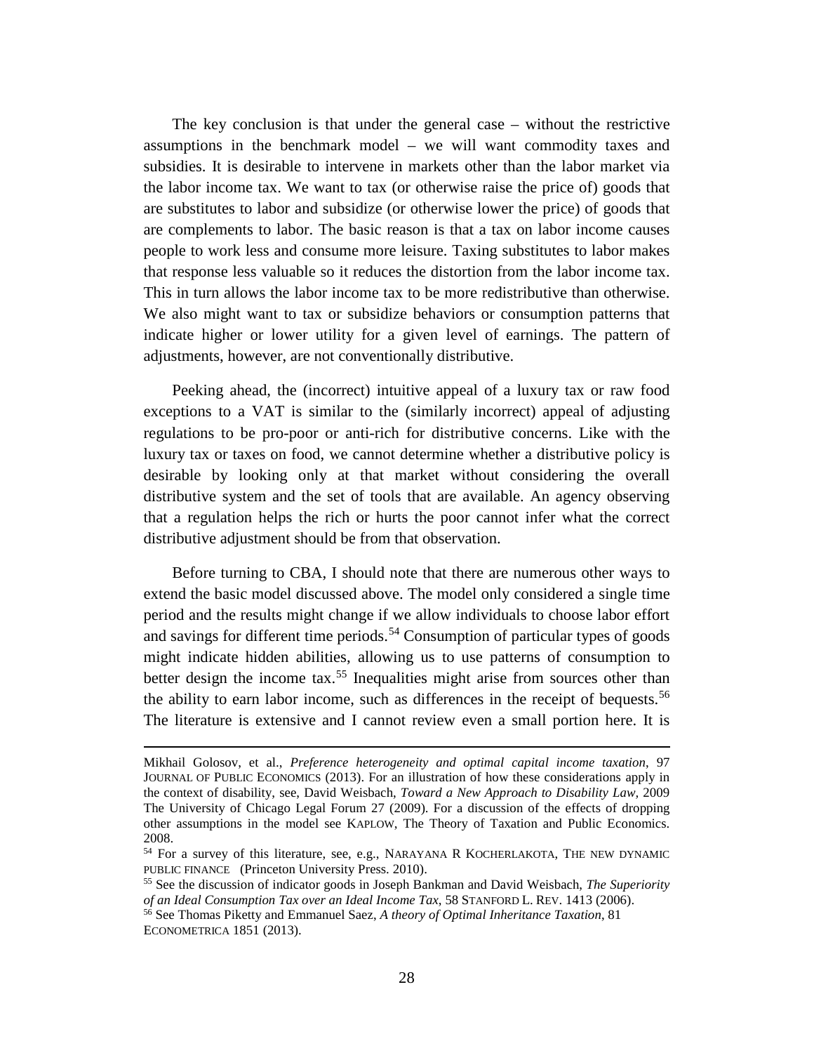The key conclusion is that under the general case – without the restrictive assumptions in the benchmark model – we will want commodity taxes and subsidies. It is desirable to intervene in markets other than the labor market via the labor income tax. We want to tax (or otherwise raise the price of) goods that are substitutes to labor and subsidize (or otherwise lower the price) of goods that are complements to labor. The basic reason is that a tax on labor income causes people to work less and consume more leisure. Taxing substitutes to labor makes that response less valuable so it reduces the distortion from the labor income tax. This in turn allows the labor income tax to be more redistributive than otherwise. We also might want to tax or subsidize behaviors or consumption patterns that indicate higher or lower utility for a given level of earnings. The pattern of adjustments, however, are not conventionally distributive.

Peeking ahead, the (incorrect) intuitive appeal of a luxury tax or raw food exceptions to a VAT is similar to the (similarly incorrect) appeal of adjusting regulations to be pro-poor or anti-rich for distributive concerns. Like with the luxury tax or taxes on food, we cannot determine whether a distributive policy is desirable by looking only at that market without considering the overall distributive system and the set of tools that are available. An agency observing that a regulation helps the rich or hurts the poor cannot infer what the correct distributive adjustment should be from that observation.

Before turning to CBA, I should note that there are numerous other ways to extend the basic model discussed above. The model only considered a single time period and the results might change if we allow individuals to choose labor effort and savings for different time periods.[54] Consumption of particular types of goods might indicate hidden abilities, allowing us to use patterns of consumption to better design the income tax.[55] Inequalities might arise from sources other than the ability to earn labor income, such as differences in the receipt of bequests.[56] The literature is extensive and I cannot review even a small portion here. It is

---

Mikhail Golosov, et al., *Preference heterogeneity and optimal capital income taxation*, 97 JOURNAL OF PUBLIC ECONOMICS (2013). For an illustration of how these considerations apply in the context of disability, see, David Weisbach, *Toward a New Approach to Disability Law*, 2009 The University of Chicago Legal Forum 27 (2009). For a discussion of the effects of dropping other assumptions in the model see KAPLOW, The Theory of Taxation and Public Economics. 2008.

[54] For a survey of this literature, see, e.g., NARAYANA R KOCHERLAKOTA, THE NEW DYNAMIC PUBLIC FINANCE (Princeton University Press. 2010).

[55] See the discussion of indicator goods in Joseph Bankman and David Weisbach, *The Superiority of an Ideal Consumption Tax over an Ideal Income Tax*, 58 STANFORD L. REV. 1413 (2006).

[56] See Thomas Piketty and Emmanuel Saez, *A theory of Optimal Inheritance Taxation*, 81 ECONOMETRICA 1851 (2013).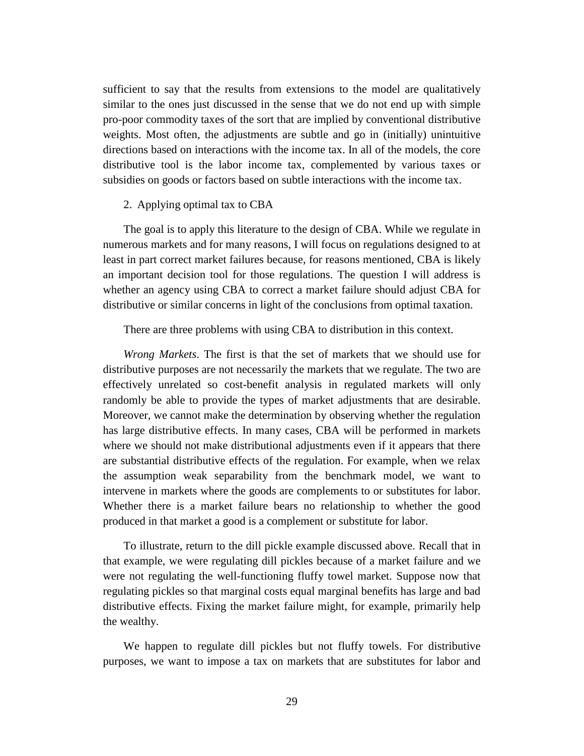sufficient to say that the results from extensions to the model are qualitatively similar to the ones just discussed in the sense that we do not end up with simple pro-poor commodity taxes of the sort that are implied by conventional distributive weights. Most often, the adjustments are subtle and go in (initially) unintuitive directions based on interactions with the income tax. In all of the models, the core distributive tool is the labor income tax, complemented by various taxes or subsidies on goods or factors based on subtle interactions with the income tax.

2. Applying optimal tax to CBA

The goal is to apply this literature to the design of CBA. While we regulate in numerous markets and for many reasons, I will focus on regulations designed to at least in part correct market failures because, for reasons mentioned, CBA is likely an important decision tool for those regulations. The question I will address is whether an agency using CBA to correct a market failure should adjust CBA for distributive or similar concerns in light of the conclusions from optimal taxation.

There are three problems with using CBA to distribution in this context.

*Wrong Markets*. The first is that the set of markets that we should use for distributive purposes are not necessarily the markets that we regulate. The two are effectively unrelated so cost-benefit analysis in regulated markets will only randomly be able to provide the types of market adjustments that are desirable. Moreover, we cannot make the determination by observing whether the regulation has large distributive effects. In many cases, CBA will be performed in markets where we should not make distributional adjustments even if it appears that there are substantial distributive effects of the regulation. For example, when we relax the assumption weak separability from the benchmark model, we want to intervene in markets where the goods are complements to or substitutes for labor. Whether there is a market failure bears no relationship to whether the good produced in that market a good is a complement or substitute for labor.

To illustrate, return to the dill pickle example discussed above. Recall that in that example, we were regulating dill pickles because of a market failure and we were not regulating the well-functioning fluffy towel market. Suppose now that regulating pickles so that marginal costs equal marginal benefits has large and bad distributive effects. Fixing the market failure might, for example, primarily help the wealthy.

We happen to regulate dill pickles but not fluffy towels. For distributive purposes, we want to impose a tax on markets that are substitutes for labor and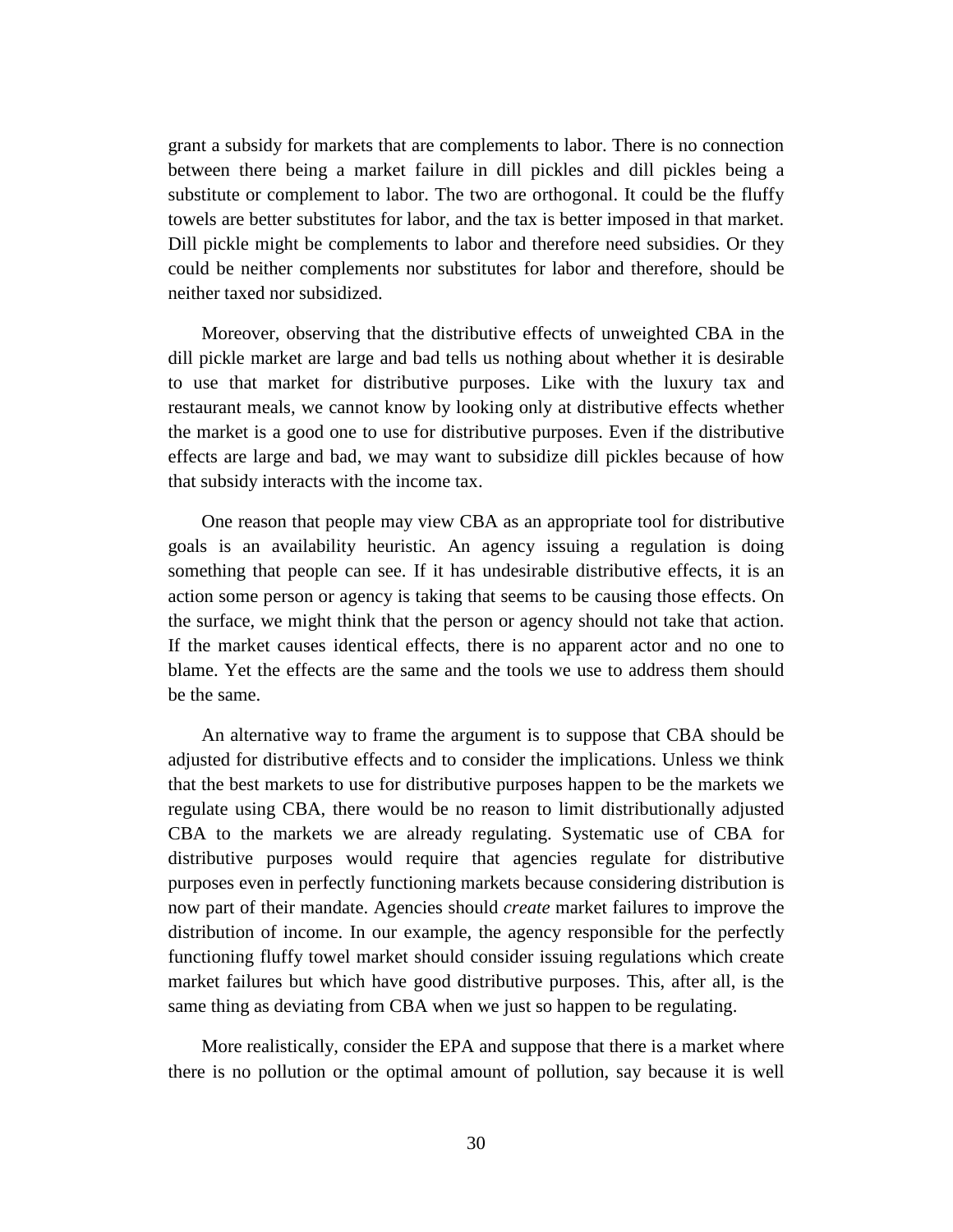grant a subsidy for markets that are complements to labor. There is no connection between there being a market failure in dill pickles and dill pickles being a substitute or complement to labor. The two are orthogonal. It could be the fluffy towels are better substitutes for labor, and the tax is better imposed in that market. Dill pickle might be complements to labor and therefore need subsidies. Or they could be neither complements nor substitutes for labor and therefore, should be neither taxed nor subsidized.

Moreover, observing that the distributive effects of unweighted CBA in the dill pickle market are large and bad tells us nothing about whether it is desirable to use that market for distributive purposes. Like with the luxury tax and restaurant meals, we cannot know by looking only at distributive effects whether the market is a good one to use for distributive purposes. Even if the distributive effects are large and bad, we may want to subsidize dill pickles because of how that subsidy interacts with the income tax.

One reason that people may view CBA as an appropriate tool for distributive goals is an availability heuristic. An agency issuing a regulation is doing something that people can see. If it has undesirable distributive effects, it is an action some person or agency is taking that seems to be causing those effects. On the surface, we might think that the person or agency should not take that action. If the market causes identical effects, there is no apparent actor and no one to blame. Yet the effects are the same and the tools we use to address them should be the same.

An alternative way to frame the argument is to suppose that CBA should be adjusted for distributive effects and to consider the implications. Unless we think that the best markets to use for distributive purposes happen to be the markets we regulate using CBA, there would be no reason to limit distributionally adjusted CBA to the markets we are already regulating. Systematic use of CBA for distributive purposes would require that agencies regulate for distributive purposes even in perfectly functioning markets because considering distribution is now part of their mandate. Agencies should *create* market failures to improve the distribution of income. In our example, the agency responsible for the perfectly functioning fluffy towel market should consider issuing regulations which create market failures but which have good distributive purposes. This, after all, is the same thing as deviating from CBA when we just so happen to be regulating.

More realistically, consider the EPA and suppose that there is a market where there is no pollution or the optimal amount of pollution, say because it is well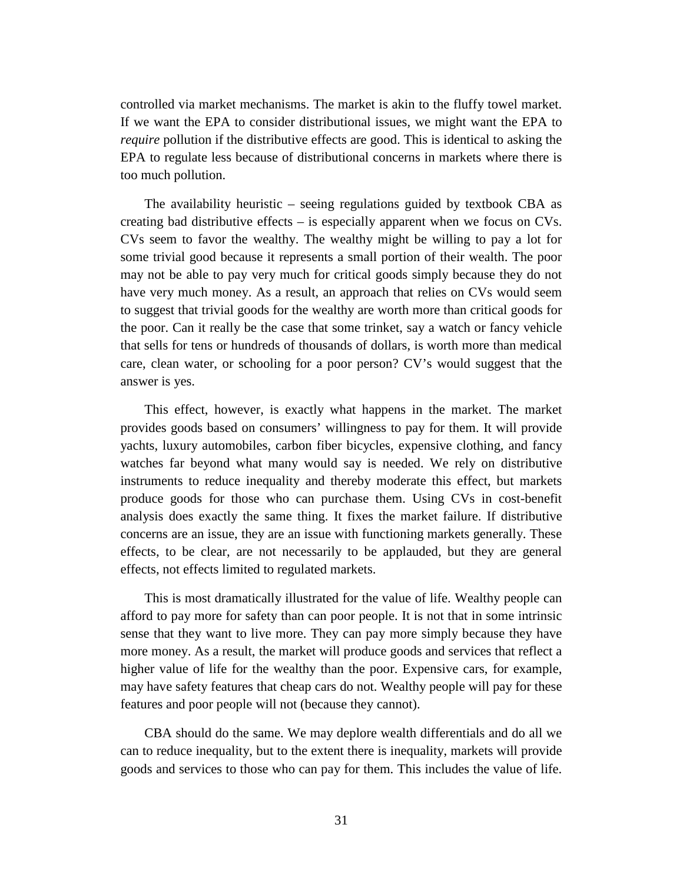controlled via market mechanisms. The market is akin to the fluffy towel market. If we want the EPA to consider distributional issues, we might want the EPA to *require* pollution if the distributive effects are good. This is identical to asking the EPA to regulate less because of distributional concerns in markets where there is too much pollution.

The availability heuristic – seeing regulations guided by textbook CBA as creating bad distributive effects – is especially apparent when we focus on CVs. CVs seem to favor the wealthy. The wealthy might be willing to pay a lot for some trivial good because it represents a small portion of their wealth. The poor may not be able to pay very much for critical goods simply because they do not have very much money. As a result, an approach that relies on CVs would seem to suggest that trivial goods for the wealthy are worth more than critical goods for the poor. Can it really be the case that some trinket, say a watch or fancy vehicle that sells for tens or hundreds of thousands of dollars, is worth more than medical care, clean water, or schooling for a poor person? CV's would suggest that the answer is yes.

This effect, however, is exactly what happens in the market. The market provides goods based on consumers' willingness to pay for them. It will provide yachts, luxury automobiles, carbon fiber bicycles, expensive clothing, and fancy watches far beyond what many would say is needed. We rely on distributive instruments to reduce inequality and thereby moderate this effect, but markets produce goods for those who can purchase them. Using CVs in cost-benefit analysis does exactly the same thing. It fixes the market failure. If distributive concerns are an issue, they are an issue with functioning markets generally. These effects, to be clear, are not necessarily to be applauded, but they are general effects, not effects limited to regulated markets.

This is most dramatically illustrated for the value of life. Wealthy people can afford to pay more for safety than can poor people. It is not that in some intrinsic sense that they want to live more. They can pay more simply because they have more money. As a result, the market will produce goods and services that reflect a higher value of life for the wealthy than the poor. Expensive cars, for example, may have safety features that cheap cars do not. Wealthy people will pay for these features and poor people will not (because they cannot).

CBA should do the same. We may deplore wealth differentials and do all we can to reduce inequality, but to the extent there is inequality, markets will provide goods and services to those who can pay for them. This includes the value of life.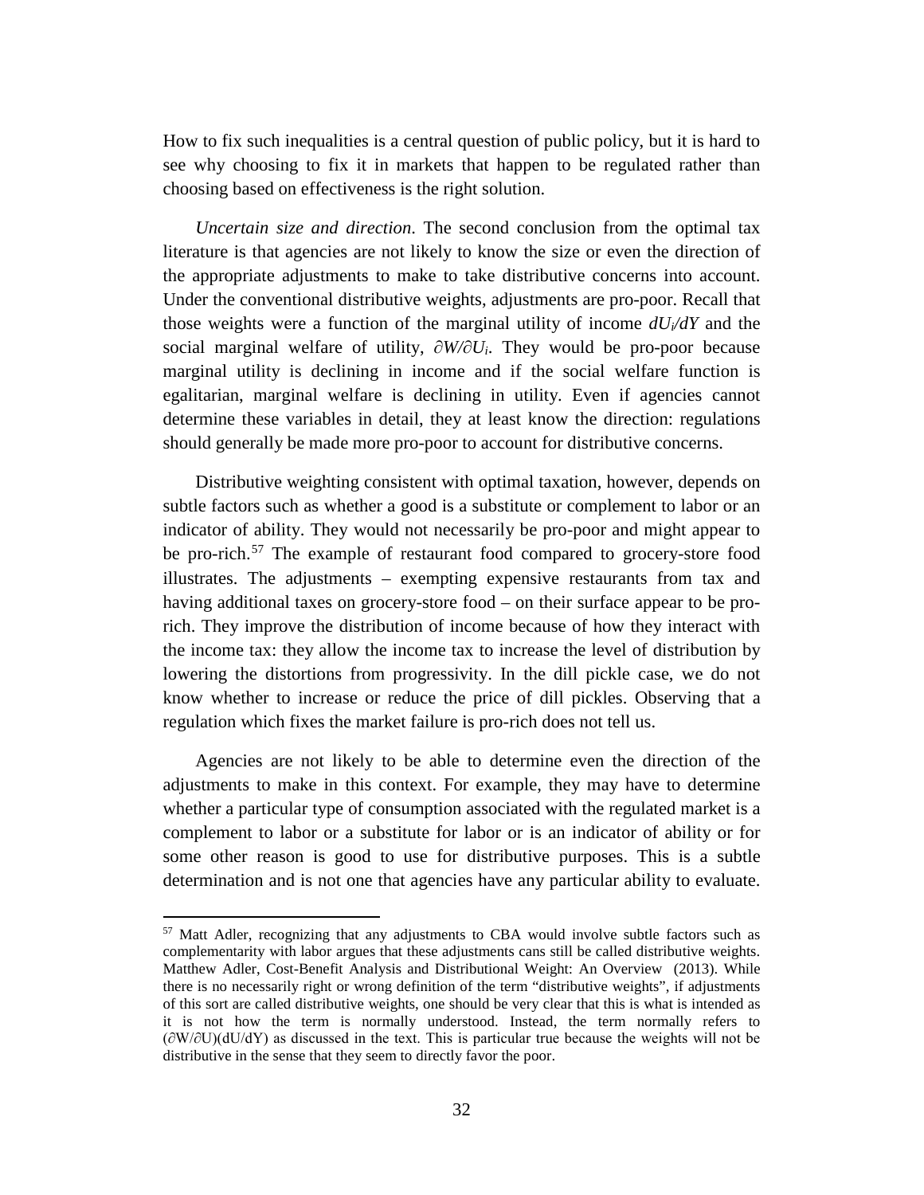How to fix such inequalities is a central question of public policy, but it is hard to see why choosing to fix it in markets that happen to be regulated rather than choosing based on effectiveness is the right solution.

*Uncertain size and direction*. The second conclusion from the optimal tax literature is that agencies are not likely to know the size or even the direction of the appropriate adjustments to make to take distributive concerns into account. Under the conventional distributive weights, adjustments are pro-poor. Recall that those weights were a function of the marginal utility of income $dU_i/dY$ and the social marginal welfare of utility, $\partial W/\partial U_i$. They would be pro-poor because marginal utility is declining in income and if the social welfare function is egalitarian, marginal welfare is declining in utility. Even if agencies cannot determine these variables in detail, they at least know the direction: regulations should generally be made more pro-poor to account for distributive concerns.

Distributive weighting consistent with optimal taxation, however, depends on subtle factors such as whether a good is a substitute or complement to labor or an indicator of ability. They would not necessarily be pro-poor and might appear to be pro-rich.[57] The example of restaurant food compared to grocery-store food illustrates. The adjustments – exempting expensive restaurants from tax and having additional taxes on grocery-store food – on their surface appear to be pro-rich. They improve the distribution of income because of how they interact with the income tax: they allow the income tax to increase the level of distribution by lowering the distortions from progressivity. In the dill pickle case, we do not know whether to increase or reduce the price of dill pickles. Observing that a regulation which fixes the market failure is pro-rich does not tell us.

Agencies are not likely to be able to determine even the direction of the adjustments to make in this context. For example, they may have to determine whether a particular type of consumption associated with the regulated market is a complement to labor or a substitute for labor or is an indicator of ability or for some other reason is good to use for distributive purposes. This is a subtle determination and is not one that agencies have any particular ability to evaluate.

[57] Matt Adler, recognizing that any adjustments to CBA would involve subtle factors such as complementarity with labor argues that these adjustments cans still be called distributive weights. Matthew Adler, Cost-Benefit Analysis and Distributional Weight: An Overview (2013). While there is no necessarily right or wrong definition of the term "distributive weights", if adjustments of this sort are called distributive weights, one should be very clear that this is what is intended as it is not how the term is normally understood. Instead, the term normally refers to $(\partial W/\partial U)(dU/dY)$ as discussed in the text. This is particular true because the weights will not be distributive in the sense that they seem to directly favor the poor.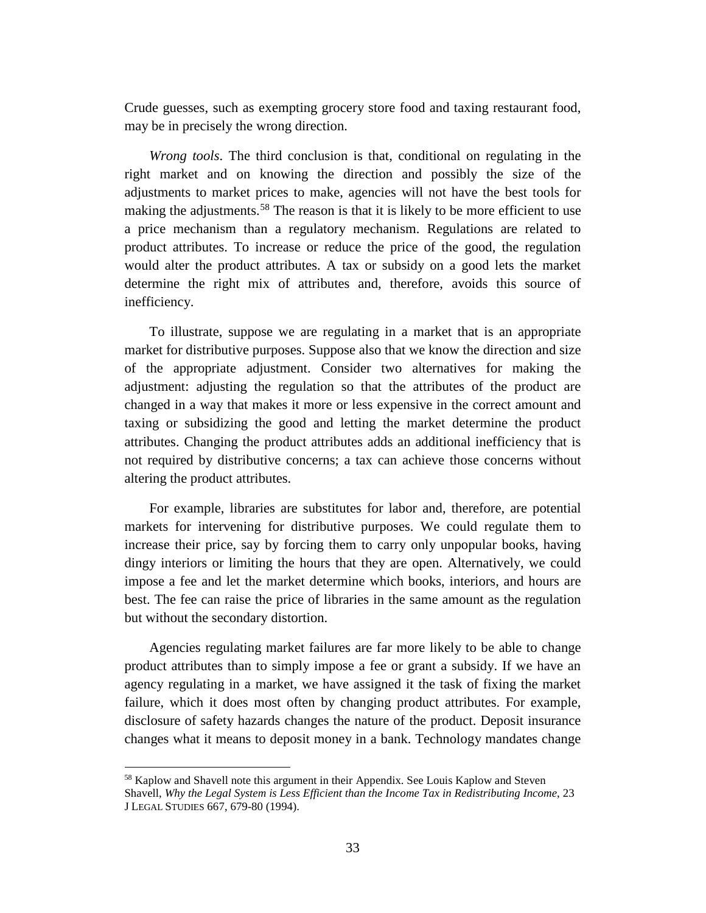Crude guesses, such as exempting grocery store food and taxing restaurant food, may be in precisely the wrong direction.

*Wrong tools*. The third conclusion is that, conditional on regulating in the right market and on knowing the direction and possibly the size of the adjustments to market prices to make, agencies will not have the best tools for making the adjustments.[58] The reason is that it is likely to be more efficient to use a price mechanism than a regulatory mechanism. Regulations are related to product attributes. To increase or reduce the price of the good, the regulation would alter the product attributes. A tax or subsidy on a good lets the market determine the right mix of attributes and, therefore, avoids this source of inefficiency.

To illustrate, suppose we are regulating in a market that is an appropriate market for distributive purposes. Suppose also that we know the direction and size of the appropriate adjustment. Consider two alternatives for making the adjustment: adjusting the regulation so that the attributes of the product are changed in a way that makes it more or less expensive in the correct amount and taxing or subsidizing the good and letting the market determine the product attributes. Changing the product attributes adds an additional inefficiency that is not required by distributive concerns; a tax can achieve those concerns without altering the product attributes.

For example, libraries are substitutes for labor and, therefore, are potential markets for intervening for distributive purposes. We could regulate them to increase their price, say by forcing them to carry only unpopular books, having dingy interiors or limiting the hours that they are open. Alternatively, we could impose a fee and let the market determine which books, interiors, and hours are best. The fee can raise the price of libraries in the same amount as the regulation but without the secondary distortion.

Agencies regulating market failures are far more likely to be able to change product attributes than to simply impose a fee or grant a subsidy. If we have an agency regulating in a market, we have assigned it the task of fixing the market failure, which it does most often by changing product attributes. For example, disclosure of safety hazards changes the nature of the product. Deposit insurance changes what it means to deposit money in a bank. Technology mandates change

[58] Kaplow and Shavell note this argument in their Appendix. See Louis Kaplow and Steven Shavell, *Why the Legal System is Less Efficient than the Income Tax in Redistributing Income*, 23 J LEGAL STUDIES 667, 679-80 (1994).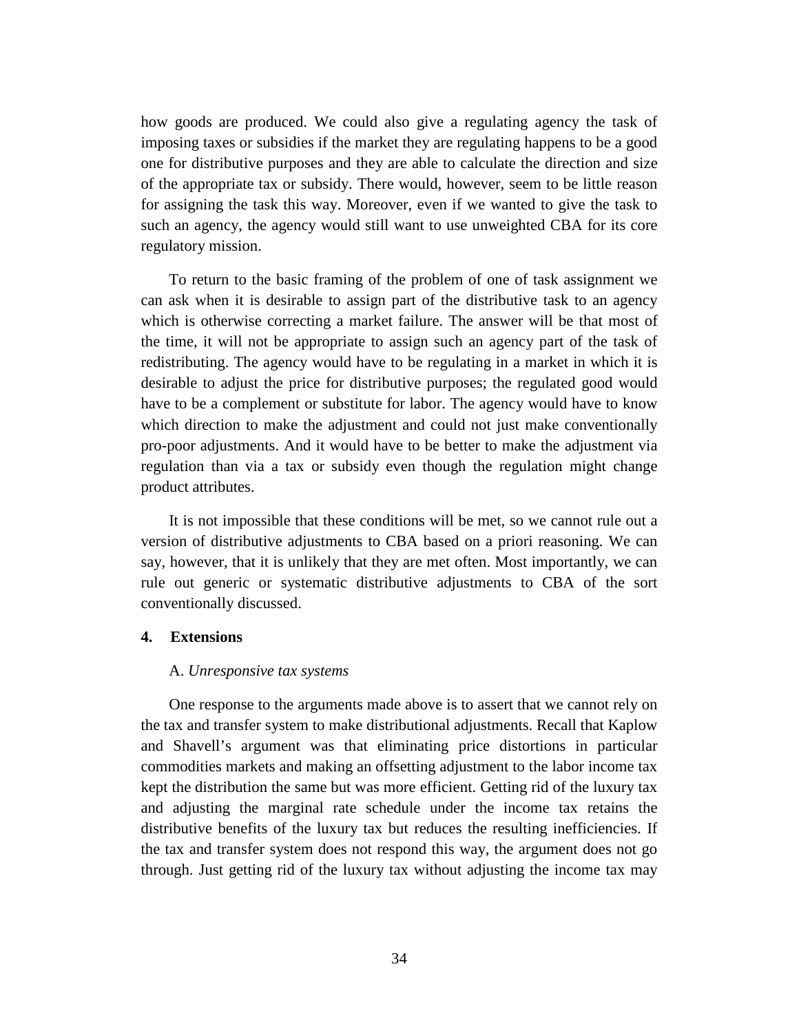how goods are produced. We could also give a regulating agency the task of imposing taxes or subsidies if the market they are regulating happens to be a good one for distributive purposes and they are able to calculate the direction and size of the appropriate tax or subsidy. There would, however, seem to be little reason for assigning the task this way. Moreover, even if we wanted to give the task to such an agency, the agency would still want to use unweighted CBA for its core regulatory mission.

To return to the basic framing of the problem of one of task assignment we can ask when it is desirable to assign part of the distributive task to an agency which is otherwise correcting a market failure. The answer will be that most of the time, it will not be appropriate to assign such an agency part of the task of redistributing. The agency would have to be regulating in a market in which it is desirable to adjust the price for distributive purposes; the regulated good would have to be a complement or substitute for labor. The agency would have to know which direction to make the adjustment and could not just make conventionally pro-poor adjustments. And it would have to be better to make the adjustment via regulation than via a tax or subsidy even though the regulation might change product attributes.

It is not impossible that these conditions will be met, so we cannot rule out a version of distributive adjustments to CBA based on a priori reasoning. We can say, however, that it is unlikely that they are met often. Most importantly, we can rule out generic or systematic distributive adjustments to CBA of the sort conventionally discussed.

## 4. Extensions

### A. *Unresponsive tax systems*

One response to the arguments made above is to assert that we cannot rely on the tax and transfer system to make distributional adjustments. Recall that Kaplow and Shavell's argument was that eliminating price distortions in particular commodities markets and making an offsetting adjustment to the labor income tax kept the distribution the same but was more efficient. Getting rid of the luxury tax and adjusting the marginal rate schedule under the income tax retains the distributive benefits of the luxury tax but reduces the resulting inefficiencies. If the tax and transfer system does not respond this way, the argument does not go through. Just getting rid of the luxury tax without adjusting the income tax may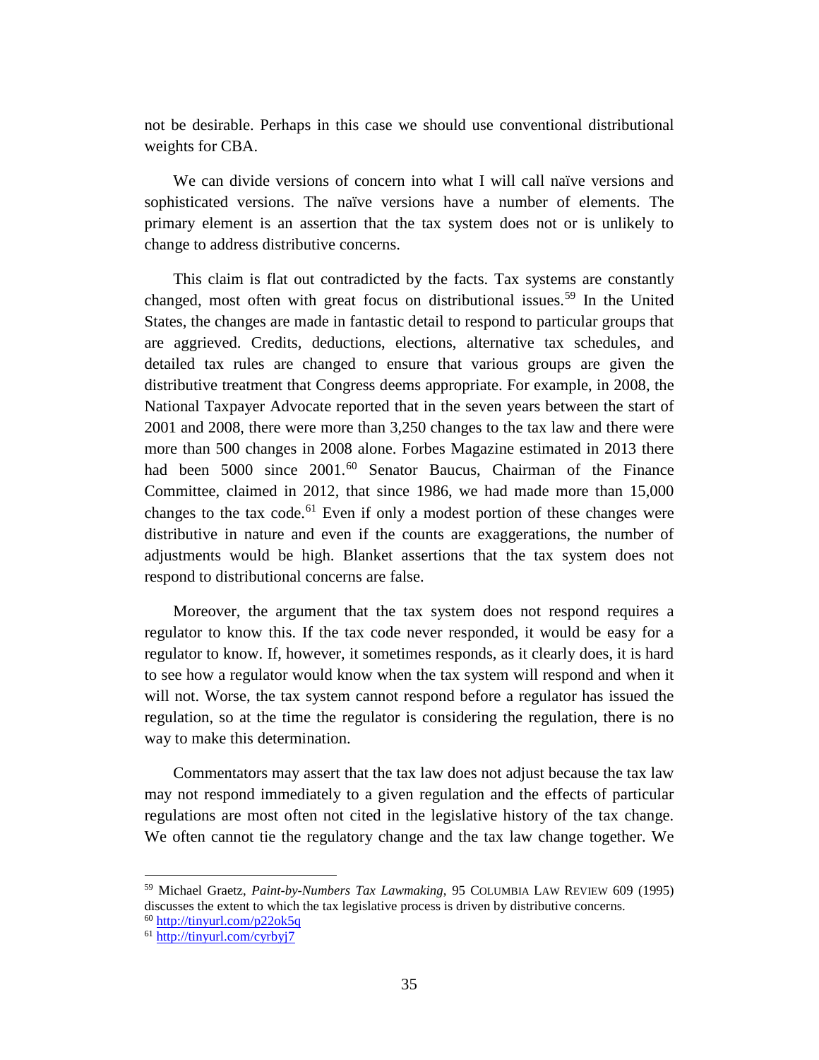not be desirable. Perhaps in this case we should use conventional distributional weights for CBA.

We can divide versions of concern into what I will call naïve versions and sophisticated versions. The naïve versions have a number of elements. The primary element is an assertion that the tax system does not or is unlikely to change to address distributive concerns.

This claim is flat out contradicted by the facts. Tax systems are constantly changed, most often with great focus on distributional issues.[59] In the United States, the changes are made in fantastic detail to respond to particular groups that are aggrieved. Credits, deductions, elections, alternative tax schedules, and detailed tax rules are changed to ensure that various groups are given the distributive treatment that Congress deems appropriate. For example, in 2008, the National Taxpayer Advocate reported that in the seven years between the start of 2001 and 2008, there were more than 3,250 changes to the tax law and there were more than 500 changes in 2008 alone. Forbes Magazine estimated in 2013 there had been 5000 since 2001.[60] Senator Baucus, Chairman of the Finance Committee, claimed in 2012, that since 1986, we had made more than 15,000 changes to the tax code.[61] Even if only a modest portion of these changes were distributive in nature and even if the counts are exaggerations, the number of adjustments would be high. Blanket assertions that the tax system does not respond to distributional concerns are false.

Moreover, the argument that the tax system does not respond requires a regulator to know this. If the tax code never responded, it would be easy for a regulator to know. If, however, it sometimes responds, as it clearly does, it is hard to see how a regulator would know when the tax system will respond and when it will not. Worse, the tax system cannot respond before a regulator has issued the regulation, so at the time the regulator is considering the regulation, there is no way to make this determination.

Commentators may assert that the tax law does not adjust because the tax law may not respond immediately to a given regulation and the effects of particular regulations are most often not cited in the legislative history of the tax change. We often cannot tie the regulatory change and the tax law change together. We

---

[59] Michael Graetz, *Paint-by-Numbers Tax Lawmaking*, 95 COLUMBIA LAW REVIEW 609 (1995) discusses the extent to which the tax legislative process is driven by distributive concerns.

[60] http://tinyurl.com/p22ok5q

[61] http://tinyurl.com/cyrbyj7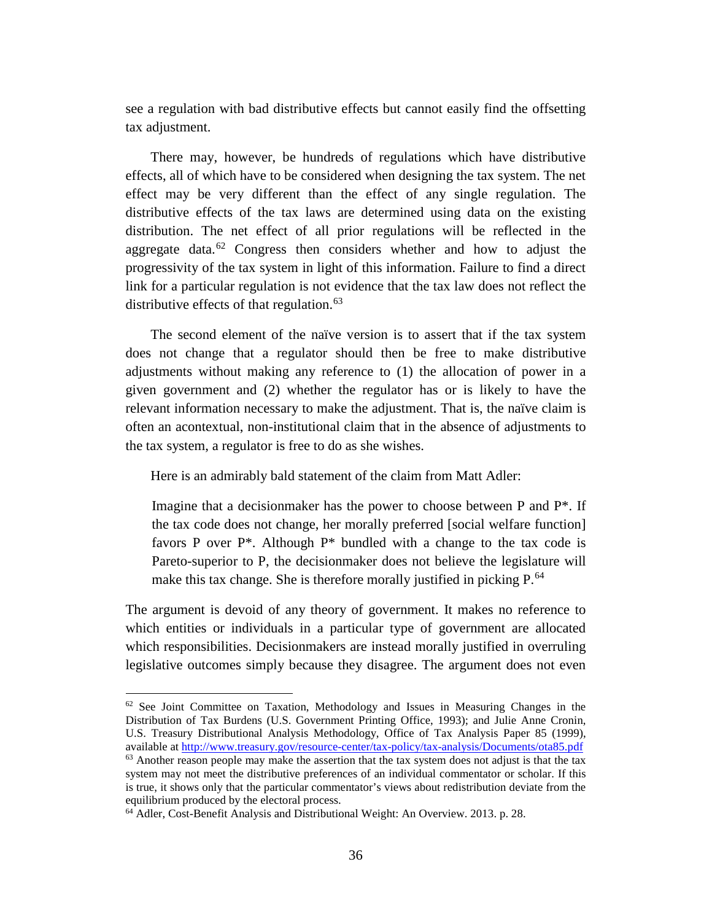see a regulation with bad distributive effects but cannot easily find the offsetting tax adjustment.

There may, however, be hundreds of regulations which have distributive effects, all of which have to be considered when designing the tax system. The net effect may be very different than the effect of any single regulation. The distributive effects of the tax laws are determined using data on the existing distribution. The net effect of all prior regulations will be reflected in the aggregate data.[62] Congress then considers whether and how to adjust the progressivity of the tax system in light of this information. Failure to find a direct link for a particular regulation is not evidence that the tax law does not reflect the distributive effects of that regulation.[63]

The second element of the naïve version is to assert that if the tax system does not change that a regulator should then be free to make distributive adjustments without making any reference to (1) the allocation of power in a given government and (2) whether the regulator has or is likely to have the relevant information necessary to make the adjustment. That is, the naïve claim is often an acontextual, non-institutional claim that in the absence of adjustments to the tax system, a regulator is free to do as she wishes.

Here is an admirably bald statement of the claim from Matt Adler:

> Imagine that a decisionmaker has the power to choose between P and P*. If the tax code does not change, her morally preferred [social welfare function] favors P over P*. Although P* bundled with a change to the tax code is Pareto-superior to P, the decisionmaker does not believe the legislature will make this tax change. She is therefore morally justified in picking P.[64]

The argument is devoid of any theory of government. It makes no reference to which entities or individuals in a particular type of government are allocated which responsibilities. Decisionmakers are instead morally justified in overruling legislative outcomes simply because they disagree. The argument does not even

---

[62] See Joint Committee on Taxation, Methodology and Issues in Measuring Changes in the Distribution of Tax Burdens (U.S. Government Printing Office, 1993); and Julie Anne Cronin, U.S. Treasury Distributional Analysis Methodology, Office of Tax Analysis Paper 85 (1999), available at http://www.treasury.gov/resource-center/tax-policy/tax-analysis/Documents/ota85.pdf

[63] Another reason people may make the assertion that the tax system does not adjust is that the tax system may not meet the distributive preferences of an individual commentator or scholar. If this is true, it shows only that the particular commentator's views about redistribution deviate from the equilibrium produced by the electoral process.

[64] Adler, Cost-Benefit Analysis and Distributional Weight: An Overview. 2013. p. 28.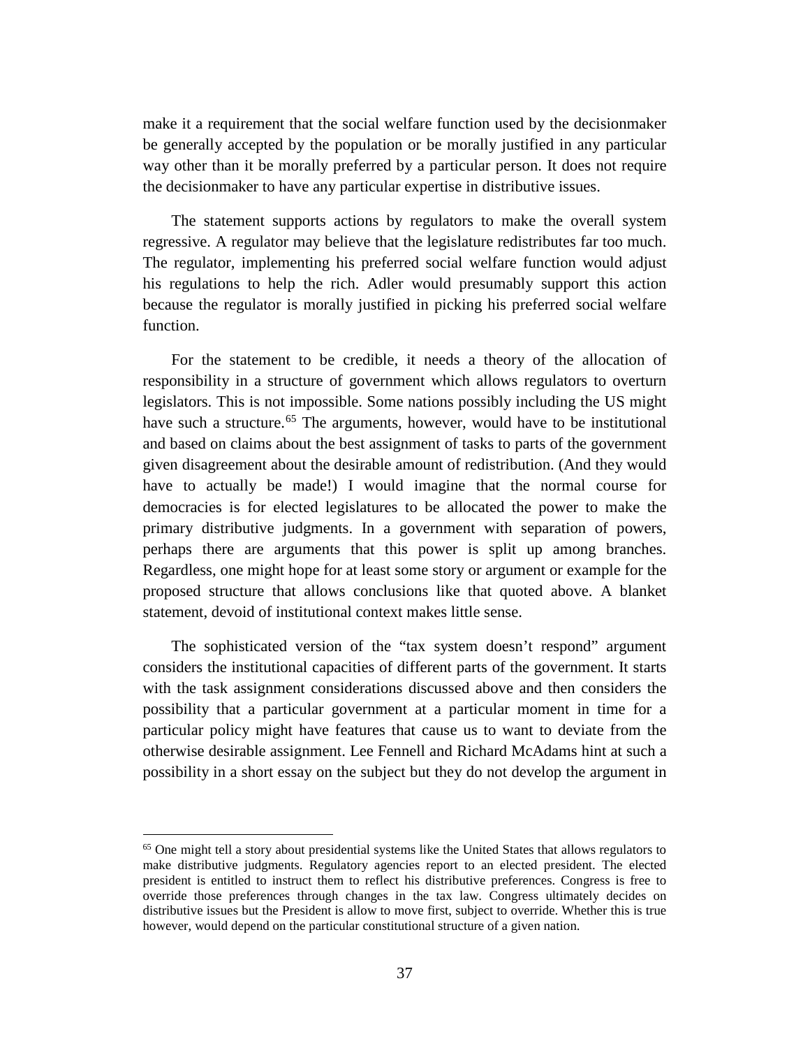make it a requirement that the social welfare function used by the decisionmaker be generally accepted by the population or be morally justified in any particular way other than it be morally preferred by a particular person. It does not require the decisionmaker to have any particular expertise in distributive issues.

The statement supports actions by regulators to make the overall system regressive. A regulator may believe that the legislature redistributes far too much. The regulator, implementing his preferred social welfare function would adjust his regulations to help the rich. Adler would presumably support this action because the regulator is morally justified in picking his preferred social welfare function.

For the statement to be credible, it needs a theory of the allocation of responsibility in a structure of government which allows regulators to overturn legislators. This is not impossible. Some nations possibly including the US might have such a structure.[65] The arguments, however, would have to be institutional and based on claims about the best assignment of tasks to parts of the government given disagreement about the desirable amount of redistribution. (And they would have to actually be made!) I would imagine that the normal course for democracies is for elected legislatures to be allocated the power to make the primary distributive judgments. In a government with separation of powers, perhaps there are arguments that this power is split up among branches. Regardless, one might hope for at least some story or argument or example for the proposed structure that allows conclusions like that quoted above. A blanket statement, devoid of institutional context makes little sense.

The sophisticated version of the "tax system doesn't respond" argument considers the institutional capacities of different parts of the government. It starts with the task assignment considerations discussed above and then considers the possibility that a particular government at a particular moment in time for a particular policy might have features that cause us to want to deviate from the otherwise desirable assignment. Lee Fennell and Richard McAdams hint at such a possibility in a short essay on the subject but they do not develop the argument in

---

[65] One might tell a story about presidential systems like the United States that allows regulators to make distributive judgments. Regulatory agencies report to an elected president. The elected president is entitled to instruct them to reflect his distributive preferences. Congress is free to override those preferences through changes in the tax law. Congress ultimately decides on distributive issues but the President is allow to move first, subject to override. Whether this is true however, would depend on the particular constitutional structure of a given nation.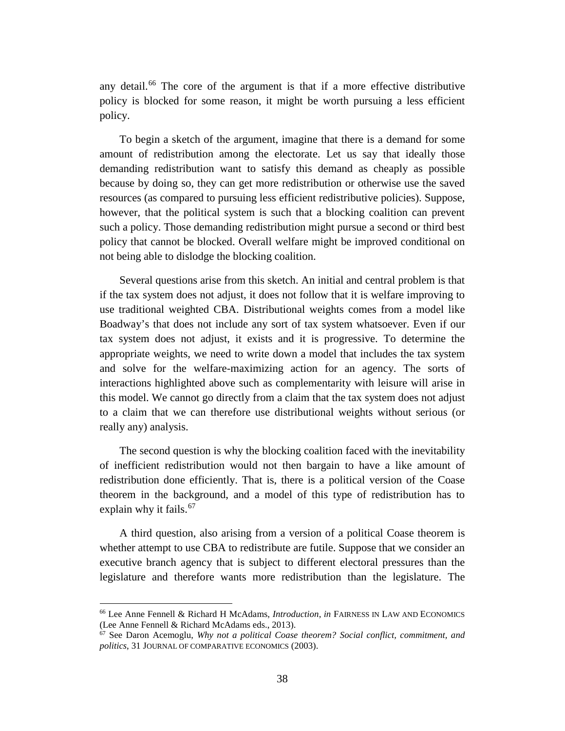any detail.[66] The core of the argument is that if a more effective distributive policy is blocked for some reason, it might be worth pursuing a less efficient policy.

To begin a sketch of the argument, imagine that there is a demand for some amount of redistribution among the electorate. Let us say that ideally those demanding redistribution want to satisfy this demand as cheaply as possible because by doing so, they can get more redistribution or otherwise use the saved resources (as compared to pursuing less efficient redistributive policies). Suppose, however, that the political system is such that a blocking coalition can prevent such a policy. Those demanding redistribution might pursue a second or third best policy that cannot be blocked. Overall welfare might be improved conditional on not being able to dislodge the blocking coalition.

Several questions arise from this sketch. An initial and central problem is that if the tax system does not adjust, it does not follow that it is welfare improving to use traditional weighted CBA. Distributional weights comes from a model like Boadway's that does not include any sort of tax system whatsoever. Even if our tax system does not adjust, it exists and it is progressive. To determine the appropriate weights, we need to write down a model that includes the tax system and solve for the welfare-maximizing action for an agency. The sorts of interactions highlighted above such as complementarity with leisure will arise in this model. We cannot go directly from a claim that the tax system does not adjust to a claim that we can therefore use distributional weights without serious (or really any) analysis.

The second question is why the blocking coalition faced with the inevitability of inefficient redistribution would not then bargain to have a like amount of redistribution done efficiently. That is, there is a political version of the Coase theorem in the background, and a model of this type of redistribution has to explain why it fails.[67]

A third question, also arising from a version of a political Coase theorem is whether attempt to use CBA to redistribute are futile. Suppose that we consider an executive branch agency that is subject to different electoral pressures than the legislature and therefore wants more redistribution than the legislature. The

---

[66] Lee Anne Fennell & Richard H McAdams, *Introduction*, *in* FAIRNESS IN LAW AND ECONOMICS (Lee Anne Fennell & Richard McAdams eds., 2013).

[67] See Daron Acemoglu, *Why not a political Coase theorem? Social conflict, commitment, and politics*, 31 JOURNAL OF COMPARATIVE ECONOMICS (2003).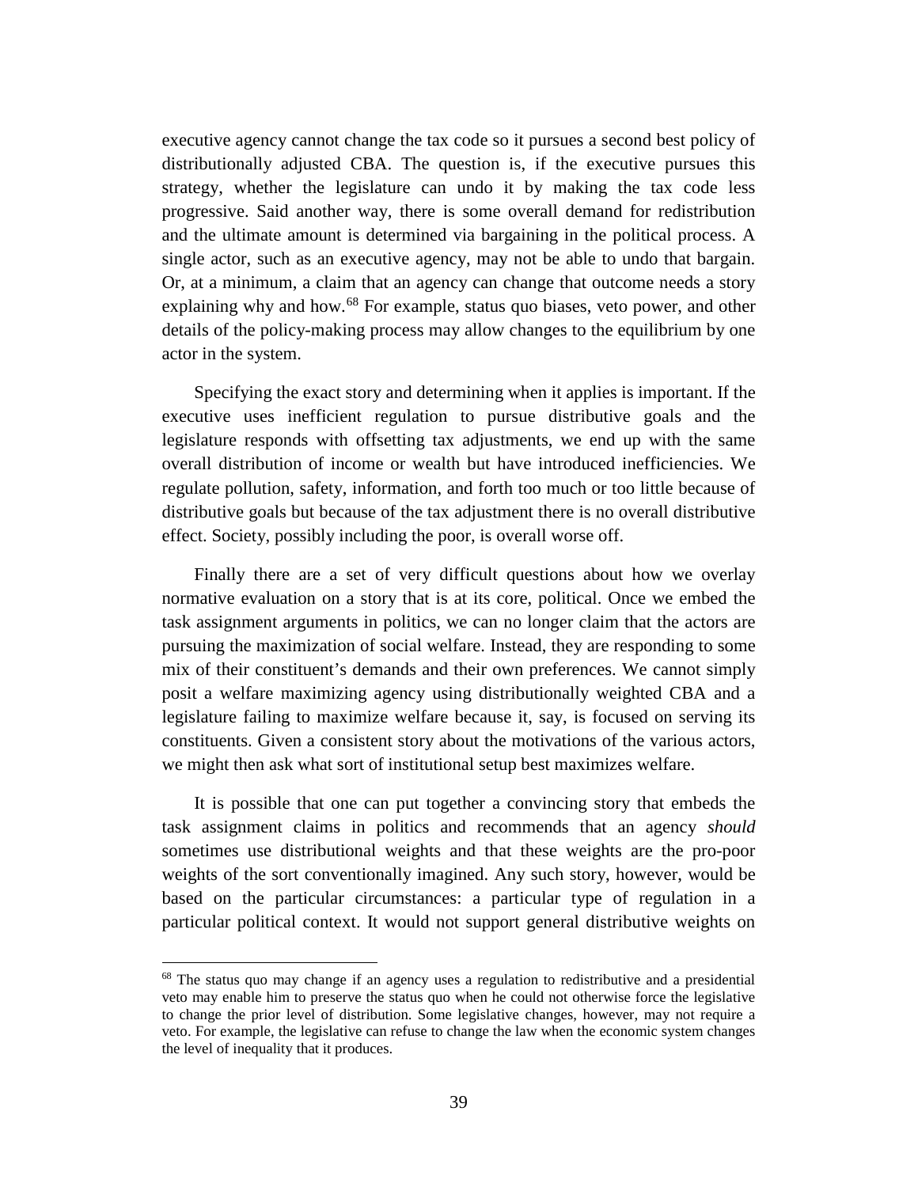executive agency cannot change the tax code so it pursues a second best policy of distributionally adjusted CBA. The question is, if the executive pursues this strategy, whether the legislature can undo it by making the tax code less progressive. Said another way, there is some overall demand for redistribution and the ultimate amount is determined via bargaining in the political process. A single actor, such as an executive agency, may not be able to undo that bargain. Or, at a minimum, a claim that an agency can change that outcome needs a story explaining why and how.[68] For example, status quo biases, veto power, and other details of the policy-making process may allow changes to the equilibrium by one actor in the system.

Specifying the exact story and determining when it applies is important. If the executive uses inefficient regulation to pursue distributive goals and the legislature responds with offsetting tax adjustments, we end up with the same overall distribution of income or wealth but have introduced inefficiencies. We regulate pollution, safety, information, and forth too much or too little because of distributive goals but because of the tax adjustment there is no overall distributive effect. Society, possibly including the poor, is overall worse off.

Finally there are a set of very difficult questions about how we overlay normative evaluation on a story that is at its core, political. Once we embed the task assignment arguments in politics, we can no longer claim that the actors are pursuing the maximization of social welfare. Instead, they are responding to some mix of their constituent's demands and their own preferences. We cannot simply posit a welfare maximizing agency using distributionally weighted CBA and a legislature failing to maximize welfare because it, say, is focused on serving its constituents. Given a consistent story about the motivations of the various actors, we might then ask what sort of institutional setup best maximizes welfare.

It is possible that one can put together a convincing story that embeds the task assignment claims in politics and recommends that an agency *should* sometimes use distributional weights and that these weights are the pro-poor weights of the sort conventionally imagined. Any such story, however, would be based on the particular circumstances: a particular type of regulation in a particular political context. It would not support general distributive weights on

---

[68] The status quo may change if an agency uses a regulation to redistributive and a presidential veto may enable him to preserve the status quo when he could not otherwise force the legislative to change the prior level of distribution. Some legislative changes, however, may not require a veto. For example, the legislative can refuse to change the law when the economic system changes the level of inequality that it produces.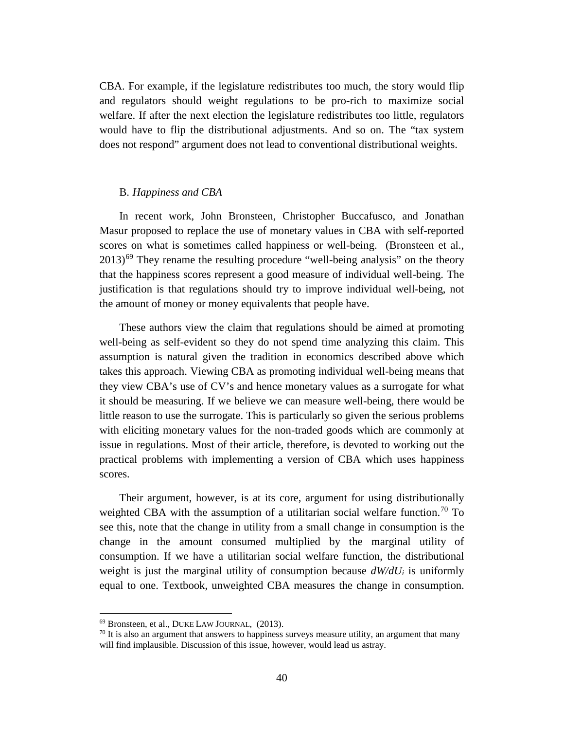CBA. For example, if the legislature redistributes too much, the story would flip and regulators should weight regulations to be pro-rich to maximize social welfare. If after the next election the legislature redistributes too little, regulators would have to flip the distributional adjustments. And so on. The "tax system does not respond" argument does not lead to conventional distributional weights.

## B. *Happiness and CBA*

In recent work, John Bronsteen, Christopher Buccafusco, and Jonathan Masur proposed to replace the use of monetary values in CBA with self-reported scores on what is sometimes called happiness or well-being. (Bronsteen et al., 2013)[69] They rename the resulting procedure "well-being analysis" on the theory that the happiness scores represent a good measure of individual well-being. The justification is that regulations should try to improve individual well-being, not the amount of money or money equivalents that people have.

These authors view the claim that regulations should be aimed at promoting well-being as self-evident so they do not spend time analyzing this claim. This assumption is natural given the tradition in economics described above which takes this approach. Viewing CBA as promoting individual well-being means that they view CBA's use of CV's and hence monetary values as a surrogate for what it should be measuring. If we believe we can measure well-being, there would be little reason to use the surrogate. This is particularly so given the serious problems with eliciting monetary values for the non-traded goods which are commonly at issue in regulations. Most of their article, therefore, is devoted to working out the practical problems with implementing a version of CBA which uses happiness scores.

Their argument, however, is at its core, argument for using distributionally weighted CBA with the assumption of a utilitarian social welfare function.[70] To see this, note that the change in utility from a small change in consumption is the change in the amount consumed multiplied by the marginal utility of consumption. If we have a utilitarian social welfare function, the distributional weight is just the marginal utility of consumption because $dW/dU_i$ is uniformly equal to one. Textbook, unweighted CBA measures the change in consumption.

---

[69] Bronsteen, et al., DUKE LAW JOURNAL, (2013).

[70] It is also an argument that answers to happiness surveys measure utility, an argument that many will find implausible. Discussion of this issue, however, would lead us astray.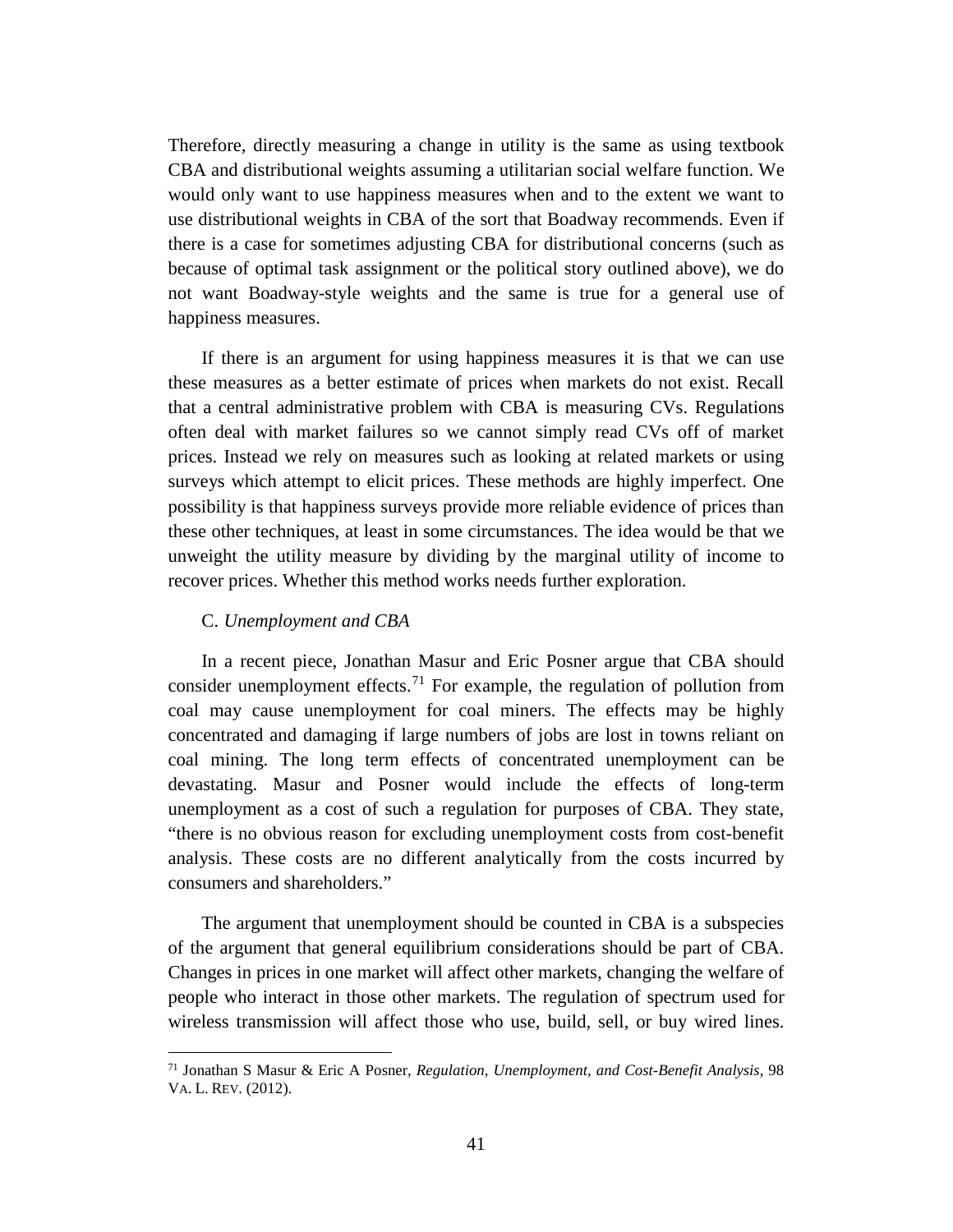Therefore, directly measuring a change in utility is the same as using textbook CBA and distributional weights assuming a utilitarian social welfare function. We would only want to use happiness measures when and to the extent we want to use distributional weights in CBA of the sort that Boadway recommends. Even if there is a case for sometimes adjusting CBA for distributional concerns (such as because of optimal task assignment or the political story outlined above), we do not want Boadway-style weights and the same is true for a general use of happiness measures.

If there is an argument for using happiness measures it is that we can use these measures as a better estimate of prices when markets do not exist. Recall that a central administrative problem with CBA is measuring CVs. Regulations often deal with market failures so we cannot simply read CVs off of market prices. Instead we rely on measures such as looking at related markets or using surveys which attempt to elicit prices. These methods are highly imperfect. One possibility is that happiness surveys provide more reliable evidence of prices than these other techniques, at least in some circumstances. The idea would be that we unweight the utility measure by dividing by the marginal utility of income to recover prices. Whether this method works needs further exploration.

### C. *Unemployment and CBA*

In a recent piece, Jonathan Masur and Eric Posner argue that CBA should consider unemployment effects.[71] For example, the regulation of pollution from coal may cause unemployment for coal miners. The effects may be highly concentrated and damaging if large numbers of jobs are lost in towns reliant on coal mining. The long term effects of concentrated unemployment can be devastating. Masur and Posner would include the effects of long-term unemployment as a cost of such a regulation for purposes of CBA. They state, "there is no obvious reason for excluding unemployment costs from cost-benefit analysis. These costs are no different analytically from the costs incurred by consumers and shareholders."

The argument that unemployment should be counted in CBA is a subspecies of the argument that general equilibrium considerations should be part of CBA. Changes in prices in one market will affect other markets, changing the welfare of people who interact in those other markets. The regulation of spectrum used for wireless transmission will affect those who use, build, sell, or buy wired lines.

---

[71] Jonathan S Masur & Eric A Posner, *Regulation, Unemployment, and Cost-Benefit Analysis*, 98 VA. L. REV. (2012).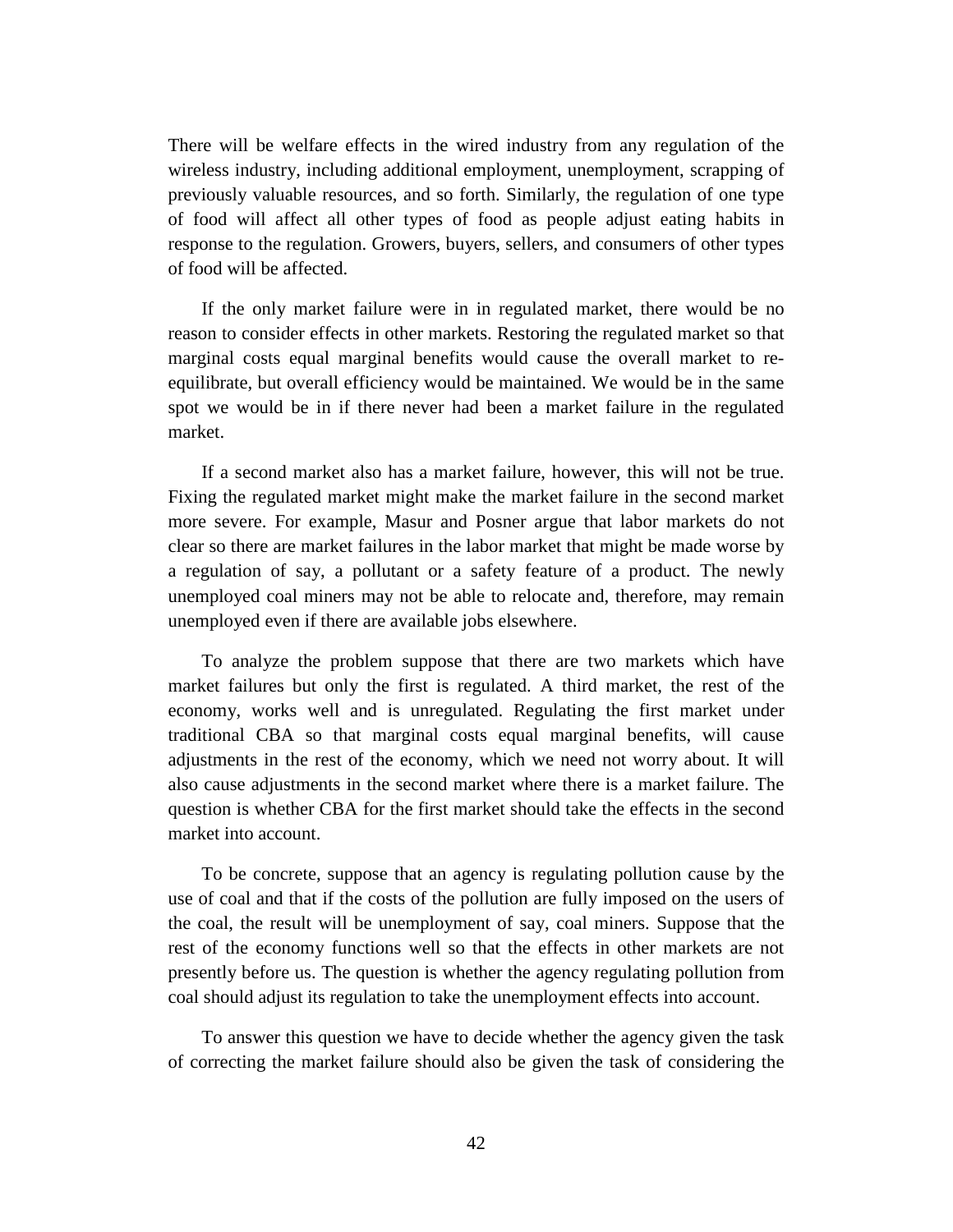There will be welfare effects in the wired industry from any regulation of the wireless industry, including additional employment, unemployment, scrapping of previously valuable resources, and so forth. Similarly, the regulation of one type of food will affect all other types of food as people adjust eating habits in response to the regulation. Growers, buyers, sellers, and consumers of other types of food will be affected.

If the only market failure were in in regulated market, there would be no reason to consider effects in other markets. Restoring the regulated market so that marginal costs equal marginal benefits would cause the overall market to re-equilibrate, but overall efficiency would be maintained. We would be in the same spot we would be in if there never had been a market failure in the regulated market.

If a second market also has a market failure, however, this will not be true. Fixing the regulated market might make the market failure in the second market more severe. For example, Masur and Posner argue that labor markets do not clear so there are market failures in the labor market that might be made worse by a regulation of say, a pollutant or a safety feature of a product. The newly unemployed coal miners may not be able to relocate and, therefore, may remain unemployed even if there are available jobs elsewhere.

To analyze the problem suppose that there are two markets which have market failures but only the first is regulated. A third market, the rest of the economy, works well and is unregulated. Regulating the first market under traditional CBA so that marginal costs equal marginal benefits, will cause adjustments in the rest of the economy, which we need not worry about. It will also cause adjustments in the second market where there is a market failure. The question is whether CBA for the first market should take the effects in the second market into account.

To be concrete, suppose that an agency is regulating pollution cause by the use of coal and that if the costs of the pollution are fully imposed on the users of the coal, the result will be unemployment of say, coal miners. Suppose that the rest of the economy functions well so that the effects in other markets are not presently before us. The question is whether the agency regulating pollution from coal should adjust its regulation to take the unemployment effects into account.

To answer this question we have to decide whether the agency given the task of correcting the market failure should also be given the task of considering the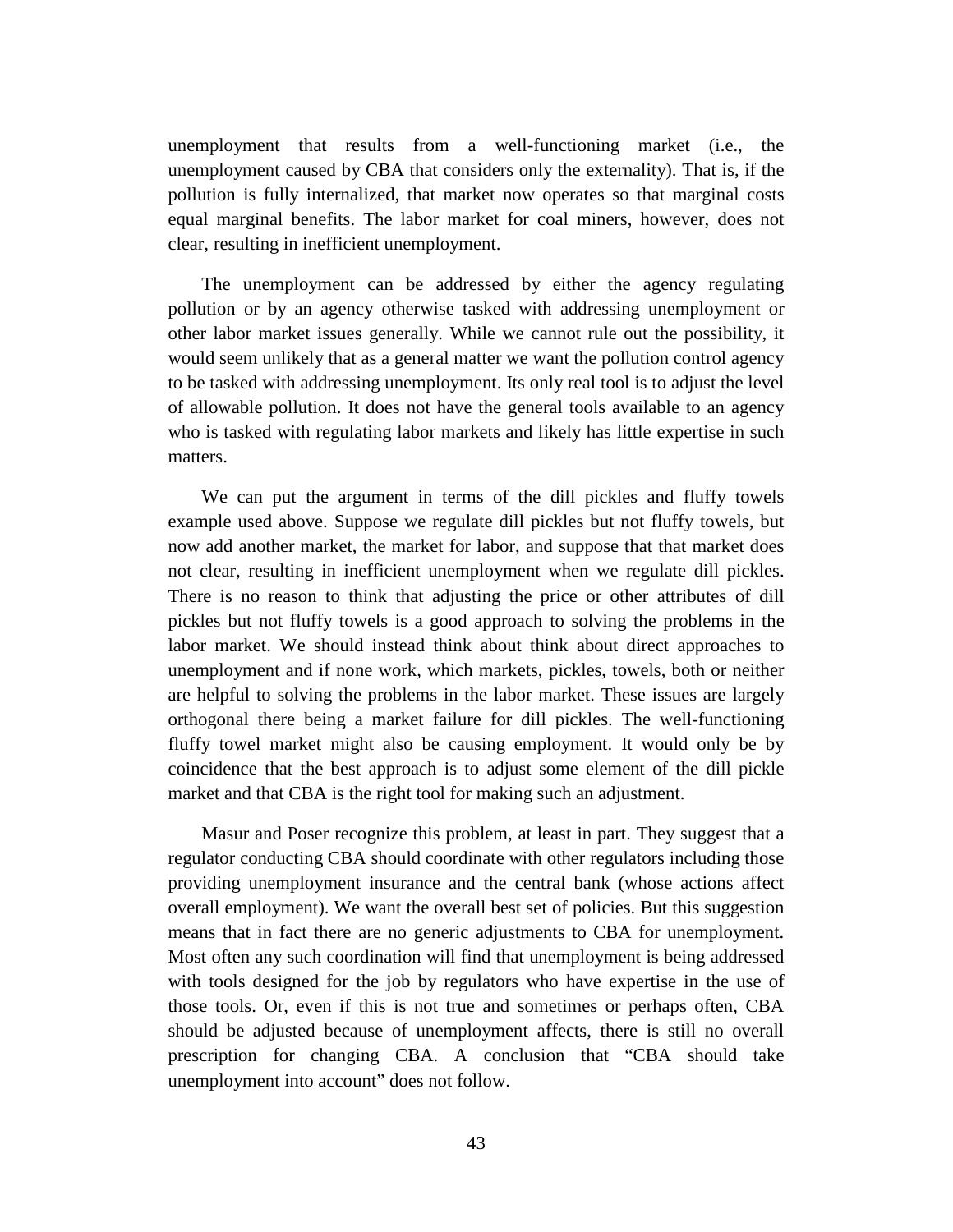unemployment that results from a well-functioning market (i.e., the unemployment caused by CBA that considers only the externality). That is, if the pollution is fully internalized, that market now operates so that marginal costs equal marginal benefits. The labor market for coal miners, however, does not clear, resulting in inefficient unemployment.

The unemployment can be addressed by either the agency regulating pollution or by an agency otherwise tasked with addressing unemployment or other labor market issues generally. While we cannot rule out the possibility, it would seem unlikely that as a general matter we want the pollution control agency to be tasked with addressing unemployment. Its only real tool is to adjust the level of allowable pollution. It does not have the general tools available to an agency who is tasked with regulating labor markets and likely has little expertise in such matters.

We can put the argument in terms of the dill pickles and fluffy towels example used above. Suppose we regulate dill pickles but not fluffy towels, but now add another market, the market for labor, and suppose that that market does not clear, resulting in inefficient unemployment when we regulate dill pickles. There is no reason to think that adjusting the price or other attributes of dill pickles but not fluffy towels is a good approach to solving the problems in the labor market. We should instead think about think about direct approaches to unemployment and if none work, which markets, pickles, towels, both or neither are helpful to solving the problems in the labor market. These issues are largely orthogonal there being a market failure for dill pickles. The well-functioning fluffy towel market might also be causing employment. It would only be by coincidence that the best approach is to adjust some element of the dill pickle market and that CBA is the right tool for making such an adjustment.

Masur and Poser recognize this problem, at least in part. They suggest that a regulator conducting CBA should coordinate with other regulators including those providing unemployment insurance and the central bank (whose actions affect overall employment). We want the overall best set of policies. But this suggestion means that in fact there are no generic adjustments to CBA for unemployment. Most often any such coordination will find that unemployment is being addressed with tools designed for the job by regulators who have expertise in the use of those tools. Or, even if this is not true and sometimes or perhaps often, CBA should be adjusted because of unemployment affects, there is still no overall prescription for changing CBA. A conclusion that "CBA should take unemployment into account" does not follow.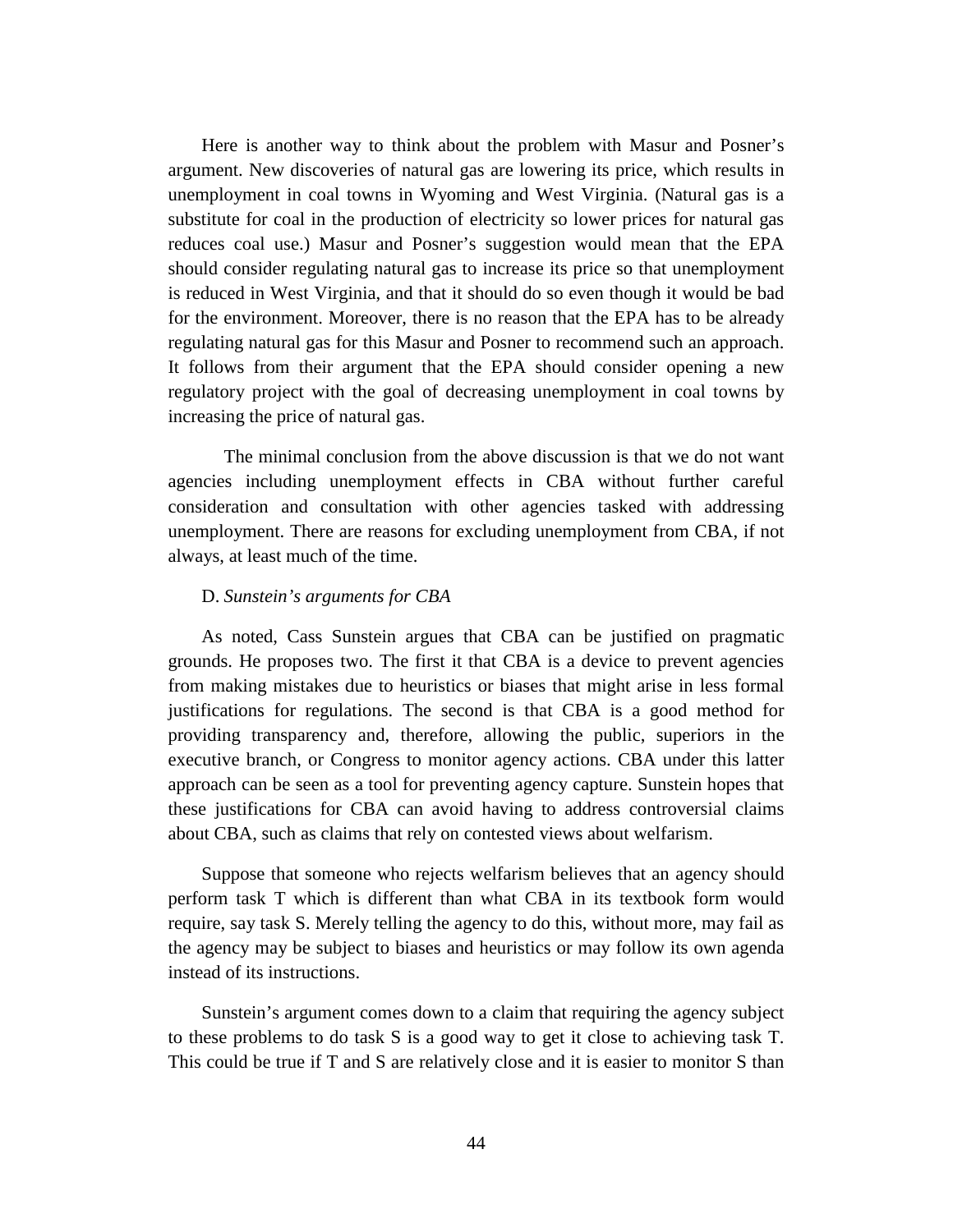Here is another way to think about the problem with Masur and Posner's argument. New discoveries of natural gas are lowering its price, which results in unemployment in coal towns in Wyoming and West Virginia. (Natural gas is a substitute for coal in the production of electricity so lower prices for natural gas reduces coal use.) Masur and Posner's suggestion would mean that the EPA should consider regulating natural gas to increase its price so that unemployment is reduced in West Virginia, and that it should do so even though it would be bad for the environment. Moreover, there is no reason that the EPA has to be already regulating natural gas for this Masur and Posner to recommend such an approach. It follows from their argument that the EPA should consider opening a new regulatory project with the goal of decreasing unemployment in coal towns by increasing the price of natural gas.

The minimal conclusion from the above discussion is that we do not want agencies including unemployment effects in CBA without further careful consideration and consultation with other agencies tasked with addressing unemployment. There are reasons for excluding unemployment from CBA, if not always, at least much of the time.

### D. *Sunstein's arguments for CBA*

As noted, Cass Sunstein argues that CBA can be justified on pragmatic grounds. He proposes two. The first it that CBA is a device to prevent agencies from making mistakes due to heuristics or biases that might arise in less formal justifications for regulations. The second is that CBA is a good method for providing transparency and, therefore, allowing the public, superiors in the executive branch, or Congress to monitor agency actions. CBA under this latter approach can be seen as a tool for preventing agency capture. Sunstein hopes that these justifications for CBA can avoid having to address controversial claims about CBA, such as claims that rely on contested views about welfarism.

Suppose that someone who rejects welfarism believes that an agency should perform task T which is different than what CBA in its textbook form would require, say task S. Merely telling the agency to do this, without more, may fail as the agency may be subject to biases and heuristics or may follow its own agenda instead of its instructions.

Sunstein's argument comes down to a claim that requiring the agency subject to these problems to do task S is a good way to get it close to achieving task T. This could be true if T and S are relatively close and it is easier to monitor S than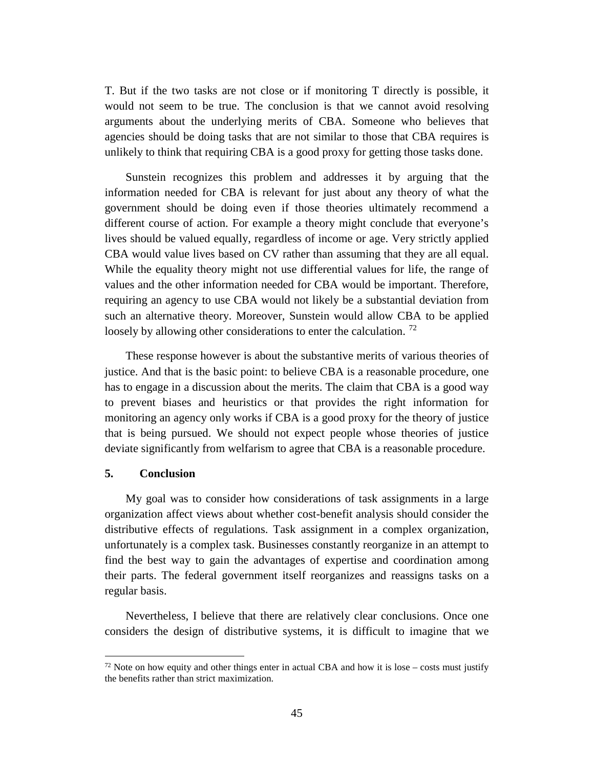T. But if the two tasks are not close or if monitoring T directly is possible, it would not seem to be true. The conclusion is that we cannot avoid resolving arguments about the underlying merits of CBA. Someone who believes that agencies should be doing tasks that are not similar to those that CBA requires is unlikely to think that requiring CBA is a good proxy for getting those tasks done.

Sunstein recognizes this problem and addresses it by arguing that the information needed for CBA is relevant for just about any theory of what the government should be doing even if those theories ultimately recommend a different course of action. For example a theory might conclude that everyone's lives should be valued equally, regardless of income or age. Very strictly applied CBA would value lives based on CV rather than assuming that they are all equal. While the equality theory might not use differential values for life, the range of values and the other information needed for CBA would be important. Therefore, requiring an agency to use CBA would not likely be a substantial deviation from such an alternative theory. Moreover, Sunstein would allow CBA to be applied loosely by allowing other considerations to enter the calculation. [72]

These response however is about the substantive merits of various theories of justice. And that is the basic point: to believe CBA is a reasonable procedure, one has to engage in a discussion about the merits. The claim that CBA is a good way to prevent biases and heuristics or that provides the right information for monitoring an agency only works if CBA is a good proxy for the theory of justice that is being pursued. We should not expect people whose theories of justice deviate significantly from welfarism to agree that CBA is a reasonable procedure.

## 5. Conclusion

My goal was to consider how considerations of task assignments in a large organization affect views about whether cost-benefit analysis should consider the distributive effects of regulations. Task assignment in a complex organization, unfortunately is a complex task. Businesses constantly reorganize in an attempt to find the best way to gain the advantages of expertise and coordination among their parts. The federal government itself reorganizes and reassigns tasks on a regular basis.

Nevertheless, I believe that there are relatively clear conclusions. Once one considers the design of distributive systems, it is difficult to imagine that we

---

[72] Note on how equity and other things enter in actual CBA and how it is lose – costs must justify the benefits rather than strict maximization.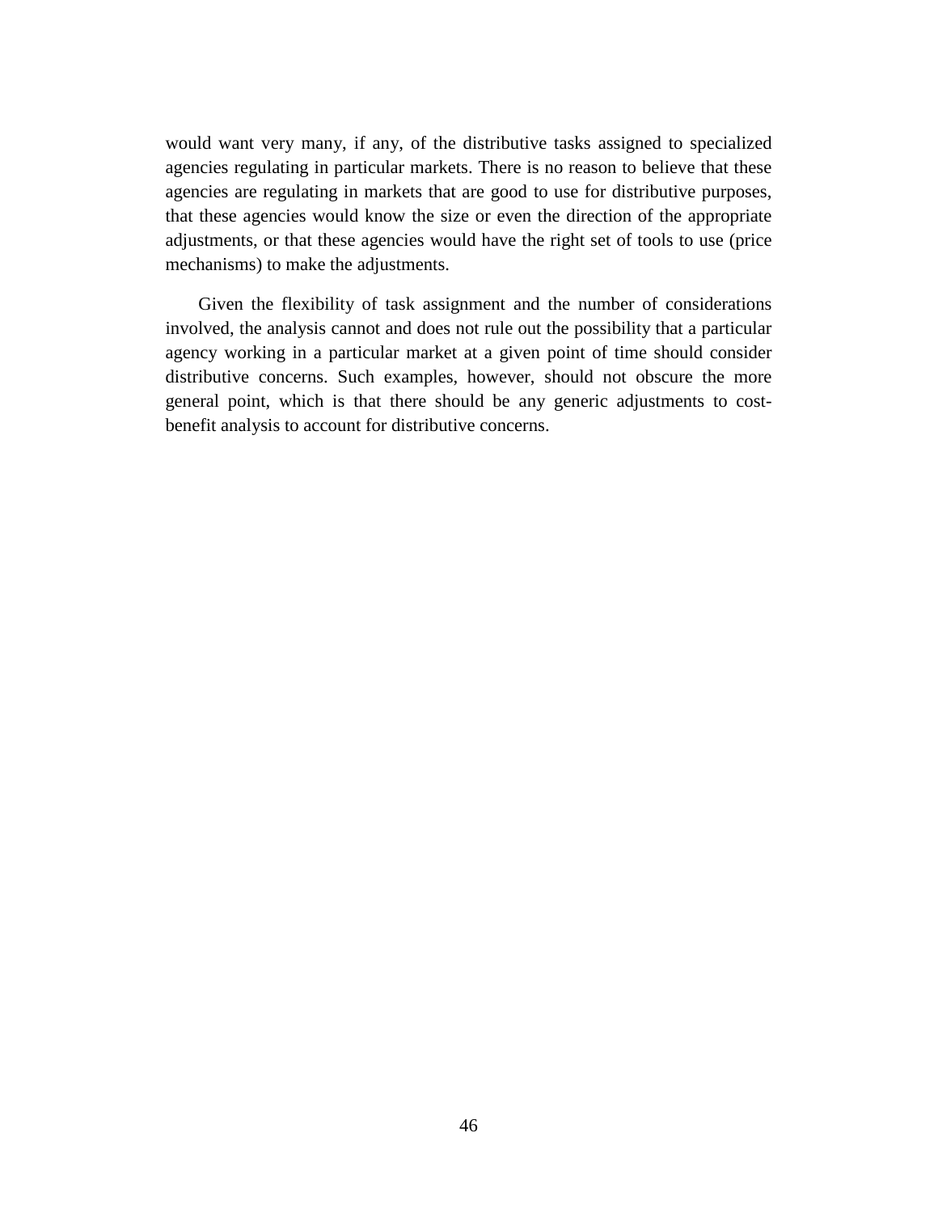would want very many, if any, of the distributive tasks assigned to specialized agencies regulating in particular markets. There is no reason to believe that these agencies are regulating in markets that are good to use for distributive purposes, that these agencies would know the size or even the direction of the appropriate adjustments, or that these agencies would have the right set of tools to use (price mechanisms) to make the adjustments.

Given the flexibility of task assignment and the number of considerations involved, the analysis cannot and does not rule out the possibility that a particular agency working in a particular market at a given point of time should consider distributive concerns. Such examples, however, should not obscure the more general point, which is that there should be any generic adjustments to cost-benefit analysis to account for distributive concerns.